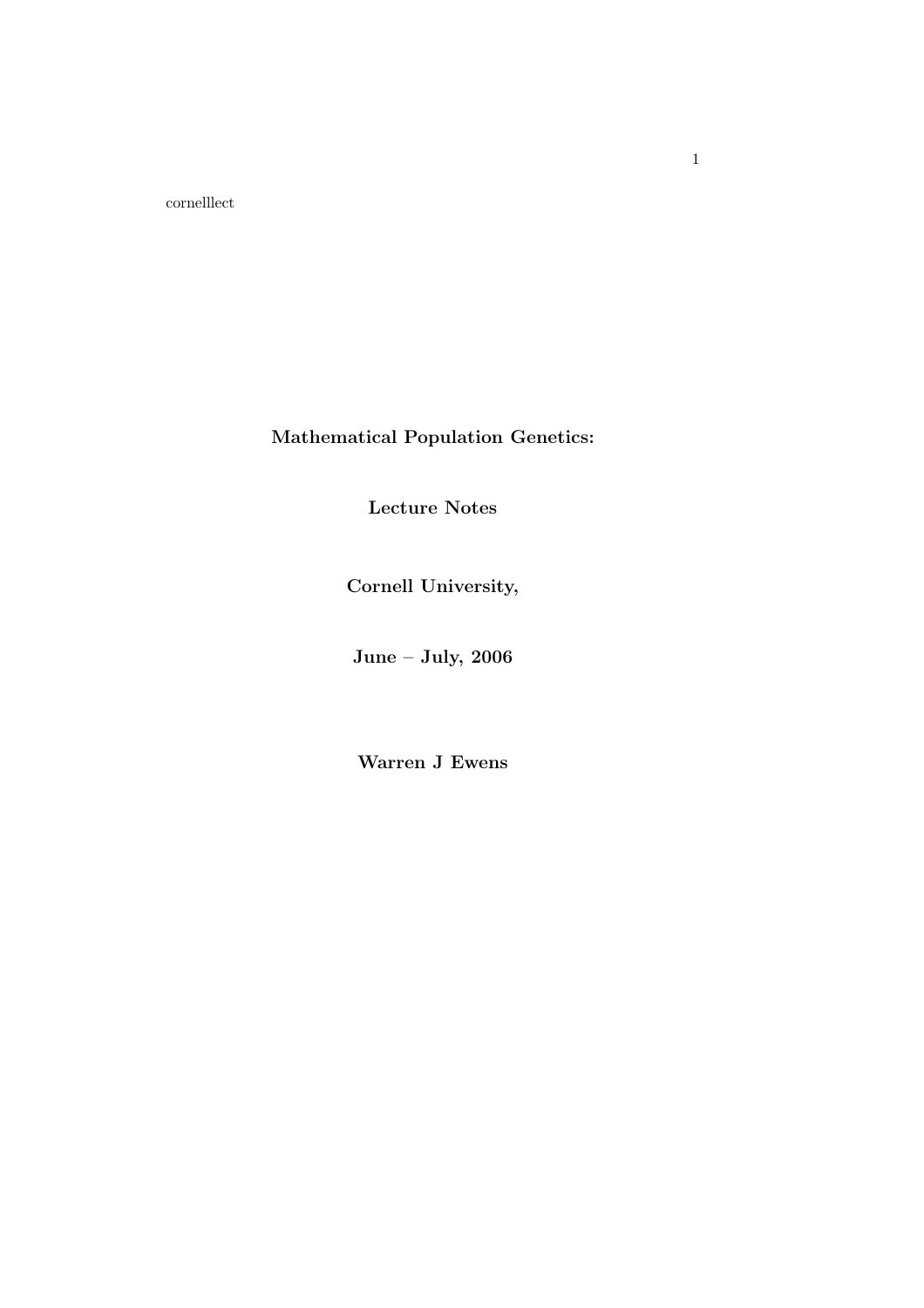cornelllect

**Mathematical Population Genetics:**

**Lecture Notes**

**Cornell University,**

**June – July, 2006**

**Warren J Ewens**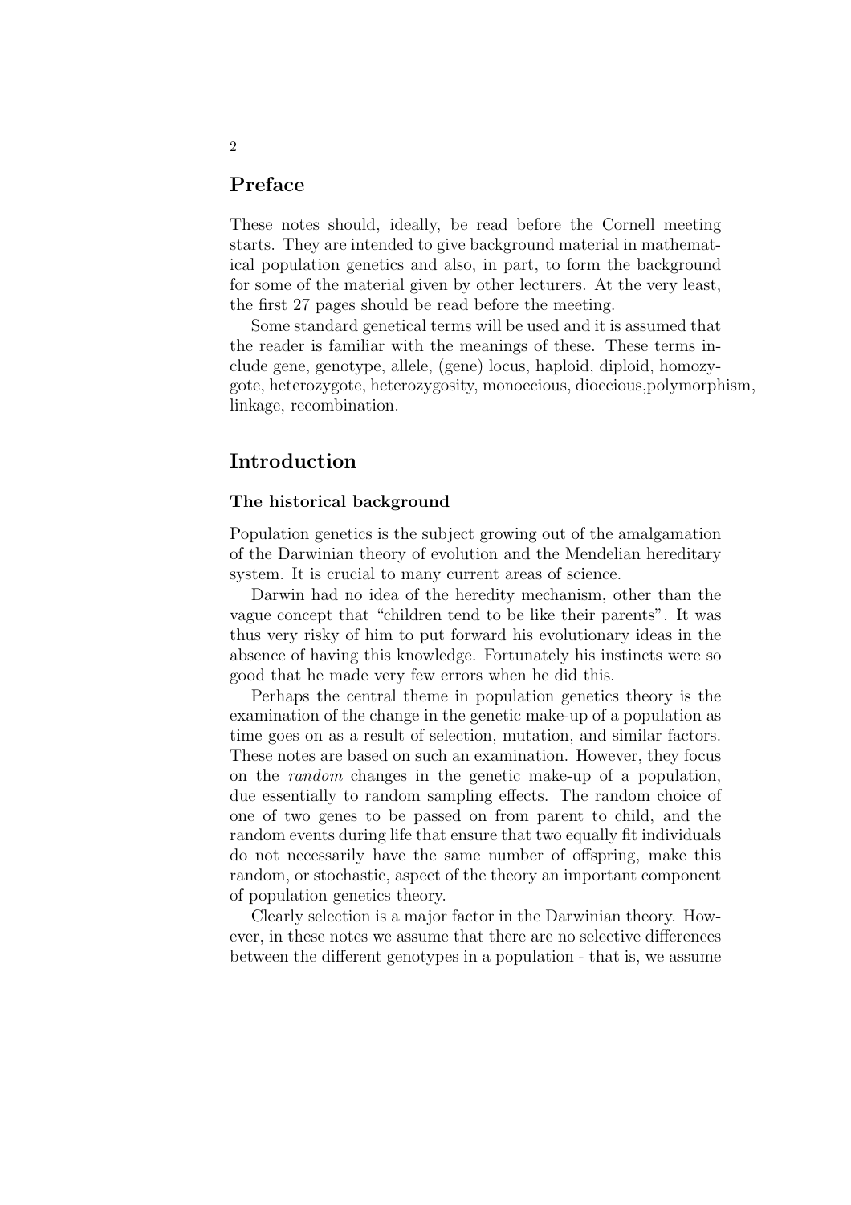## Preface

These notes should, ideally, be read before the Cornell meeting starts. They are intended to give background material in mathematical population genetics and also, in part, to form the background for some of the material given by other lecturers. At the very least, the first 27 pages should be read before the meeting.

Some standard genetical terms will be used and it is assumed that the reader is familiar with the meanings of these. These terms include gene, genotype, allele, (gene) locus, haploid, diploid, homozygote, heterozygote, heterozygosity, monoecious, dioecious,polymorphism, linkage, recombination.

## Introduction

### The historical background

Population genetics is the subject growing out of the amalgamation of the Darwinian theory of evolution and the Mendelian hereditary system. It is crucial to many current areas of science.

Darwin had no idea of the heredity mechanism, other than the vague concept that "children tend to be like their parents". It was thus very risky of him to put forward his evolutionary ideas in the absence of having this knowledge. Fortunately his instincts were so good that he made very few errors when he did this.

Perhaps the central theme in population genetics theory is the examination of the change in the genetic make-up of a population as time goes on as a result of selection, mutation, and similar factors. These notes are based on such an examination. However, they focus on the *random* changes in the genetic make-up of a population, due essentially to random sampling effects. The random choice of one of two genes to be passed on from parent to child, and the random events during life that ensure that two equally fit individuals do not necessarily have the same number of offspring, make this random, or stochastic, aspect of the theory an important component of population genetics theory.

Clearly selection is a major factor in the Darwinian theory. However, in these notes we assume that there are no selective differences between the different genotypes in a population - that is, we assume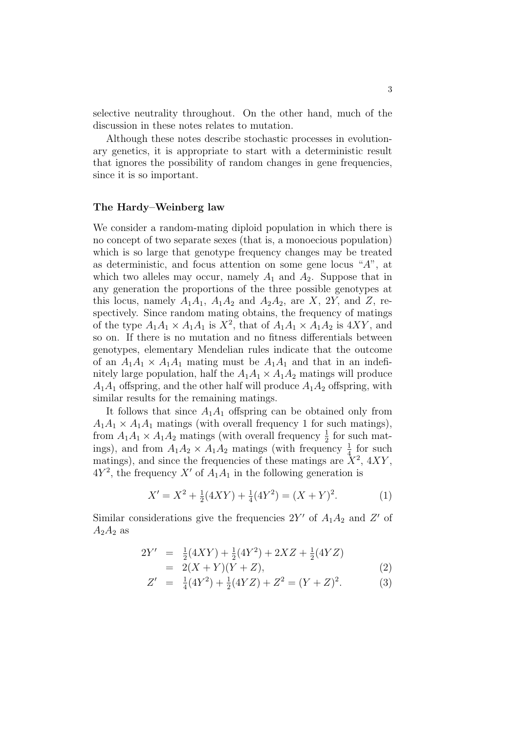selective neutrality throughout. On the other hand, much of the discussion in these notes relates to mutation.

Although these notes describe stochastic processes in evolutionary genetics, it is appropriate to start with a deterministic result that ignores the possibility of random changes in gene frequencies, since it is so important.

### The Hardy–Weinberg law

We consider a random-mating diploid population in which there is no concept of two separate sexes (that is, a monoecious population) which is so large that genotype frequency changes may be treated as deterministic, and focus attention on some gene locus "$A$", at which two alleles may occur, namely $A_1$ and $A_2$. Suppose that in any generation the proportions of the three possible genotypes at this locus, namely $A_1A_1$, $A_1A_2$ and $A_2A_2$, are $X$, $2Y$, and $Z$, respectively. Since random mating obtains, the frequency of matings of the type $A_1A_1 \times A_1A_1$ is $X^2$, that of $A_1A_1 \times A_1A_2$ is $4XY$, and so on. If there is no mutation and no fitness differentials between genotypes, elementary Mendelian rules indicate that the outcome of an $A_1A_1 \times A_1A_1$ mating must be $A_1A_1$ and that in an indefinitely large population, half the $A_1A_1 \times A_1A_2$ matings will produce $A_1A_1$ offspring, and the other half will produce $A_1A_2$ offspring, with similar results for the remaining matings.

It follows that since $A_1A_1$ offspring can be obtained only from $A_1A_1 \times A_1A_1$ matings (with overall frequency 1 for such matings), from $A_1A_1 \times A_1A_2$ matings (with overall frequency $\frac{1}{2}$ for such matings), and from $A_1A_2 \times A_1A_2$ matings (with frequency $\frac{1}{4}$ for such matings), and since the frequencies of these matings are $X^2$, $4XY$, $4Y^2$, the frequency $X'$ of $A_1A_1$ in the following generation is

$$X' = X^2 + \tfrac{1}{2}(4XY) + \tfrac{1}{4}(4Y^2) = (X+Y)^2. \tag{1}$$

Similar considerations give the frequencies $2Y'$ of $A_1A_2$ and $Z'$ of $A_2A_2$ as

$$\begin{aligned} 2Y' &= \tfrac{1}{2}(4XY) + \tfrac{1}{2}(4Y^2) + 2XZ + \tfrac{1}{2}(4YZ) \\ &= 2(X+Y)(Y+Z), \end{aligned} \tag{2}$$

$$Z' = \tfrac{1}{4}(4Y^2) + \tfrac{1}{2}(4YZ) + Z^2 = (Y+Z)^2. \tag{3}$$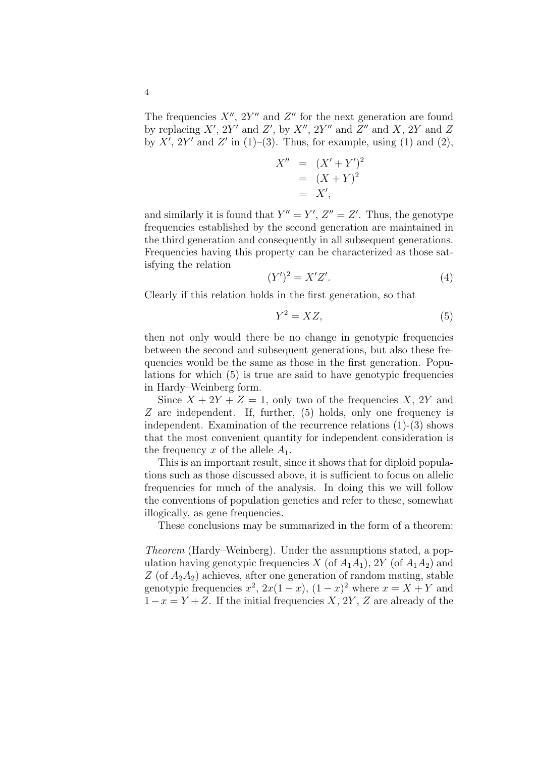The frequencies $X''$, $2Y''$ and $Z''$ for the next generation are found by replacing $X'$, $2Y'$ and $Z'$, by $X''$, $2Y''$ and $Z''$ and $X$, $2Y$ and $Z$ by $X'$, $2Y'$ and $Z'$ in (1)–(3). Thus, for example, using (1) and (2),

$$
\begin{aligned}
X'' &= (X' + Y')^2 \\
&= (X + Y)^2 \\
&= X',
\end{aligned}
$$

and similarly it is found that $Y'' = Y'$, $Z'' = Z'$. Thus, the genotype frequencies established by the second generation are maintained in the third generation and consequently in all subsequent generations. Frequencies having this property can be characterized as those satisfying the relation

$$(Y')^2 = X'Z'. \tag{4}$$

Clearly if this relation holds in the first generation, so that

$$Y^2 = XZ, \tag{5}$$

then not only would there be no change in genotypic frequencies between the second and subsequent generations, but also these frequencies would be the same as those in the first generation. Populations for which (5) is true are said to have genotypic frequencies in Hardy–Weinberg form.

Since $X + 2Y + Z = 1$, only two of the frequencies $X$, $2Y$ and $Z$ are independent. If, further, (5) holds, only one frequency is independent. Examination of the recurrence relations (1)-(3) shows that the most convenient quantity for independent consideration is the frequency $x$ of the allele $A_1$.

This is an important result, since it shows that for diploid populations such as those discussed above, it is sufficient to focus on allelic frequencies for much of the analysis. In doing this we will follow the conventions of population genetics and refer to these, somewhat illogically, as gene frequencies.

These conclusions may be summarized in the form of a theorem:

*Theorem* (Hardy–Weinberg). Under the assumptions stated, a population having genotypic frequencies $X$ (of $A_1A_1$), $2Y$ (of $A_1A_2$) and $Z$ (of $A_2A_2$) achieves, after one generation of random mating, stable genotypic frequencies $x^2$, $2x(1-x)$, $(1-x)^2$ where $x = X + Y$ and $1 - x = Y + Z$. If the initial frequencies $X$, $2Y$, $Z$ are already of the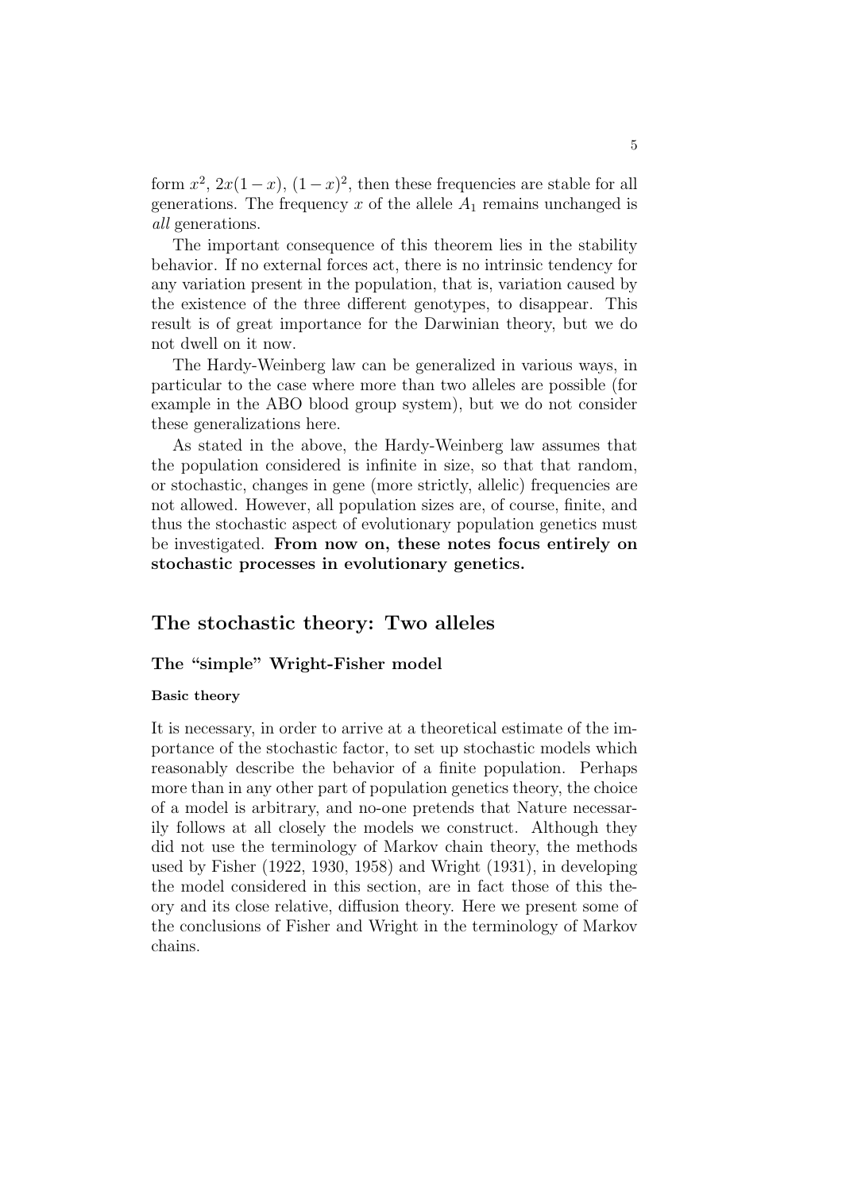form $x^2$, $2x(1-x)$, $(1-x)^2$, then these frequencies are stable for all generations. The frequency $x$ of the allele $A_1$ remains unchanged is *all* generations.

The important consequence of this theorem lies in the stability behavior. If no external forces act, there is no intrinsic tendency for any variation present in the population, that is, variation caused by the existence of the three different genotypes, to disappear. This result is of great importance for the Darwinian theory, but we do not dwell on it now.

The Hardy-Weinberg law can be generalized in various ways, in particular to the case where more than two alleles are possible (for example in the ABO blood group system), but we do not consider these generalizations here.

As stated in the above, the Hardy-Weinberg law assumes that the population considered is infinite in size, so that that random, or stochastic, changes in gene (more strictly, allelic) frequencies are not allowed. However, all population sizes are, of course, finite, and thus the stochastic aspect of evolutionary population genetics must be investigated. **From now on, these notes focus entirely on stochastic processes in evolutionary genetics.**

## The stochastic theory: Two alleles

### The "simple" Wright-Fisher model

#### Basic theory

It is necessary, in order to arrive at a theoretical estimate of the importance of the stochastic factor, to set up stochastic models which reasonably describe the behavior of a finite population. Perhaps more than in any other part of population genetics theory, the choice of a model is arbitrary, and no-one pretends that Nature necessarily follows at all closely the models we construct. Although they did not use the terminology of Markov chain theory, the methods used by Fisher (1922, 1930, 1958) and Wright (1931), in developing the model considered in this section, are in fact those of this theory and its close relative, diffusion theory. Here we present some of the conclusions of Fisher and Wright in the terminology of Markov chains.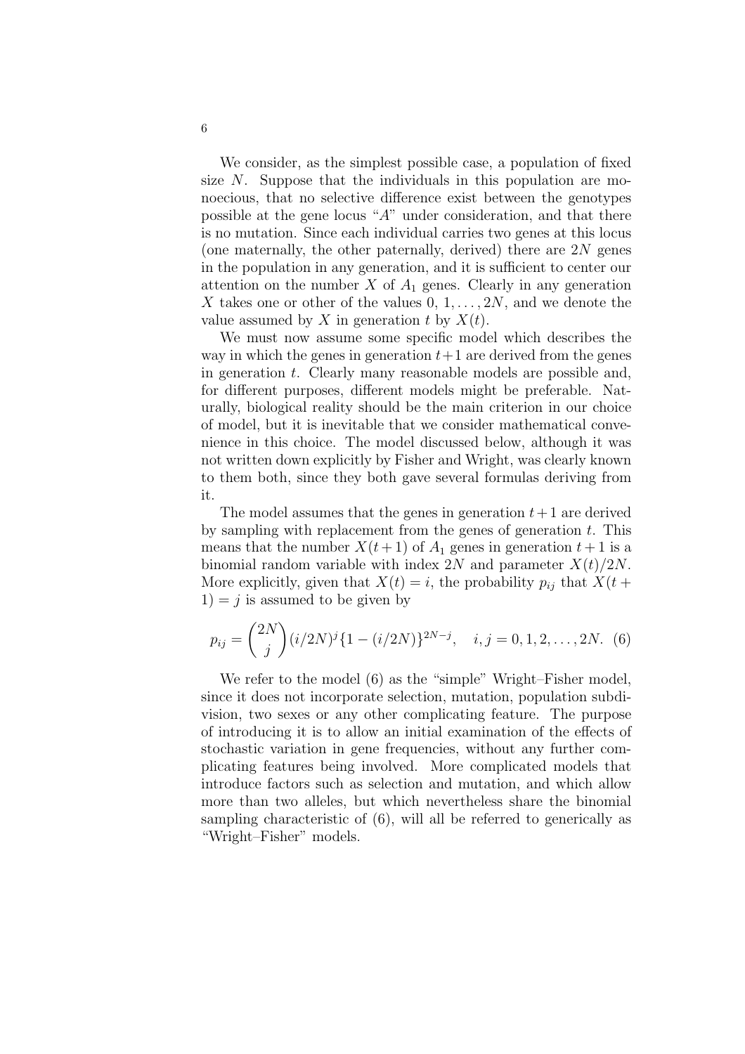We consider, as the simplest possible case, a population of fixed size $N$. Suppose that the individuals in this population are monoecious, that no selective difference exist between the genotypes possible at the gene locus "$A$" under consideration, and that there is no mutation. Since each individual carries two genes at this locus (one maternally, the other paternally, derived) there are $2N$ genes in the population in any generation, and it is sufficient to center our attention on the number $X$ of $A_1$ genes. Clearly in any generation $X$ takes one or other of the values $0, 1, \ldots, 2N$, and we denote the value assumed by $X$ in generation $t$ by $X(t)$.

We must now assume some specific model which describes the way in which the genes in generation $t+1$ are derived from the genes in generation $t$. Clearly many reasonable models are possible and, for different purposes, different models might be preferable. Naturally, biological reality should be the main criterion in our choice of model, but it is inevitable that we consider mathematical convenience in this choice. The model discussed below, although it was not written down explicitly by Fisher and Wright, was clearly known to them both, since they both gave several formulas deriving from it.

The model assumes that the genes in generation $t+1$ are derived by sampling with replacement from the genes of generation $t$. This means that the number $X(t+1)$ of $A_1$ genes in generation $t+1$ is a binomial random variable with index $2N$ and parameter $X(t)/2N$. More explicitly, given that $X(t) = i$, the probability $p_{ij}$ that $X(t+1) = j$ is assumed to be given by

$$p_{ij} = \binom{2N}{j} (i/2N)^j \{1 - (i/2N)\}^{2N-j}, \quad i, j = 0, 1, 2, \ldots, 2N. \quad (6)$$

We refer to the model (6) as the "simple" Wright–Fisher model, since it does not incorporate selection, mutation, population subdivision, two sexes or any other complicating feature. The purpose of introducing it is to allow an initial examination of the effects of stochastic variation in gene frequencies, without any further complicating features being involved. More complicated models that introduce factors such as selection and mutation, and which allow more than two alleles, but which nevertheless share the binomial sampling characteristic of (6), will all be referred to generically as "Wright–Fisher" models.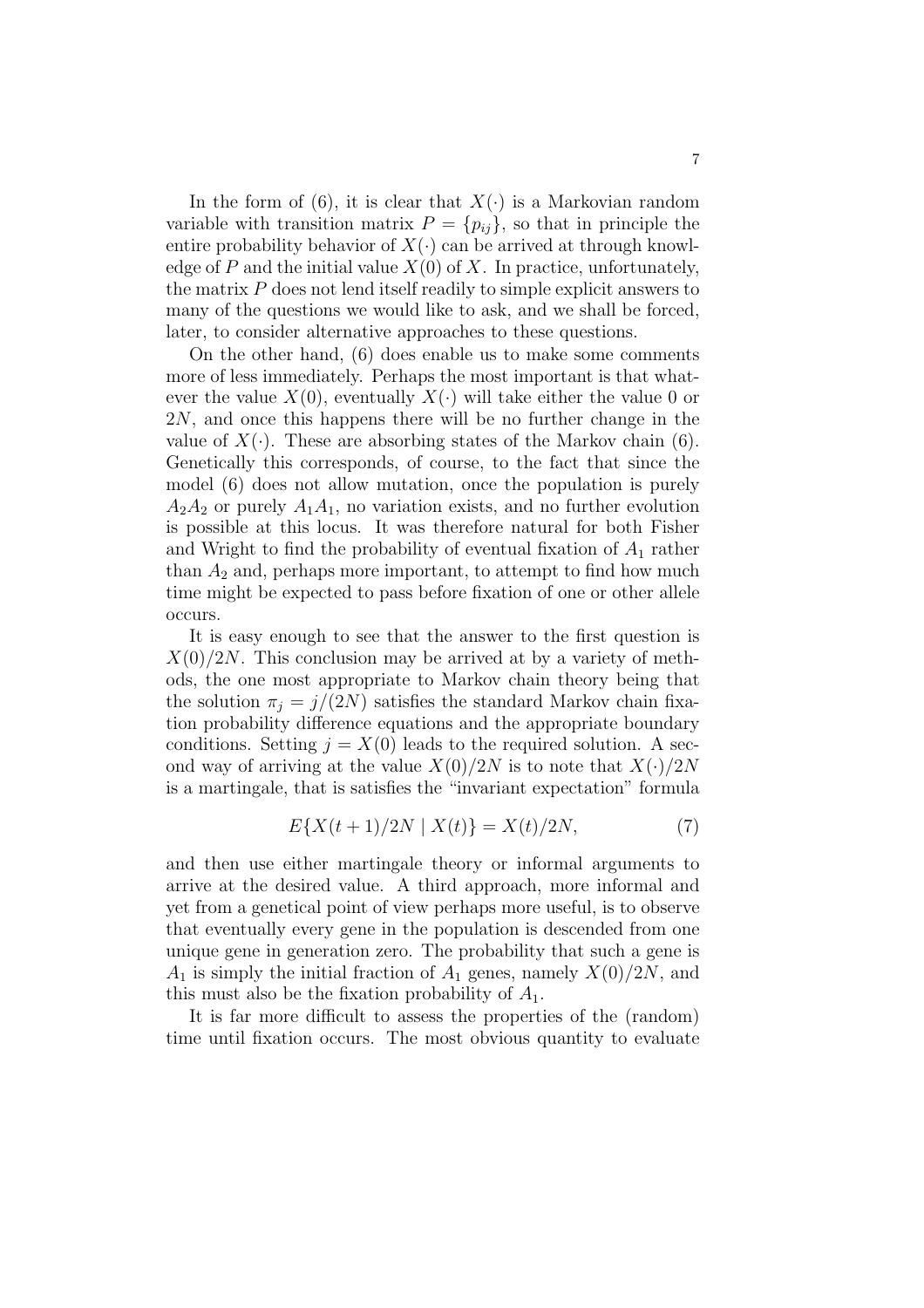In the form of (6), it is clear that $X(\cdot)$ is a Markovian random variable with transition matrix $P = \{p_{ij}\}$, so that in principle the entire probability behavior of $X(\cdot)$ can be arrived at through knowledge of $P$ and the initial value $X(0)$ of $X$. In practice, unfortunately, the matrix $P$ does not lend itself readily to simple explicit answers to many of the questions we would like to ask, and we shall be forced, later, to consider alternative approaches to these questions.

On the other hand, (6) does enable us to make some comments more of less immediately. Perhaps the most important is that whatever the value $X(0)$, eventually $X(\cdot)$ will take either the value 0 or $2N$, and once this happens there will be no further change in the value of $X(\cdot)$. These are absorbing states of the Markov chain (6). Genetically this corresponds, of course, to the fact that since the model (6) does not allow mutation, once the population is purely $A_2A_2$ or purely $A_1A_1$, no variation exists, and no further evolution is possible at this locus. It was therefore natural for both Fisher and Wright to find the probability of eventual fixation of $A_1$ rather than $A_2$ and, perhaps more important, to attempt to find how much time might be expected to pass before fixation of one or other allele occurs.

It is easy enough to see that the answer to the first question is $X(0)/2N$. This conclusion may be arrived at by a variety of methods, the one most appropriate to Markov chain theory being that the solution $\pi_j = j/(2N)$ satisfies the standard Markov chain fixation probability difference equations and the appropriate boundary conditions. Setting $j = X(0)$ leads to the required solution. A second way of arriving at the value $X(0)/2N$ is to note that $X(\cdot)/2N$ is a martingale, that is satisfies the "invariant expectation" formula

$$E\{X(t+1)/2N \mid X(t)\} = X(t)/2N, \tag{7}$$

and then use either martingale theory or informal arguments to arrive at the desired value. A third approach, more informal and yet from a genetical point of view perhaps more useful, is to observe that eventually every gene in the population is descended from one unique gene in generation zero. The probability that such a gene is $A_1$ is simply the initial fraction of $A_1$ genes, namely $X(0)/2N$, and this must also be the fixation probability of $A_1$.

It is far more difficult to assess the properties of the (random) time until fixation occurs. The most obvious quantity to evaluate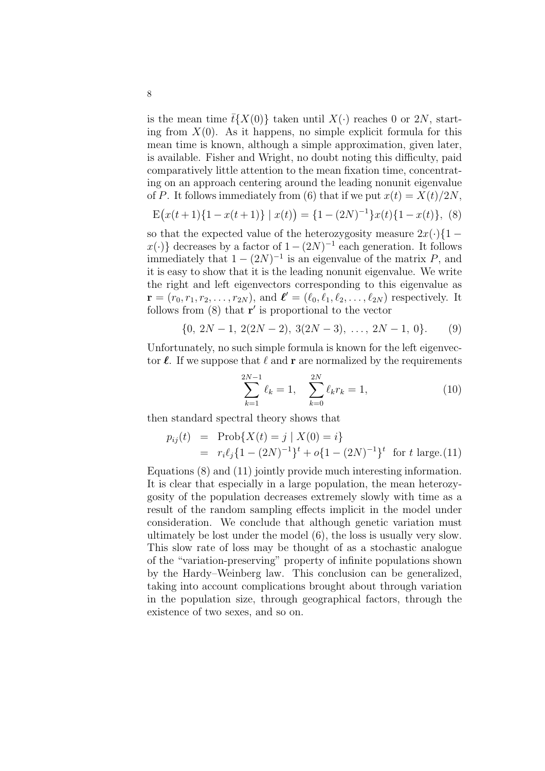is the mean time $\bar{t}\{X(0)\}$ taken until $X(\cdot)$ reaches 0 or $2N$, starting from $X(0)$. As it happens, no simple explicit formula for this mean time is known, although a simple approximation, given later, is available. Fisher and Wright, no doubt noting this difficulty, paid comparatively little attention to the mean fixation time, concentrating on an approach centering around the leading nonunit eigenvalue of $P$. It follows immediately from (6) that if we put $x(t) = X(t)/2N$,

$$\mathrm{E}\big(x(t+1)\{1 - x(t+1)\} \mid x(t)\big) = \{1 - (2N)^{-1}\}x(t)\{1 - x(t)\}, \quad (8)$$

so that the expected value of the heterozygosity measure $2x(\cdot)\{1 - x(\cdot)\}$ decreases by a factor of $1 - (2N)^{-1}$ each generation. It follows immediately that $1 - (2N)^{-1}$ is an eigenvalue of the matrix $P$, and it is easy to show that it is the leading nonunit eigenvalue. We write the right and left eigenvectors corresponding to this eigenvalue as $\mathbf{r} = (r_0, r_1, r_2, \ldots, r_{2N})$, and $\boldsymbol{\ell}' = (\ell_0, \ell_1, \ell_2, \ldots, \ell_{2N})$ respectively. It follows from (8) that $\mathbf{r}'$ is proportional to the vector

$$\{0,\ 2N-1,\ 2(2N-2),\ 3(2N-3),\ \ldots,\ 2N-1,\ 0\}. \quad (9)$$

Unfortunately, no such simple formula is known for the left eigenvector $\boldsymbol{\ell}$. If we suppose that $\ell$ and $\mathbf{r}$ are normalized by the requirements

$$\sum_{k=1}^{2N-1} \ell_k = 1, \quad \sum_{k=0}^{2N} \ell_k r_k = 1, \quad (10)$$

then standard spectral theory shows that

$$\begin{aligned} p_{ij}(t) &= \mathrm{Prob}\{X(t) = j \mid X(0) = i\} \\ &= r_i \ell_j \{1 - (2N)^{-1}\}^t + o\{1 - (2N)^{-1}\}^t \quad \text{for } t \text{ large.} \end{aligned} \quad (11)$$

Equations (8) and (11) jointly provide much interesting information. It is clear that especially in a large population, the mean heterozygosity of the population decreases extremely slowly with time as a result of the random sampling effects implicit in the model under consideration. We conclude that although genetic variation must ultimately be lost under the model (6), the loss is usually very slow. This slow rate of loss may be thought of as a stochastic analogue of the "variation-preserving" property of infinite populations shown by the Hardy–Weinberg law. This conclusion can be generalized, taking into account complications brought about through variation in the population size, through geographical factors, through the existence of two sexes, and so on.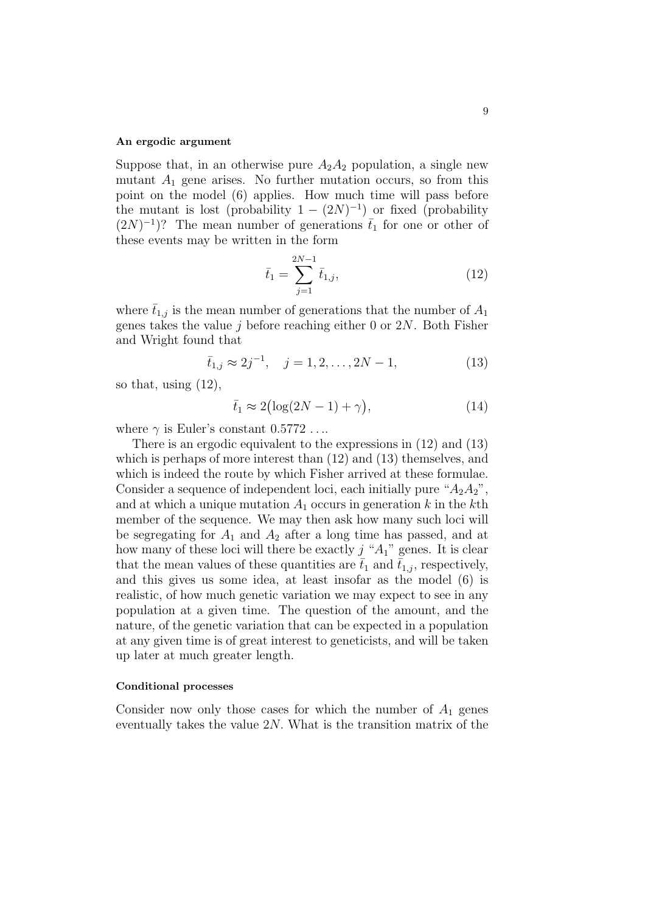**An ergodic argument**

Suppose that, in an otherwise pure $A_2A_2$ population, a single new mutant $A_1$ gene arises. No further mutation occurs, so from this point on the model (6) applies. How much time will pass before the mutant is lost (probability $1 - (2N)^{-1}$) or fixed (probability $(2N)^{-1}$)? The mean number of generations $\bar{t}_1$ for one or other of these events may be written in the form

$$\bar{t}_1 = \sum_{j=1}^{2N-1} \bar{t}_{1,j}, \tag{12}$$

where $\bar{t}_{1,j}$ is the mean number of generations that the number of $A_1$ genes takes the value $j$ before reaching either 0 or $2N$. Both Fisher and Wright found that

$$\bar{t}_{1,j} \approx 2j^{-1}, \quad j = 1, 2, \ldots, 2N-1, \tag{13}$$

so that, using (12),

$$\bar{t}_1 \approx 2\big(\log(2N-1) + \gamma\big), \tag{14}$$

where $\gamma$ is Euler's constant $0.5772\ldots$.

There is an ergodic equivalent to the expressions in (12) and (13) which is perhaps of more interest than (12) and (13) themselves, and which is indeed the route by which Fisher arrived at these formulae. Consider a sequence of independent loci, each initially pure "$A_2A_2$", and at which a unique mutation $A_1$ occurs in generation $k$ in the $k$th member of the sequence. We may then ask how many such loci will be segregating for $A_1$ and $A_2$ after a long time has passed, and at how many of these loci will there be exactly $j$ "$A_1$" genes. It is clear that the mean values of these quantities are $\bar{t}_1$ and $\bar{t}_{1,j}$, respectively, and this gives us some idea, at least insofar as the model (6) is realistic, of how much genetic variation we may expect to see in any population at a given time. The question of the amount, and the nature, of the genetic variation that can be expected in a population at any given time is of great interest to geneticists, and will be taken up later at much greater length.

**Conditional processes**

Consider now only those cases for which the number of $A_1$ genes eventually takes the value $2N$. What is the transition matrix of the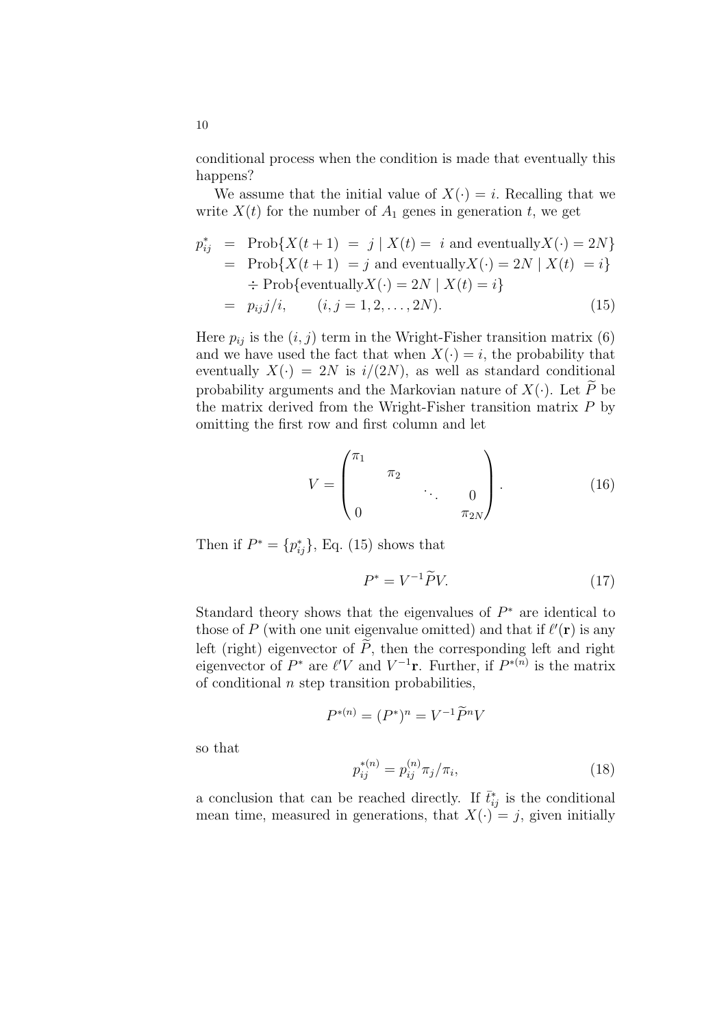conditional process when the condition is made that eventually this happens?

We assume that the initial value of $X(\cdot) = i$. Recalling that we write $X(t)$ for the number of $A_1$ genes in generation $t$, we get

$$
\begin{aligned}
p^*_{ij} &= \text{Prob}\{X(t+1) \;=\; j \mid X(t) = \; i \text{ and eventually} X(\cdot) = 2N\} \\
&= \text{Prob}\{X(t+1) \;= j \text{ and eventually} X(\cdot) = 2N \mid X(t) \;= i\} \\
&\quad \div \text{Prob}\{\text{eventually} X(\cdot) = 2N \mid X(t) = i\} \\
&= p_{ij} j/i, \qquad (i, j = 1, 2, \ldots, 2N).
\end{aligned} \tag{15}
$$

Here $p_{ij}$ is the $(i, j)$ term in the Wright-Fisher transition matrix (6) and we have used the fact that when $X(\cdot) = i$, the probability that eventually $X(\cdot) = 2N$ is $i/(2N)$, as well as standard conditional probability arguments and the Markovian nature of $X(\cdot)$. Let $\widetilde{P}$ be the matrix derived from the Wright-Fisher transition matrix $P$ by omitting the first row and first column and let

$$
V = \begin{pmatrix} \pi_1 & & & \\ & \pi_2 & & \\ & & \ddots & 0 \\ 0 & & & \pi_{2N} \end{pmatrix}. \tag{16}
$$

Then if $P^* = \{p^*_{ij}\}$, Eq. (15) shows that

$$
P^* = V^{-1} \widetilde{P} V. \tag{17}
$$

Standard theory shows that the eigenvalues of $P^*$ are identical to those of $P$ (with one unit eigenvalue omitted) and that if $\ell'(\mathbf{r})$ is any left (right) eigenvector of $\widetilde{P}$, then the corresponding left and right eigenvector of $P^*$ are $\ell' V$ and $V^{-1}\mathbf{r}$. Further, if $P^{*(n)}$ is the matrix of conditional $n$ step transition probabilities,

$$
P^{*(n)} = (P^*)^n = V^{-1} \widetilde{P}^n V
$$

so that

$$
p^{*(n)}_{ij} = p^{(n)}_{ij} \pi_j / \pi_i, \tag{18}
$$

a conclusion that can be reached directly. If $\bar{t}^*_{ij}$ is the conditional mean time, measured in generations, that $X(\cdot) = j$, given initially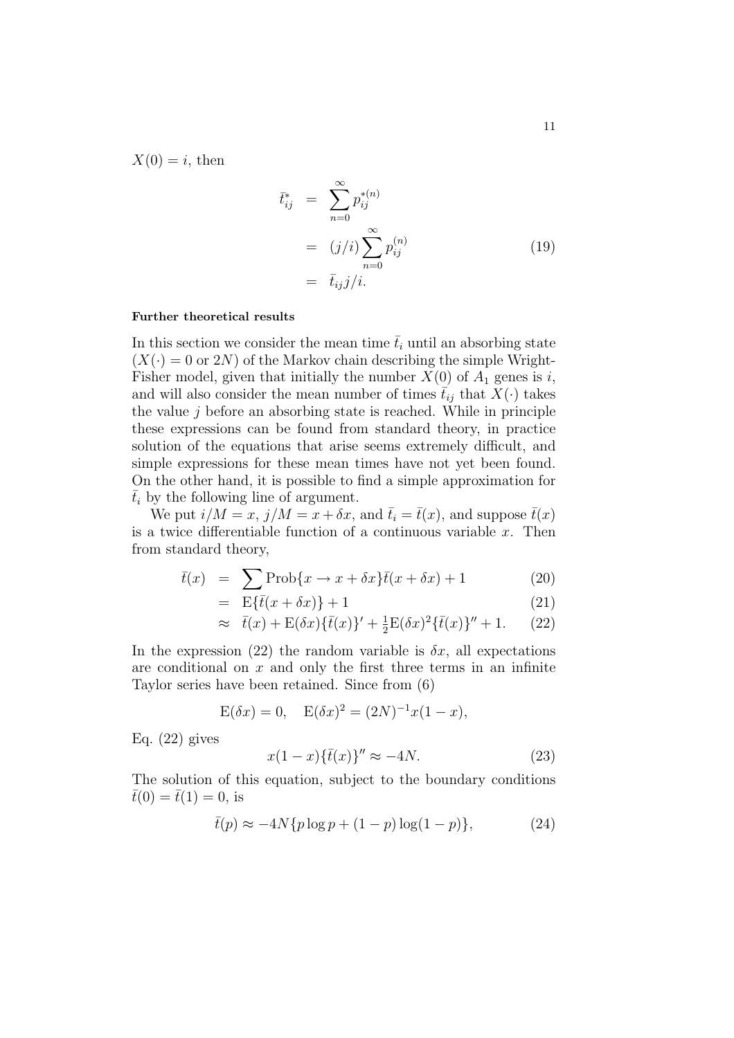$X(0) = i$, then

$$
\begin{aligned}
\bar{t}^*_{ij} &= \sum_{n=0}^{\infty} p^{*(n)}_{ij} \\
&= (j/i) \sum_{n=0}^{\infty} p^{(n)}_{ij} \\
&= \bar{t}_{ij} j/i.
\end{aligned}
\tag{19}
$$

**Further theoretical results**

In this section we consider the mean time $\bar{t}_i$ until an absorbing state ($X(\cdot) = 0$ or $2N$) of the Markov chain describing the simple Wright-Fisher model, given that initially the number $X(0)$ of $A_1$ genes is $i$, and will also consider the mean number of times $\bar{t}_{ij}$ that $X(\cdot)$ takes the value $j$ before an absorbing state is reached. While in principle these expressions can be found from standard theory, in practice solution of the equations that arise seems extremely difficult, and simple expressions for these mean times have not yet been found. On the other hand, it is possible to find a simple approximation for $\bar{t}_i$ by the following line of argument.

We put $i/M = x$, $j/M = x + \delta x$, and $\bar{t}_i = \bar{t}(x)$, and suppose $\bar{t}(x)$ is a twice differentiable function of a continuous variable $x$. Then from standard theory,

$$
\begin{aligned}
\bar{t}(x) &= \sum \text{Prob}\{x \to x + \delta x\} \bar{t}(x + \delta x) + 1 & (20) \\
&= \text{E}\{\bar{t}(x + \delta x)\} + 1 & (21) \\
&\approx \bar{t}(x) + \text{E}(\delta x)\{\bar{t}(x)\}' + \tfrac{1}{2}\text{E}(\delta x)^2 \{\bar{t}(x)\}'' + 1. & (22)
\end{aligned}
$$

In the expression (22) the random variable is $\delta x$, all expectations are conditional on $x$ and only the first three terms in an infinite Taylor series have been retained. Since from (6)

$$
\text{E}(\delta x) = 0, \quad \text{E}(\delta x)^2 = (2N)^{-1} x(1 - x),
$$

Eq. (22) gives

$$
x(1 - x)\{\bar{t}(x)\}'' \approx -4N. \tag{23}
$$

The solution of this equation, subject to the boundary conditions $\bar{t}(0) = \bar{t}(1) = 0$, is

$$
\bar{t}(p) \approx -4N\{p \log p + (1 - p) \log(1 - p)\}, \tag{24}
$$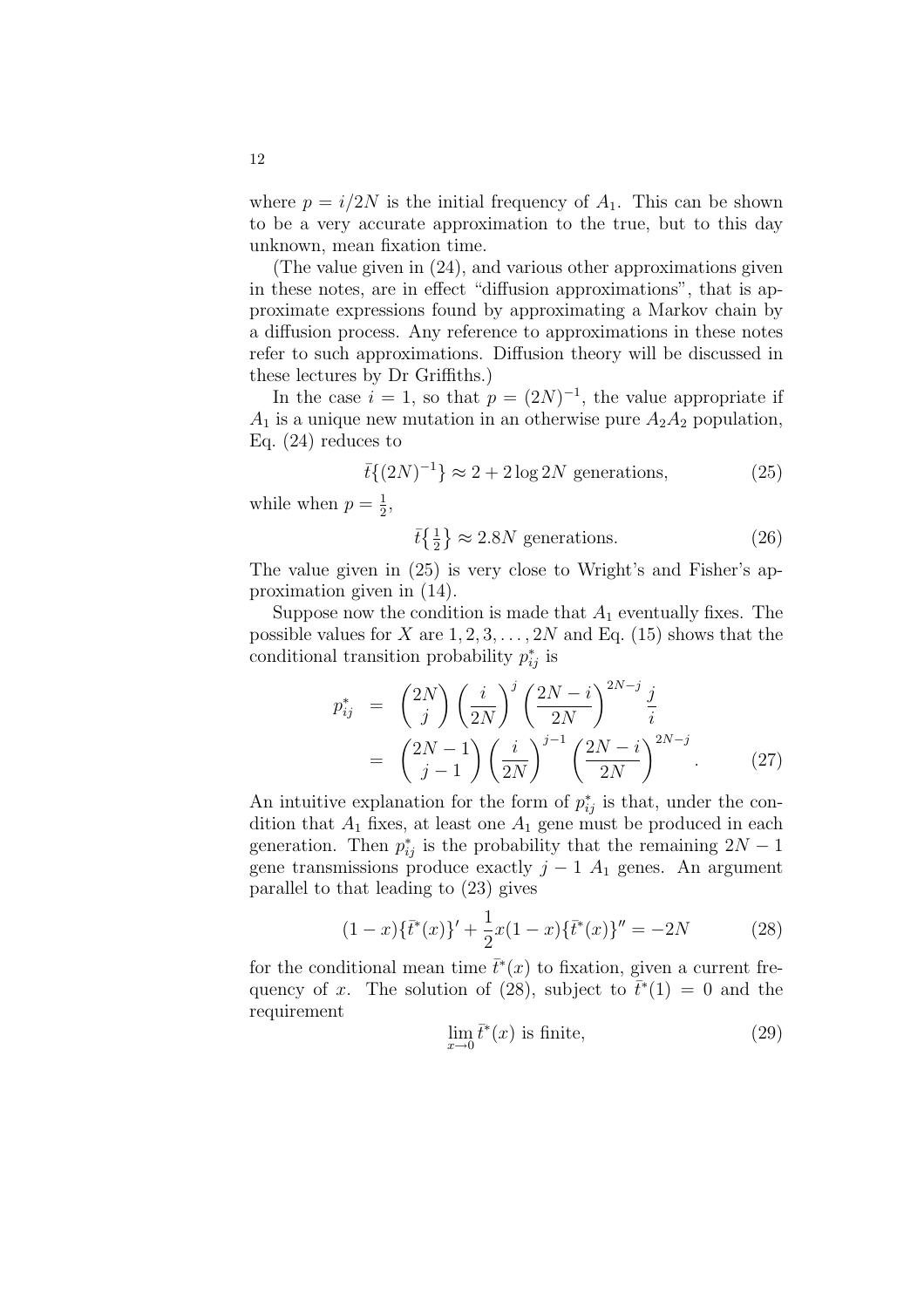where $p = i/2N$ is the initial frequency of $A_1$. This can be shown to be a very accurate approximation to the true, but to this day unknown, mean fixation time.

(The value given in (24), and various other approximations given in these notes, are in effect "diffusion approximations", that is approximate expressions found by approximating a Markov chain by a diffusion process. Any reference to approximations in these notes refer to such approximations. Diffusion theory will be discussed in these lectures by Dr Griffiths.)

In the case $i = 1$, so that $p = (2N)^{-1}$, the value appropriate if $A_1$ is a unique new mutation in an otherwise pure $A_2A_2$ population, Eq. (24) reduces to

$$\bar{t}\{(2N)^{-1}\} \approx 2 + 2\log 2N \text{ generations,} \tag{25}$$

while when $p = \frac{1}{2}$,

$$\bar{t}\{\tfrac{1}{2}\} \approx 2.8N \text{ generations.} \tag{26}$$

The value given in (25) is very close to Wright's and Fisher's approximation given in (14).

Suppose now the condition is made that $A_1$ eventually fixes. The possible values for $X$ are $1, 2, 3, \ldots, 2N$ and Eq. (15) shows that the conditional transition probability $p^*_{ij}$ is

$$\begin{aligned} p^*_{ij} &= \binom{2N}{j}\left(\frac{i}{2N}\right)^j\left(\frac{2N-i}{2N}\right)^{2N-j}\frac{j}{i} \\ &= \binom{2N-1}{j-1}\left(\frac{i}{2N}\right)^{j-1}\left(\frac{2N-i}{2N}\right)^{2N-j}. \end{aligned} \tag{27}$$

An intuitive explanation for the form of $p^*_{ij}$ is that, under the condition that $A_1$ fixes, at least one $A_1$ gene must be produced in each generation. Then $p^*_{ij}$ is the probability that the remaining $2N - 1$ gene transmissions produce exactly $j - 1$ $A_1$ genes. An argument parallel to that leading to (23) gives

$$(1-x)\{\bar{t}^*(x)\}' + \frac{1}{2}x(1-x)\{\bar{t}^*(x)\}'' = -2N \tag{28}$$

for the conditional mean time $\bar{t}^*(x)$ to fixation, given a current frequency of $x$. The solution of (28), subject to $\bar{t}^*(1) = 0$ and the requirement

$$\lim_{x\to 0}\bar{t}^*(x) \text{ is finite,} \tag{29}$$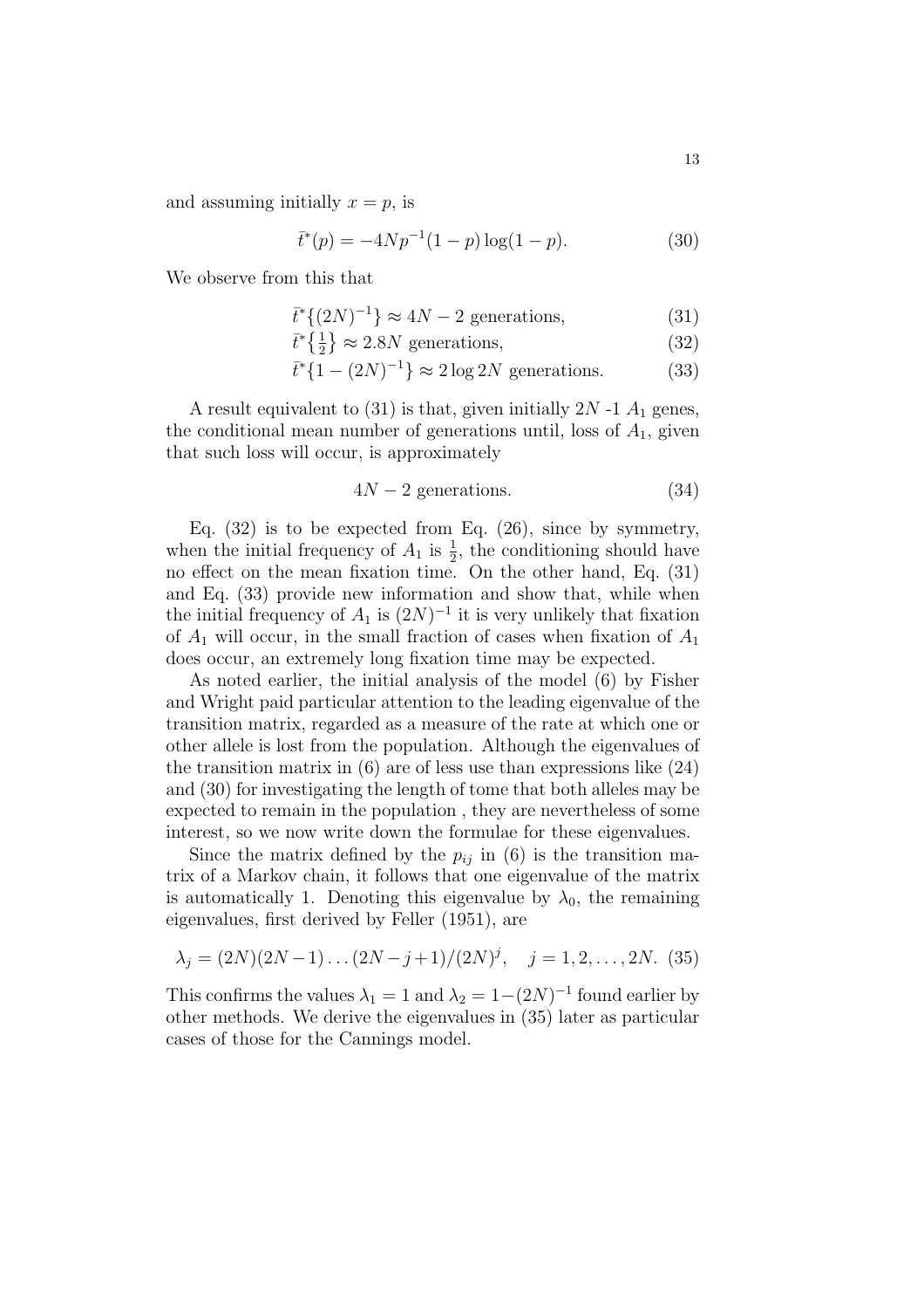and assuming initially $x = p$, is

$$\bar{t}^*(p) = -4Np^{-1}(1-p)\log(1-p). \tag{30}$$

We observe from this that

$$\bar{t}^*\{(2N)^{-1}\} \approx 4N - 2 \text{ generations}, \tag{31}$$

$$\bar{t}^*\{\tfrac{1}{2}\} \approx 2.8N \text{ generations}, \tag{32}$$

$$\bar{t}^*\{1 - (2N)^{-1}\} \approx 2\log 2N \text{ generations}. \tag{33}$$

A result equivalent to (31) is that, given initially $2N$ -1 $A_1$ genes, the conditional mean number of generations until, loss of $A_1$, given that such loss will occur, is approximately

$$4N - 2 \text{ generations}. \tag{34}$$

Eq. (32) is to be expected from Eq. (26), since by symmetry, when the initial frequency of $A_1$ is $\frac{1}{2}$, the conditioning should have no effect on the mean fixation time. On the other hand, Eq. (31) and Eq. (33) provide new information and show that, while when the initial frequency of $A_1$ is $(2N)^{-1}$ it is very unlikely that fixation of $A_1$ will occur, in the small fraction of cases when fixation of $A_1$ does occur, an extremely long fixation time may be expected.

As noted earlier, the initial analysis of the model (6) by Fisher and Wright paid particular attention to the leading eigenvalue of the transition matrix, regarded as a measure of the rate at which one or other allele is lost from the population. Although the eigenvalues of the transition matrix in (6) are of less use than expressions like (24) and (30) for investigating the length of tome that both alleles may be expected to remain in the population , they are nevertheless of some interest, so we now write down the formulae for these eigenvalues.

Since the matrix defined by the $p_{ij}$ in (6) is the transition matrix of a Markov chain, it follows that one eigenvalue of the matrix is automatically 1. Denoting this eigenvalue by $\lambda_0$, the remaining eigenvalues, first derived by Feller (1951), are

$$\lambda_j = (2N)(2N-1)\ldots(2N-j+1)/(2N)^j, \quad j = 1, 2, \ldots, 2N. \tag{35}$$

This confirms the values $\lambda_1 = 1$ and $\lambda_2 = 1-(2N)^{-1}$ found earlier by other methods. We derive the eigenvalues in (35) later as particular cases of those for the Cannings model.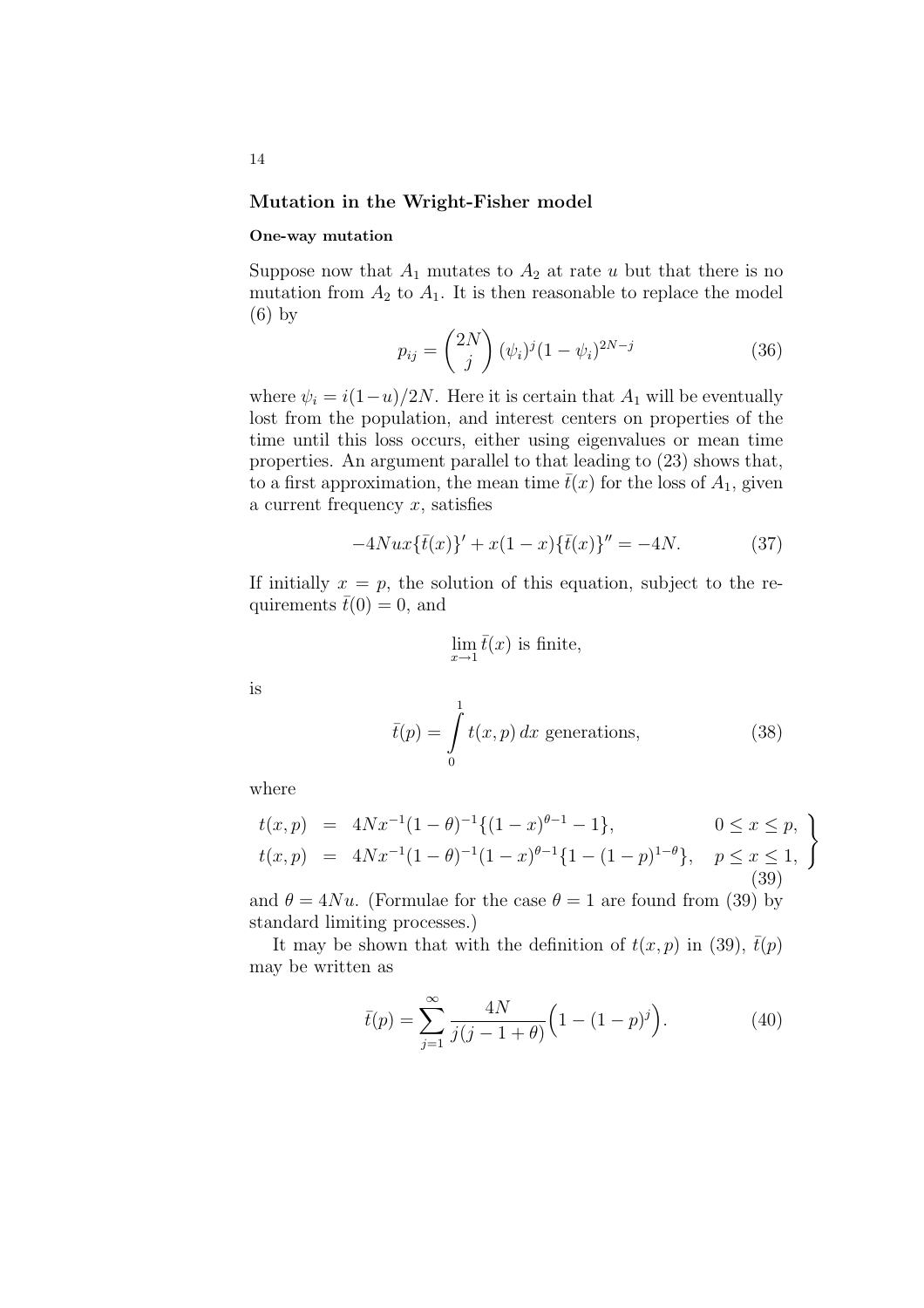## Mutation in the Wright-Fisher model

### One-way mutation

Suppose now that $A_1$ mutates to $A_2$ at rate $u$ but that there is no mutation from $A_2$ to $A_1$. It is then reasonable to replace the model (6) by

$$p_{ij} = \binom{2N}{j} (\psi_i)^j (1-\psi_i)^{2N-j} \tag{36}$$

where $\psi_i = i(1-u)/2N$. Here it is certain that $A_1$ will be eventually lost from the population, and interest centers on properties of the time until this loss occurs, either using eigenvalues or mean time properties. An argument parallel to that leading to (23) shows that, to a first approximation, the mean time $\bar{t}(x)$ for the loss of $A_1$, given a current frequency $x$, satisfies

$$-4Nux\{\bar{t}(x)\}' + x(1-x)\{\bar{t}(x)\}'' = -4N. \tag{37}$$

If initially $x = p$, the solution of this equation, subject to the requirements $\bar{t}(0) = 0$, and

$$\lim_{x \to 1} \bar{t}(x) \text{ is finite,}$$

is

$$\bar{t}(p) = \int_0^1 t(x,p)\, dx \text{ generations,} \tag{38}$$

where

$$\left.\begin{aligned} t(x,p) &= 4Nx^{-1}(1-\theta)^{-1}\{(1-x)^{\theta-1} - 1\}, & 0 \le x \le p, \\ t(x,p) &= 4Nx^{-1}(1-\theta)^{-1}(1-x)^{\theta-1}\{1-(1-p)^{1-\theta}\}, & p \le x \le 1, \end{aligned}\right\} \tag{39}$$

and $\theta = 4Nu$. (Formulae for the case $\theta = 1$ are found from (39) by standard limiting processes.)

It may be shown that with the definition of $t(x,p)$ in (39), $\bar{t}(p)$ may be written as

$$\bar{t}(p) = \sum_{j=1}^{\infty} \frac{4N}{j(j-1+\theta)} \Big(1 - (1-p)^j\Big). \tag{40}$$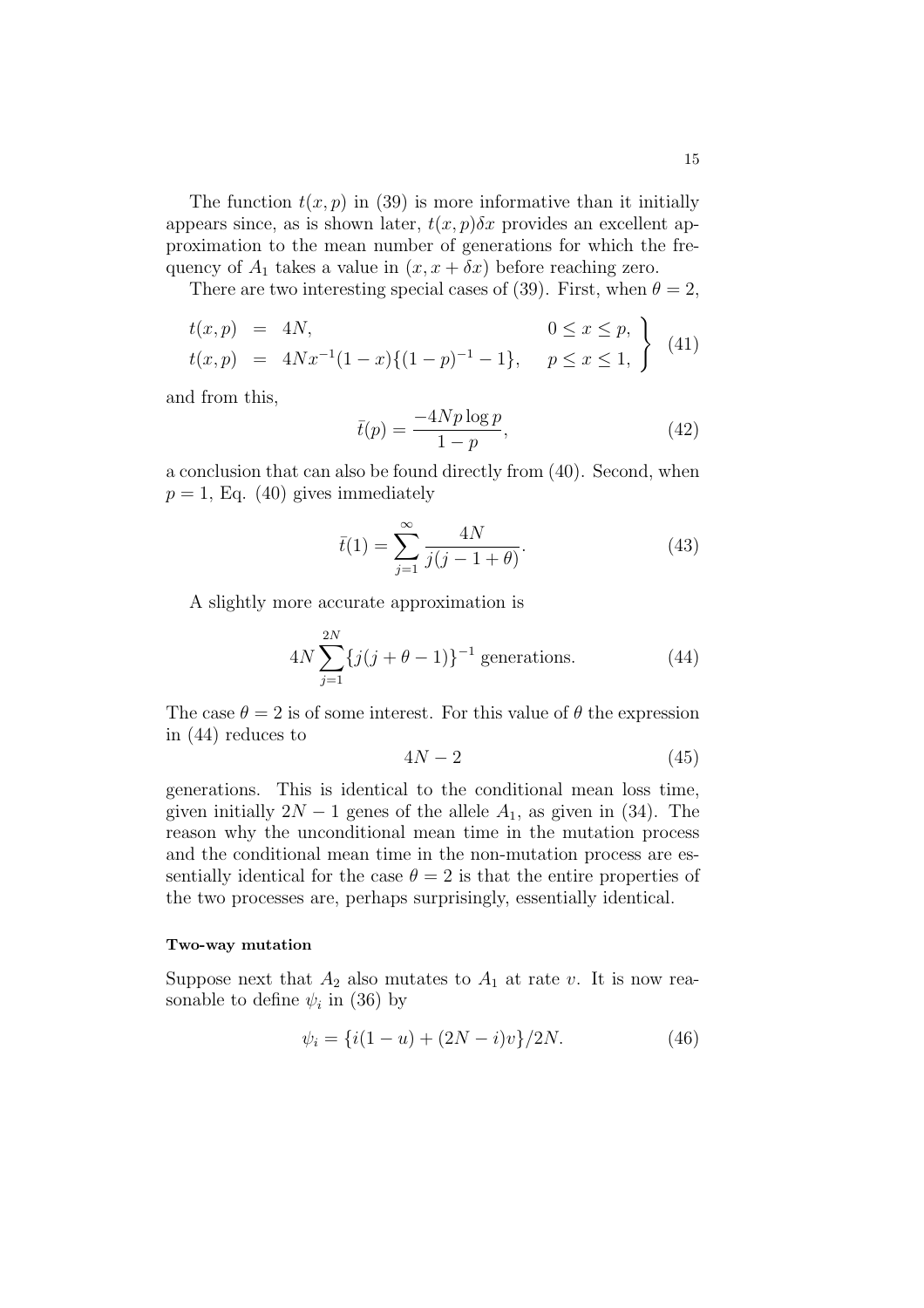The function $t(x, p)$ in (39) is more informative than it initially appears since, as is shown later, $t(x, p)\delta x$ provides an excellent approximation to the mean number of generations for which the frequency of $A_1$ takes a value in $(x, x + \delta x)$ before reaching zero.

There are two interesting special cases of (39). First, when $\theta = 2$,

$$\left.\begin{array}{rcll} t(x,p) & = & 4N, & 0 \leq x \leq p, \\ t(x,p) & = & 4Nx^{-1}(1-x)\{(1-p)^{-1} - 1\}, & p \leq x \leq 1, \end{array}\right\} \quad (41)$$

and from this,

$$\bar{t}(p) = \frac{-4Np \log p}{1 - p}, \quad (42)$$

a conclusion that can also be found directly from (40). Second, when $p = 1$, Eq. (40) gives immediately

$$\bar{t}(1) = \sum_{j=1}^{\infty} \frac{4N}{j(j - 1 + \theta)}. \quad (43)$$

A slightly more accurate approximation is

$$4N \sum_{j=1}^{2N} \{j(j + \theta - 1)\}^{-1} \text{ generations.} \quad (44)$$

The case $\theta = 2$ is of some interest. For this value of $\theta$ the expression in (44) reduces to

$$4N - 2 \quad (45)$$

generations. This is identical to the conditional mean loss time, given initially $2N - 1$ genes of the allele $A_1$, as given in (34). The reason why the unconditional mean time in the mutation process and the conditional mean time in the non-mutation process are essentially identical for the case $\theta = 2$ is that the entire properties of the two processes are, perhaps surprisingly, essentially identical.

#### Two-way mutation

Suppose next that $A_2$ also mutates to $A_1$ at rate $v$. It is now reasonable to define $\psi_i$ in (36) by

$$\psi_i = \{i(1 - u) + (2N - i)v\}/2N. \quad (46)$$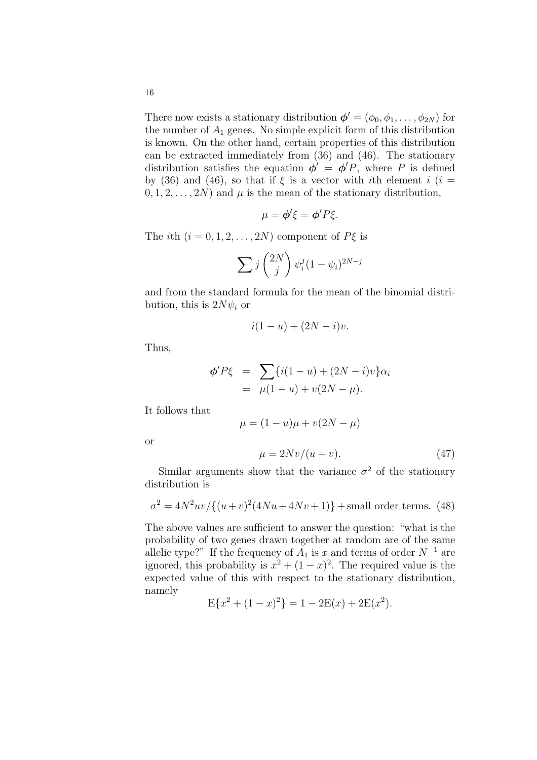There now exists a stationary distribution $\boldsymbol{\phi}' = (\phi_0, \phi_1, \ldots, \phi_{2N})$ for the number of $A_1$ genes. No simple explicit form of this distribution is known. On the other hand, certain properties of this distribution can be extracted immediately from (36) and (46). The stationary distribution satisfies the equation $\boldsymbol{\phi}' = \boldsymbol{\phi}' P$, where $P$ is defined by (36) and (46), so that if $\xi$ is a vector with $i$th element $i$ ($i = 0, 1, 2, \ldots, 2N$) and $\mu$ is the mean of the stationary distribution,

$$\mu = \boldsymbol{\phi}'\xi = \boldsymbol{\phi}'P\xi.$$

The $i$th ($i = 0, 1, 2, \ldots, 2N$) component of $P\xi$ is

$$\sum j \binom{2N}{j} \psi_i^j (1 - \psi_i)^{2N-j}$$

and from the standard formula for the mean of the binomial distribution, this is $2N\psi_i$ or

$$i(1 - u) + (2N - i)v.$$

Thus,

$$\begin{aligned} \boldsymbol{\phi}'P\xi &= \sum \{i(1 - u) + (2N - i)v\}\alpha_i \\ &= \mu(1 - u) + v(2N - \mu). \end{aligned}$$

It follows that

$$\mu = (1 - u)\mu + v(2N - \mu)$$

or

$$\mu = 2Nv/(u + v). \tag{47}$$

Similar arguments show that the variance $\sigma^2$ of the stationary distribution is

$$\sigma^2 = 4N^2 uv/\{(u + v)^2(4Nu + 4Nv + 1)\} + \text{small order terms.} \tag{48}$$

The above values are sufficient to answer the question: "what is the probability of two genes drawn together at random are of the same allelic type?" If the frequency of $A_1$ is $x$ and terms of order $N^{-1}$ are ignored, this probability is $x^2 + (1 - x)^2$. The required value is the expected value of this with respect to the stationary distribution, namely

$$\mathrm{E}\{x^2 + (1 - x)^2\} = 1 - 2\mathrm{E}(x) + 2\mathrm{E}(x^2).$$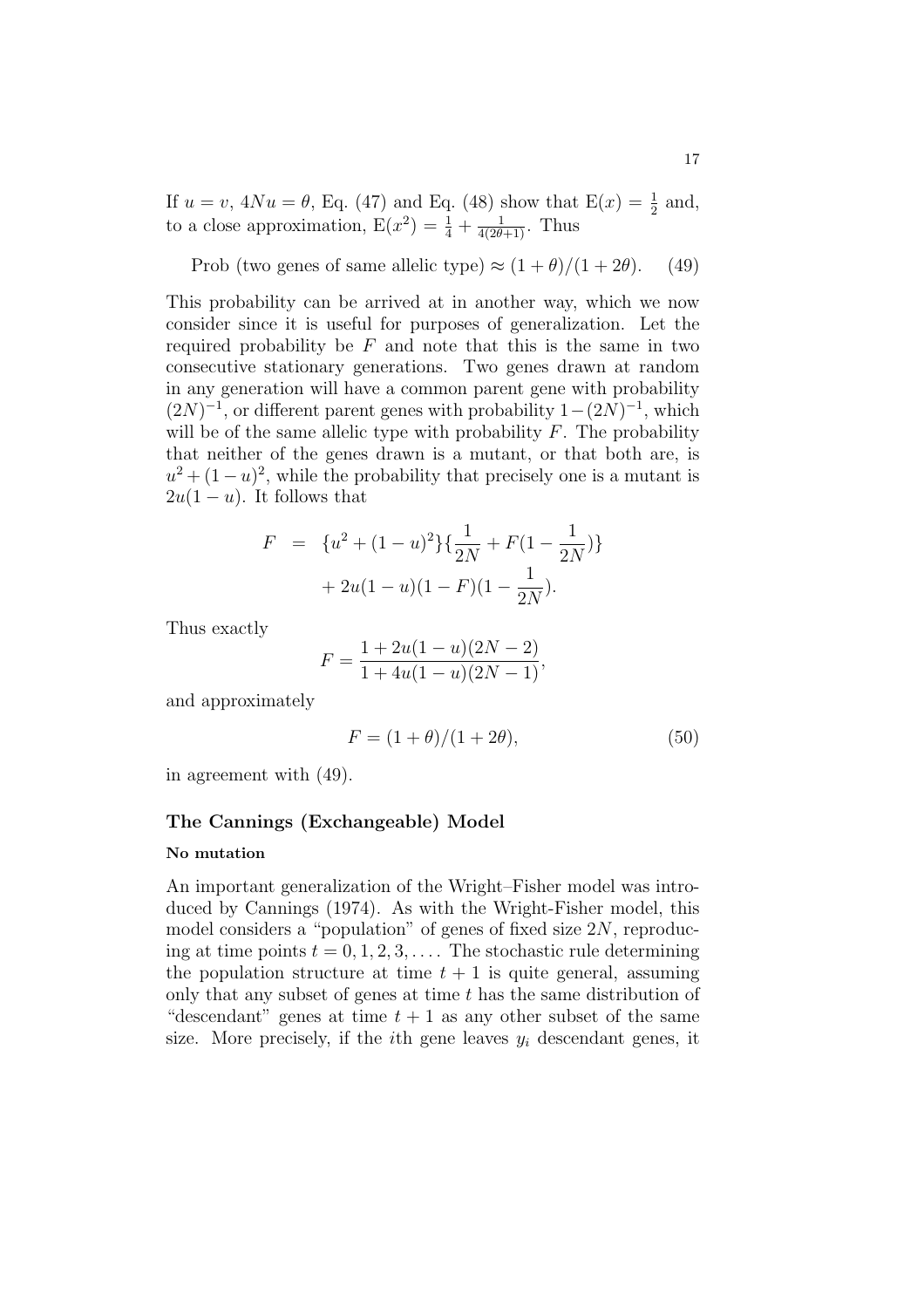If $u = v$, $4Nu = \theta$, Eq. (47) and Eq. (48) show that $\text{E}(x) = \frac{1}{2}$ and, to a close approximation, $\text{E}(x^2) = \frac{1}{4} + \frac{1}{4(2\theta+1)}$. Thus

$$\text{Prob (two genes of same allelic type)} \approx (1+\theta)/(1+2\theta). \tag{49}$$

This probability can be arrived at in another way, which we now consider since it is useful for purposes of generalization. Let the required probability be $F$ and note that this is the same in two consecutive stationary generations. Two genes drawn at random in any generation will have a common parent gene with probability $(2N)^{-1}$, or different parent genes with probability $1-(2N)^{-1}$, which will be of the same allelic type with probability $F$. The probability that neither of the genes drawn is a mutant, or that both are, is $u^2 + (1-u)^2$, while the probability that precisely one is a mutant is $2u(1-u)$. It follows that

$$\begin{aligned} F &= \{u^2 + (1-u)^2\}\{\frac{1}{2N} + F(1 - \frac{1}{2N})\} \\ &\quad + 2u(1-u)(1-F)(1-\frac{1}{2N}). \end{aligned}$$

Thus exactly

$$F = \frac{1 + 2u(1-u)(2N-2)}{1 + 4u(1-u)(2N-1)},$$

and approximately

$$F = (1+\theta)/(1+2\theta), \tag{50}$$

in agreement with (49).

## The Cannings (Exchangeable) Model

### No mutation

An important generalization of the Wright–Fisher model was introduced by Cannings (1974). As with the Wright-Fisher model, this model considers a "population" of genes of fixed size $2N$, reproducing at time points $t = 0, 1, 2, 3, \ldots$. The stochastic rule determining the population structure at time $t + 1$ is quite general, assuming only that any subset of genes at time $t$ has the same distribution of "descendant" genes at time $t + 1$ as any other subset of the same size. More precisely, if the $i$th gene leaves $y_i$ descendant genes, it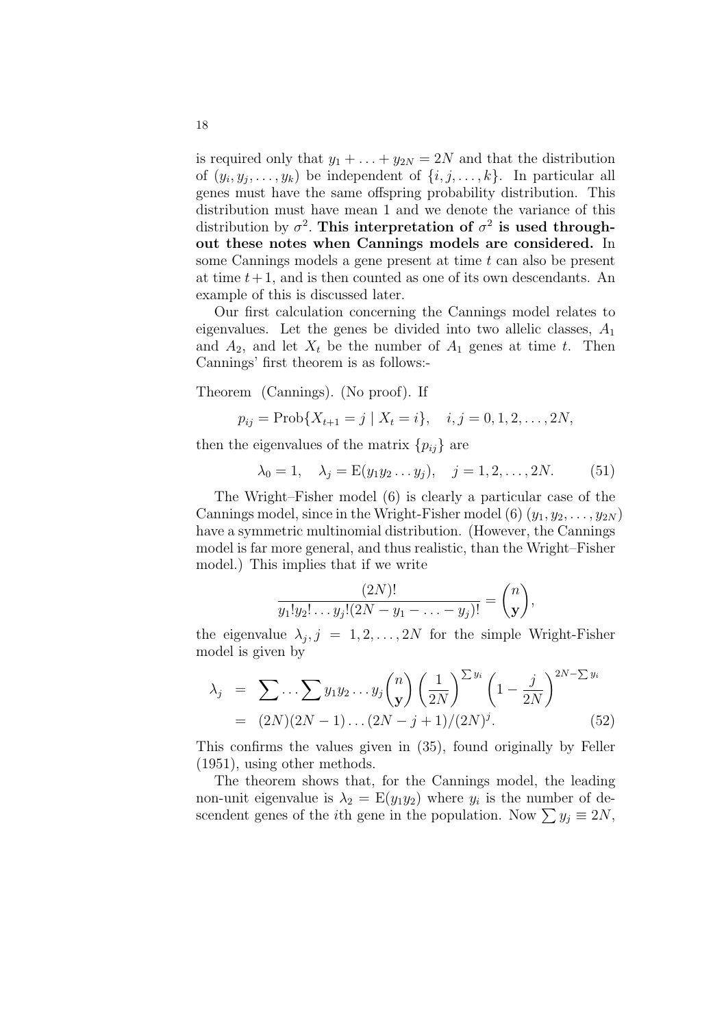is required only that $y_1 + \ldots + y_{2N} = 2N$ and that the distribution of $(y_i, y_j, \ldots, y_k)$ be independent of $\{i, j, \ldots, k\}$. In particular all genes must have the same offspring probability distribution. This distribution must have mean 1 and we denote the variance of this distribution by $\sigma^2$. **This interpretation of $\sigma^2$ is used throughout these notes when Cannings models are considered.** In some Cannings models a gene present at time $t$ can also be present at time $t+1$, and is then counted as one of its own descendants. An example of this is discussed later.

Our first calculation concerning the Cannings model relates to eigenvalues. Let the genes be divided into two allelic classes, $A_1$ and $A_2$, and let $X_t$ be the number of $A_1$ genes at time $t$. Then Cannings' first theorem is as follows:-

Theorem (Cannings). (No proof). If

$$p_{ij} = \text{Prob}\{X_{t+1} = j \mid X_t = i\}, \quad i, j = 0, 1, 2, \ldots, 2N,$$

then the eigenvalues of the matrix $\{p_{ij}\}$ are

$$\lambda_0 = 1, \quad \lambda_j = \text{E}(y_1 y_2 \ldots y_j), \quad j = 1, 2, \ldots, 2N. \tag{51}$$

The Wright–Fisher model (6) is clearly a particular case of the Cannings model, since in the Wright-Fisher model (6) $(y_1, y_2, \ldots, y_{2N})$ have a symmetric multinomial distribution. (However, the Cannings model is far more general, and thus realistic, than the Wright–Fisher model.) This implies that if we write

$$\frac{(2N)!}{y_1! y_2! \ldots y_j! (2N - y_1 - \ldots - y_j)!} = \binom{n}{\mathbf{y}},$$

the eigenvalue $\lambda_j, j = 1, 2, \ldots, 2N$ for the simple Wright-Fisher model is given by

$$\begin{aligned} \lambda_j &= \sum \cdots \sum y_1 y_2 \ldots y_j \binom{n}{\mathbf{y}} \left(\frac{1}{2N}\right)^{\sum y_i} \left(1 - \frac{j}{2N}\right)^{2N - \sum y_i} \\ &= (2N)(2N-1)\ldots(2N-j+1)/(2N)^j. \end{aligned} \tag{52}$$

This confirms the values given in (35), found originally by Feller (1951), using other methods.

The theorem shows that, for the Cannings model, the leading non-unit eigenvalue is $\lambda_2 = \text{E}(y_1 y_2)$ where $y_i$ is the number of descendent genes of the $i$th gene in the population. Now $\sum y_j \equiv 2N$,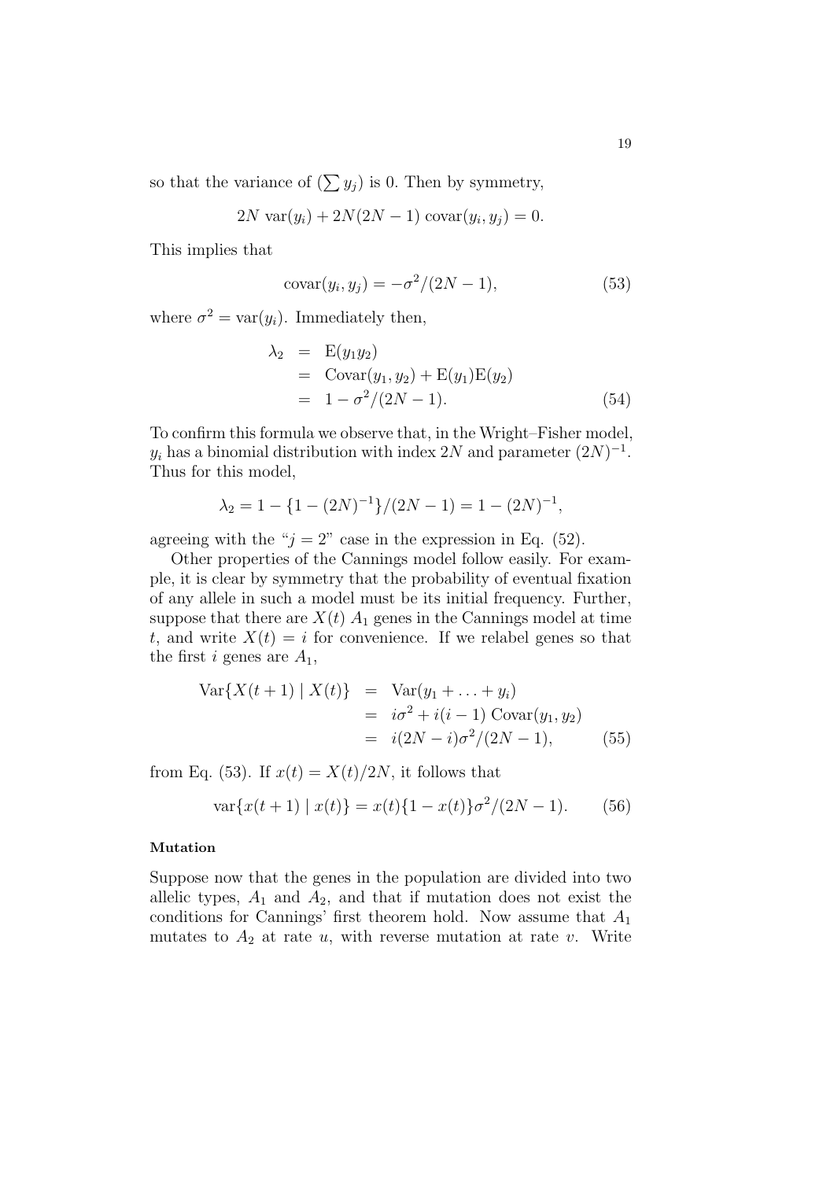so that the variance of $(\sum y_j)$ is 0. Then by symmetry,

$$2N \text{ var}(y_i) + 2N(2N-1) \text{ covar}(y_i, y_j) = 0.$$

This implies that

$$\text{covar}(y_i, y_j) = -\sigma^2/(2N-1), \tag{53}$$

where $\sigma^2 = \text{var}(y_i)$. Immediately then,

$$\begin{aligned} \lambda_2 &= \text{E}(y_1 y_2) \\ &= \text{Covar}(y_1, y_2) + \text{E}(y_1)\text{E}(y_2) \\ &= 1 - \sigma^2/(2N-1). \end{aligned} \tag{54}$$

To confirm this formula we observe that, in the Wright–Fisher model, $y_i$ has a binomial distribution with index $2N$ and parameter $(2N)^{-1}$. Thus for this model,

$$\lambda_2 = 1 - \{1 - (2N)^{-1}\}/(2N-1) = 1 - (2N)^{-1},$$

agreeing with the "$j = 2$" case in the expression in Eq. (52).

Other properties of the Cannings model follow easily. For example, it is clear by symmetry that the probability of eventual fixation of any allele in such a model must be its initial frequency. Further, suppose that there are $X(t)$ $A_1$ genes in the Cannings model at time $t$, and write $X(t) = i$ for convenience. If we relabel genes so that the first $i$ genes are $A_1$,

$$\begin{aligned} \text{Var}\{X(t+1) \mid X(t)\} &= \text{Var}(y_1 + \ldots + y_i) \\ &= i\sigma^2 + i(i-1) \text{ Covar}(y_1, y_2) \\ &= i(2N-i)\sigma^2/(2N-1), \end{aligned} \tag{55}$$

from Eq. (53). If $x(t) = X(t)/2N$, it follows that

$$\text{var}\{x(t+1) \mid x(t)\} = x(t)\{1 - x(t)\}\sigma^2/(2N-1). \tag{56}$$

#### Mutation

Suppose now that the genes in the population are divided into two allelic types, $A_1$ and $A_2$, and that if mutation does not exist the conditions for Cannings' first theorem hold. Now assume that $A_1$ mutates to $A_2$ at rate $u$, with reverse mutation at rate $v$. Write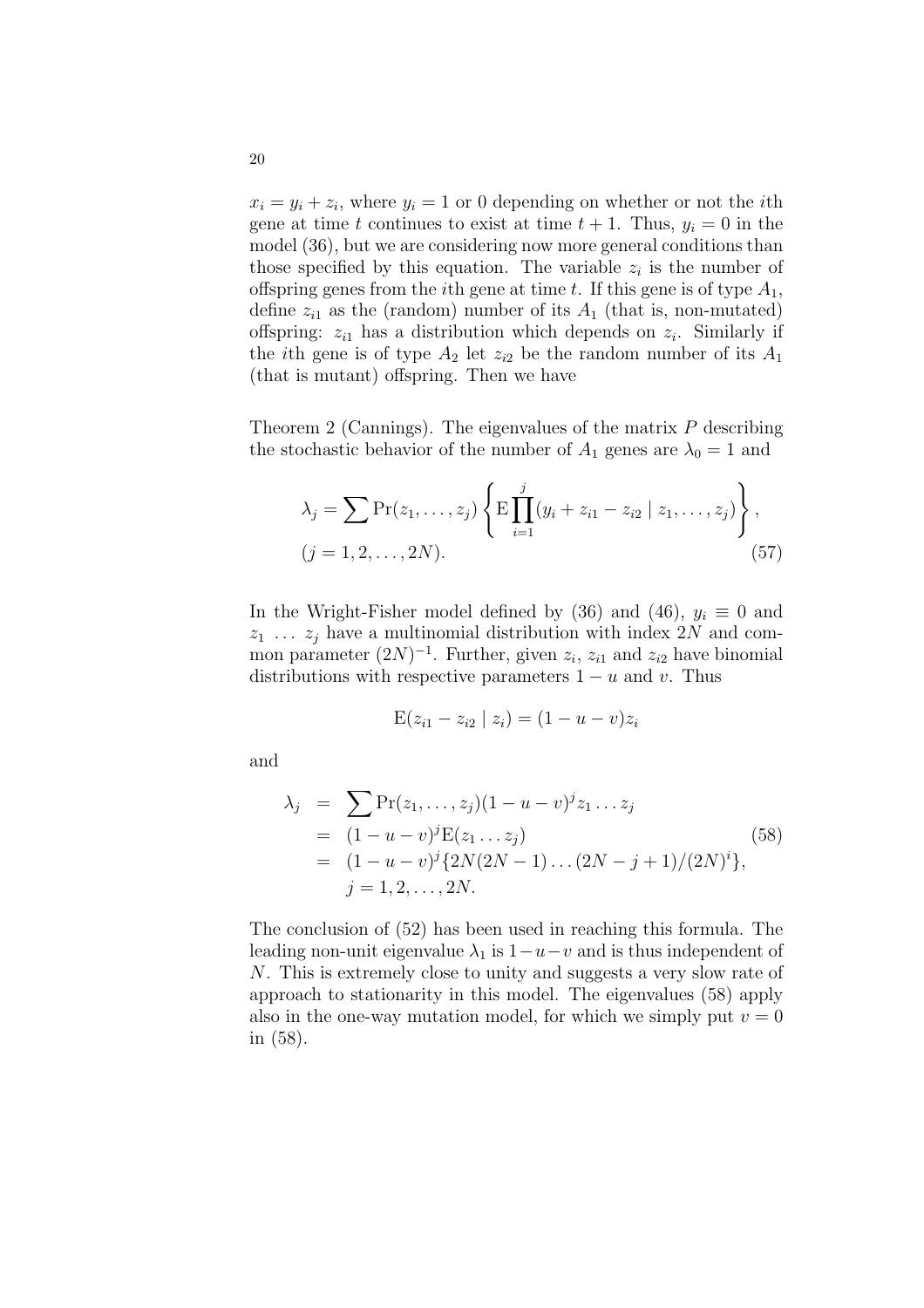$x_i = y_i + z_i$, where $y_i = 1$ or 0 depending on whether or not the $i$th gene at time $t$ continues to exist at time $t+1$. Thus, $y_i = 0$ in the model (36), but we are considering now more general conditions than those specified by this equation. The variable $z_i$ is the number of offspring genes from the $i$th gene at time $t$. If this gene is of type $A_1$, define $z_{i1}$ as the (random) number of its $A_1$ (that is, non-mutated) offspring: $z_{i1}$ has a distribution which depends on $z_i$. Similarly if the $i$th gene is of type $A_2$ let $z_{i2}$ be the random number of its $A_1$ (that is mutant) offspring. Then we have

Theorem 2 (Cannings). The eigenvalues of the matrix $P$ describing the stochastic behavior of the number of $A_1$ genes are $\lambda_0 = 1$ and

$$\lambda_j = \sum \Pr(z_1, \ldots, z_j) \left\{ \mathrm{E} \prod_{i=1}^{j} (y_i + z_{i1} - z_{i2} \mid z_1, \ldots, z_j) \right\}, \quad (j = 1, 2, \ldots, 2N). \tag{57}$$

In the Wright-Fisher model defined by (36) and (46), $y_i \equiv 0$ and $z_1 \ \ldots \ z_j$ have a multinomial distribution with index $2N$ and common parameter $(2N)^{-1}$. Further, given $z_i$, $z_{i1}$ and $z_{i2}$ have binomial distributions with respective parameters $1-u$ and $v$. Thus

$$\mathrm{E}(z_{i1} - z_{i2} \mid z_i) = (1-u-v)z_i$$

and

$$\begin{aligned}
\lambda_j &= \sum \Pr(z_1, \ldots, z_j)(1-u-v)^j z_1 \ldots z_j \\
&= (1-u-v)^j \mathrm{E}(z_1 \ldots z_j) \\
&= (1-u-v)^j \{2N(2N-1)\ldots(2N-j+1)/(2N)^i\}, \\
&\quad j = 1, 2, \ldots, 2N.
\end{aligned} \tag{58}$$

The conclusion of (52) has been used in reaching this formula. The leading non-unit eigenvalue $\lambda_1$ is $1-u-v$ and is thus independent of $N$. This is extremely close to unity and suggests a very slow rate of approach to stationarity in this model. The eigenvalues (58) apply also in the one-way mutation model, for which we simply put $v = 0$ in (58).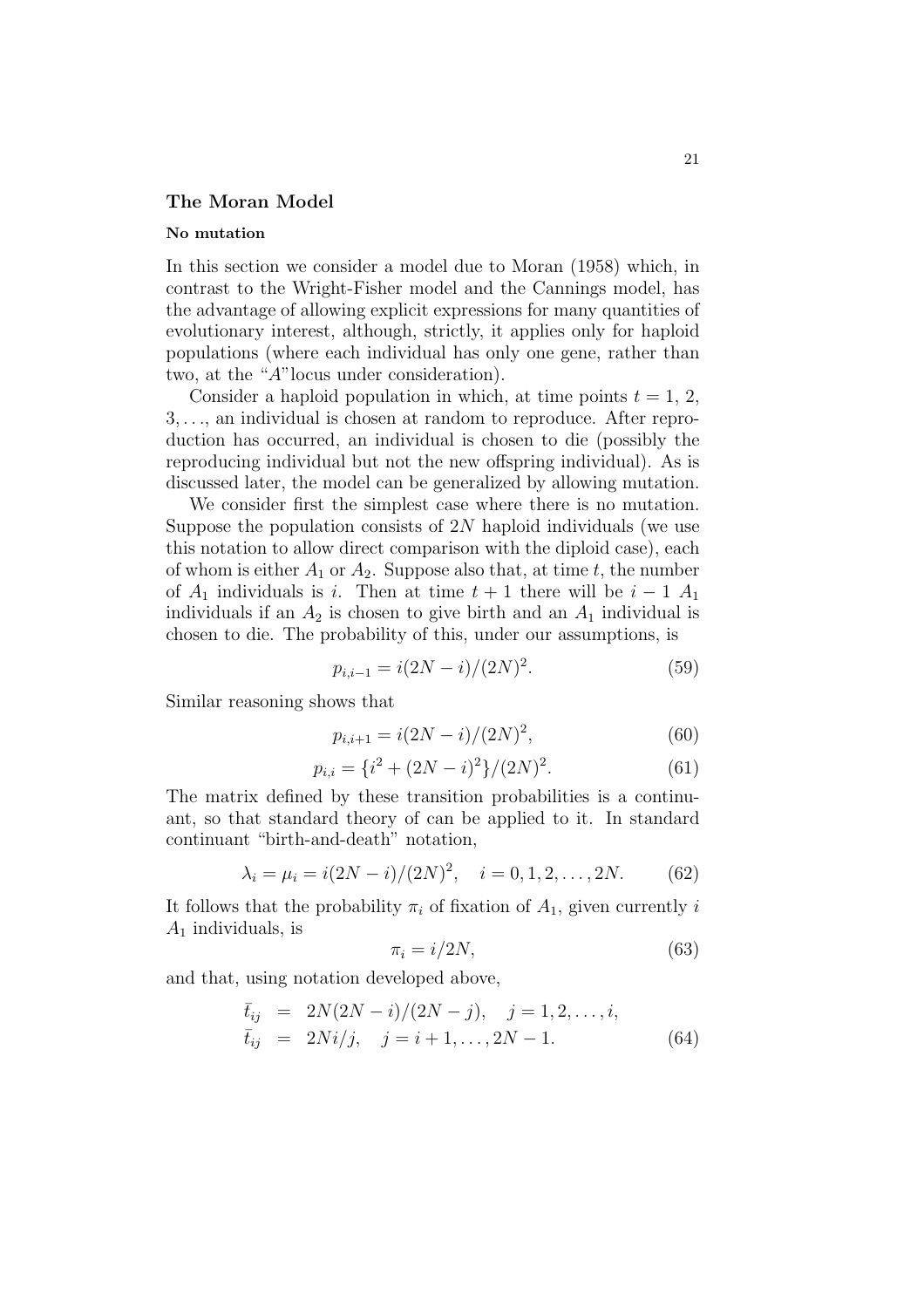## The Moran Model

### No mutation

In this section we consider a model due to Moran (1958) which, in contrast to the Wright-Fisher model and the Cannings model, has the advantage of allowing explicit expressions for many quantities of evolutionary interest, although, strictly, it applies only for haploid populations (where each individual has only one gene, rather than two, at the "$A$"locus under consideration).

Consider a haploid population in which, at time points $t = 1, 2, 3, \ldots$, an individual is chosen at random to reproduce. After reproduction has occurred, an individual is chosen to die (possibly the reproducing individual but not the new offspring individual). As is discussed later, the model can be generalized by allowing mutation.

We consider first the simplest case where there is no mutation. Suppose the population consists of $2N$ haploid individuals (we use this notation to allow direct comparison with the diploid case), each of whom is either $A_1$ or $A_2$. Suppose also that, at time $t$, the number of $A_1$ individuals is $i$. Then at time $t+1$ there will be $i-1$ $A_1$ individuals if an $A_2$ is chosen to give birth and an $A_1$ individual is chosen to die. The probability of this, under our assumptions, is

$$p_{i,i-1} = i(2N-i)/(2N)^2. \tag{59}$$

Similar reasoning shows that

$$p_{i,i+1} = i(2N-i)/(2N)^2, \tag{60}$$

$$p_{i,i} = \{i^2 + (2N-i)^2\}/(2N)^2. \tag{61}$$

The matrix defined by these transition probabilities is a continuant, so that standard theory of can be applied to it. In standard continuant "birth-and-death" notation,

$$\lambda_i = \mu_i = i(2N-i)/(2N)^2, \quad i = 0, 1, 2, \ldots, 2N. \tag{62}$$

It follows that the probability $\pi_i$ of fixation of $A_1$, given currently $i$ $A_1$ individuals, is

$$\pi_i = i/2N, \tag{63}$$

and that, using notation developed above,

$$\begin{aligned} \bar{t}_{ij} &= 2N(2N-i)/(2N-j), \quad j = 1, 2, \ldots, i, \\ \bar{t}_{ij} &= 2Ni/j, \quad j = i+1, \ldots, 2N-1. \end{aligned} \tag{64}$$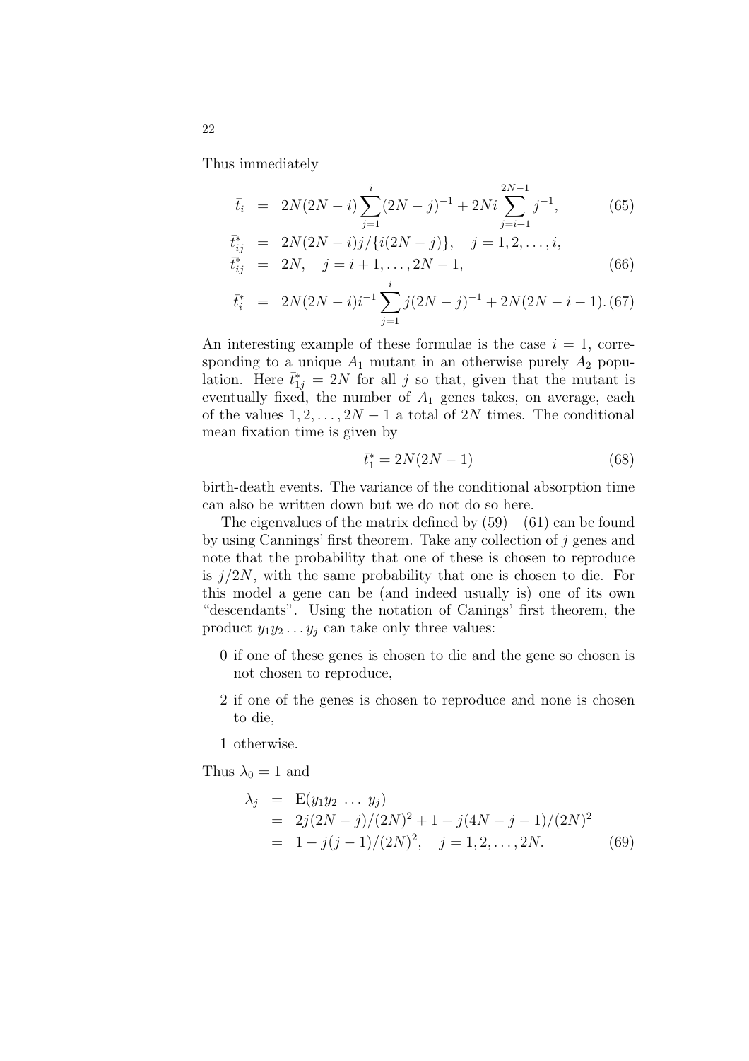Thus immediately

$$\bar{t}_i = 2N(2N-i)\sum_{j=1}^{i}(2N-j)^{-1} + 2Ni\sum_{j=i+1}^{2N-1} j^{-1}, \tag{65}$$

$$\begin{aligned}
\bar{t}^*_{ij} &= 2N(2N-i)j/\{i(2N-j)\}, \quad j = 1, 2, \ldots, i, \\
\bar{t}^*_{ij} &= 2N, \quad j = i+1, \ldots, 2N-1,
\end{aligned} \tag{66}$$

$$\bar{t}^*_i = 2N(2N-i)i^{-1}\sum_{j=1}^{i} j(2N-j)^{-1} + 2N(2N-i-1). \tag{67}$$

An interesting example of these formulae is the case $i = 1$, corresponding to a unique $A_1$ mutant in an otherwise purely $A_2$ population. Here $\bar{t}^*_{1j} = 2N$ for all $j$ so that, given that the mutant is eventually fixed, the number of $A_1$ genes takes, on average, each of the values $1, 2, \ldots, 2N-1$ a total of $2N$ times. The conditional mean fixation time is given by

$$\bar{t}^*_1 = 2N(2N-1) \tag{68}$$

birth-death events. The variance of the conditional absorption time can also be written down but we do not do so here.

The eigenvalues of the matrix defined by (59) – (61) can be found by using Cannings' first theorem. Take any collection of $j$ genes and note that the probability that one of these is chosen to reproduce is $j/2N$, with the same probability that one is chosen to die. For this model a gene can be (and indeed usually is) one of its own "descendants". Using the notation of Canings' first theorem, the product $y_1 y_2 \ldots y_j$ can take only three values:

0 if one of these genes is chosen to die and the gene so chosen is not chosen to reproduce,

2 if one of the genes is chosen to reproduce and none is chosen to die,

1 otherwise.

Thus $\lambda_0 = 1$ and

$$\begin{aligned}
\lambda_j &= \mathrm{E}(y_1 y_2 \ \ldots \ y_j) \\
&= 2j(2N-j)/(2N)^2 + 1 - j(4N-j-1)/(2N)^2 \\
&= 1 - j(j-1)/(2N)^2, \quad j = 1, 2, \ldots, 2N.
\end{aligned} \tag{69}$$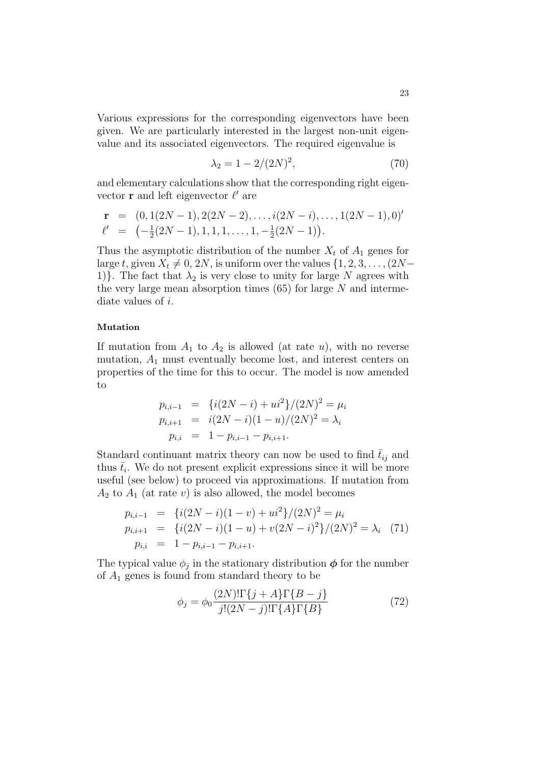Various expressions for the corresponding eigenvectors have been given. We are particularly interested in the largest non-unit eigenvalue and its associated eigenvectors. The required eigenvalue is

$$\lambda_2 = 1 - 2/(2N)^2, \tag{70}$$

and elementary calculations show that the corresponding right eigenvector $\mathbf{r}$ and left eigenvector $\ell'$ are

$$\begin{aligned}
\mathbf{r} &= (0, 1(2N-1), 2(2N-2), \ldots, i(2N-i), \ldots, 1(2N-1), 0)' \\
\ell' &= \left(-\tfrac{1}{2}(2N-1), 1, 1, 1, \ldots, 1, -\tfrac{1}{2}(2N-1)\right).
\end{aligned}$$

Thus the asymptotic distribution of the number $X_t$ of $A_1$ genes for large $t$, given $X_t \neq 0, 2N$, is uniform over the values $\{1, 2, 3, \ldots, (2N-1)\}$. The fact that $\lambda_2$ is very close to unity for large $N$ agrees with the very large mean absorption times (65) for large $N$ and intermediate values of $i$.

#### Mutation

If mutation from $A_1$ to $A_2$ is allowed (at rate $u$), with no reverse mutation, $A_1$ must eventually become lost, and interest centers on properties of the time for this to occur. The model is now amended to

$$\begin{aligned}
p_{i,i-1} &= \{i(2N-i) + ui^2\}/(2N)^2 = \mu_i \\
p_{i,i+1} &= i(2N-i)(1-u)/(2N)^2 = \lambda_i \\
p_{i,i} &= 1 - p_{i,i-1} - p_{i,i+1}.
\end{aligned}$$

Standard continuant matrix theory can now be used to find $\bar{t}_{ij}$ and thus $\bar{t}_i$. We do not present explicit expressions since it will be more useful (see below) to proceed via approximations. If mutation from $A_2$ to $A_1$ (at rate $v$) is also allowed, the model becomes

$$\begin{aligned}
p_{i,i-1} &= \{i(2N-i)(1-v) + ui^2\}/(2N)^2 = \mu_i \\
p_{i,i+1} &= \{i(2N-i)(1-u) + v(2N-i)^2\}/(2N)^2 = \lambda_i \\
p_{i,i} &= 1 - p_{i,i-1} - p_{i,i+1}.
\end{aligned} \tag{71}$$

The typical value $\phi_j$ in the stationary distribution $\boldsymbol{\phi}$ for the number of $A_1$ genes is found from standard theory to be

$$\phi_j = \phi_0 \frac{(2N)!\Gamma\{j + A\}\Gamma\{B - j\}}{j!(2N-j)!\Gamma\{A\}\Gamma\{B\}} \tag{72}$$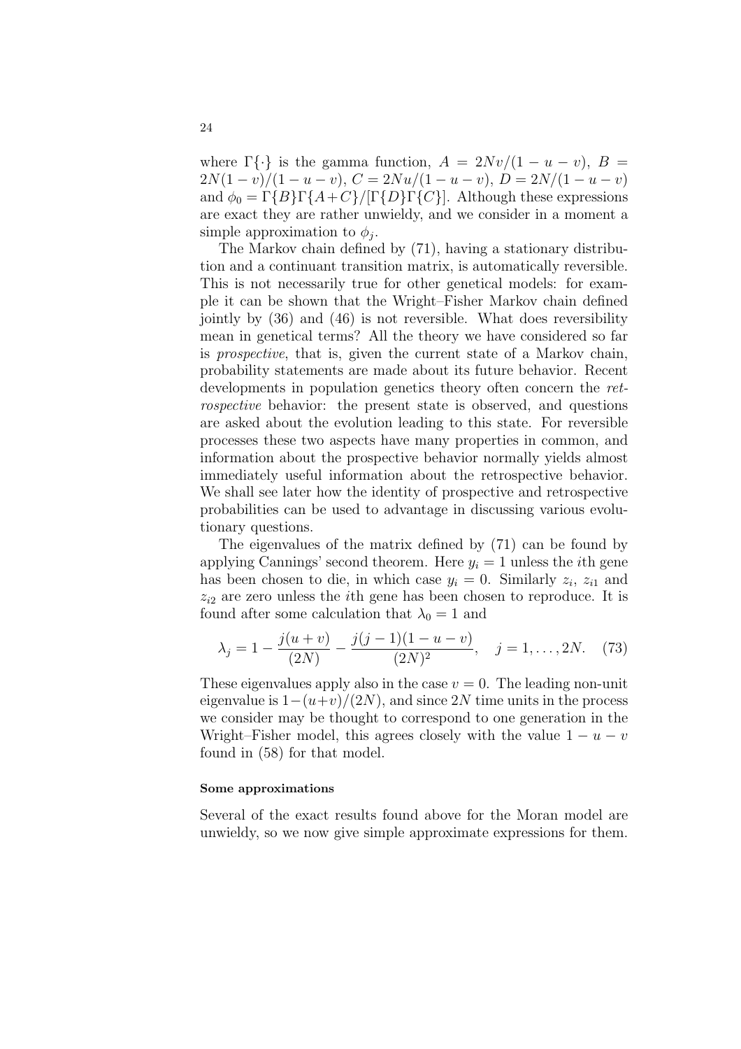where $\Gamma\{\cdot\}$ is the gamma function, $A = 2Nv/(1-u-v)$, $B = 2N(1-v)/(1-u-v)$, $C = 2Nu/(1-u-v)$, $D = 2N/(1-u-v)$ and $\phi_0 = \Gamma\{B\}\Gamma\{A+C\}/[\Gamma\{D\}\Gamma\{C\}]$. Although these expressions are exact they are rather unwieldy, and we consider in a moment a simple approximation to $\phi_j$.

The Markov chain defined by (71), having a stationary distribution and a continuant transition matrix, is automatically reversible. This is not necessarily true for other genetical models: for example it can be shown that the Wright–Fisher Markov chain defined jointly by (36) and (46) is not reversible. What does reversibility mean in genetical terms? All the theory we have considered so far is *prospective*, that is, given the current state of a Markov chain, probability statements are made about its future behavior. Recent developments in population genetics theory often concern the *retrospective* behavior: the present state is observed, and questions are asked about the evolution leading to this state. For reversible processes these two aspects have many properties in common, and information about the prospective behavior normally yields almost immediately useful information about the retrospective behavior. We shall see later how the identity of prospective and retrospective probabilities can be used to advantage in discussing various evolutionary questions.

The eigenvalues of the matrix defined by (71) can be found by applying Cannings' second theorem. Here $y_i = 1$ unless the $i$th gene has been chosen to die, in which case $y_i = 0$. Similarly $z_i$, $z_{i1}$ and $z_{i2}$ are zero unless the $i$th gene has been chosen to reproduce. It is found after some calculation that $\lambda_0 = 1$ and

$$\lambda_j = 1 - \frac{j(u+v)}{(2N)} - \frac{j(j-1)(1-u-v)}{(2N)^2}, \quad j = 1, \ldots, 2N. \quad (73)$$

These eigenvalues apply also in the case $v = 0$. The leading non-unit eigenvalue is $1-(u+v)/(2N)$, and since $2N$ time units in the process we consider may be thought to correspond to one generation in the Wright–Fisher model, this agrees closely with the value $1-u-v$ found in (58) for that model.

#### Some approximations

Several of the exact results found above for the Moran model are unwieldy, so we now give simple approximate expressions for them.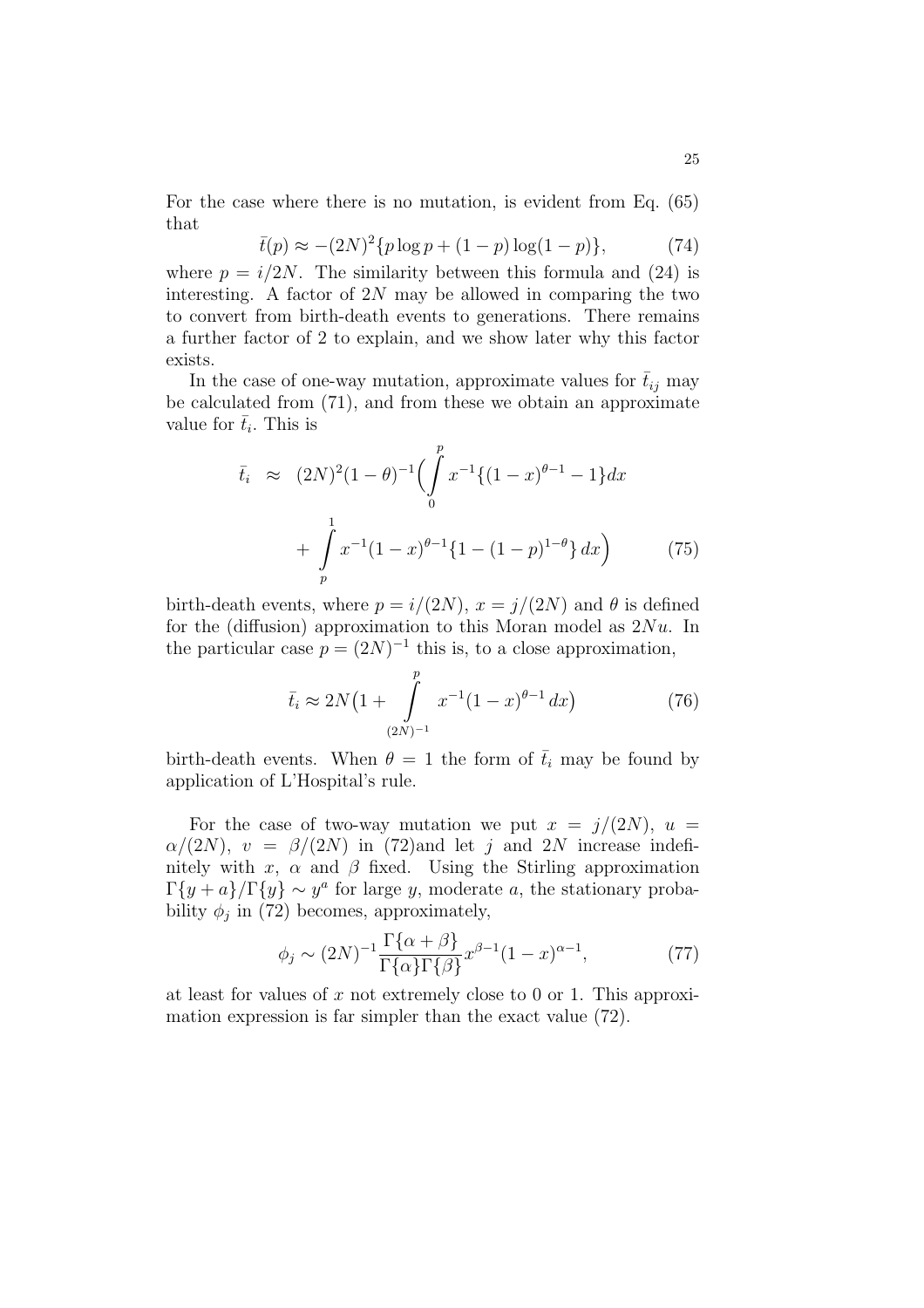For the case where there is no mutation, is evident from Eq. (65) that

$$\bar{t}(p) \approx -(2N)^2\{p\log p + (1-p)\log(1-p)\}, \tag{74}$$

where $p = i/2N$. The similarity between this formula and (24) is interesting. A factor of $2N$ may be allowed in comparing the two to convert from birth-death events to generations. There remains a further factor of 2 to explain, and we show later why this factor exists.

In the case of one-way mutation, approximate values for $\bar{t}_{ij}$ may be calculated from (71), and from these we obtain an approximate value for $\bar{t}_i$. This is

$$\begin{aligned} \bar{t}_i \;\approx\; & (2N)^2(1-\theta)^{-1}\Big(\int_0^p x^{-1}\{(1-x)^{\theta-1}-1\}dx \\ & + \int_p^1 x^{-1}(1-x)^{\theta-1}\{1-(1-p)^{1-\theta}\}\,dx\Big) \end{aligned} \tag{75}$$

birth-death events, where $p = i/(2N)$, $x = j/(2N)$ and $\theta$ is defined for the (diffusion) approximation to this Moran model as $2Nu$. In the particular case $p = (2N)^{-1}$ this is, to a close approximation,

$$\bar{t}_i \approx 2N\big(1 + \int_{(2N)^{-1}}^{p} x^{-1}(1-x)^{\theta-1}\,dx\big) \tag{76}$$

birth-death events. When $\theta = 1$ the form of $\bar{t}_i$ may be found by application of L'Hospital's rule.

For the case of two-way mutation we put $x = j/(2N)$, $u = \alpha/(2N)$, $v = \beta/(2N)$ in (72)and let $j$ and $2N$ increase indefinitely with $x$, $\alpha$ and $\beta$ fixed. Using the Stirling approximation $\Gamma\{y+a\}/\Gamma\{y\} \sim y^a$ for large $y$, moderate $a$, the stationary probability $\phi_j$ in (72) becomes, approximately,

$$\phi_j \sim (2N)^{-1}\frac{\Gamma\{\alpha+\beta\}}{\Gamma\{\alpha\}\Gamma\{\beta\}}x^{\beta-1}(1-x)^{\alpha-1}, \tag{77}$$

at least for values of $x$ not extremely close to 0 or 1. This approximation expression is far simpler than the exact value (72).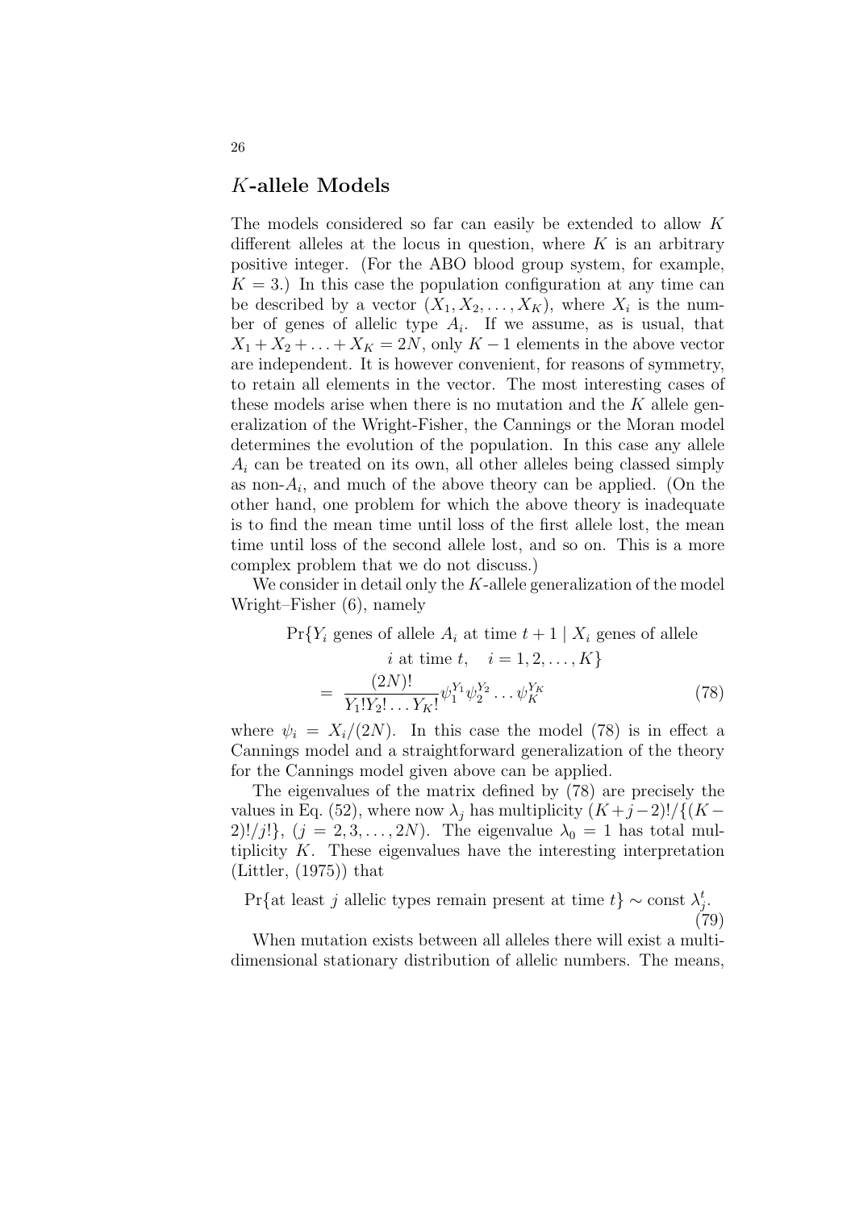## $K$-allele Models

The models considered so far can easily be extended to allow $K$ different alleles at the locus in question, where $K$ is an arbitrary positive integer. (For the ABO blood group system, for example, $K = 3$.) In this case the population configuration at any time can be described by a vector $(X_1, X_2, \ldots, X_K)$, where $X_i$ is the number of genes of allelic type $A_i$. If we assume, as is usual, that $X_1 + X_2 + \ldots + X_K = 2N$, only $K - 1$ elements in the above vector are independent. It is however convenient, for reasons of symmetry, to retain all elements in the vector. The most interesting cases of these models arise when there is no mutation and the $K$ allele generalization of the Wright-Fisher, the Cannings or the Moran model determines the evolution of the population. In this case any allele $A_i$ can be treated on its own, all other alleles being classed simply as non-$A_i$, and much of the above theory can be applied. (On the other hand, one problem for which the above theory is inadequate is to find the mean time until loss of the first allele lost, the mean time until loss of the second allele lost, and so on. This is a more complex problem that we do not discuss.)

We consider in detail only the $K$-allele generalization of the model Wright–Fisher (6), namely

$$\begin{aligned}
&\Pr\{Y_i \text{ genes of allele } A_i \text{ at time } t+1 \mid X_i \text{ genes of allele} \\
&\qquad i \text{ at time } t, \quad i = 1, 2, \ldots, K\} \\
&= \frac{(2N)!}{Y_1! Y_2! \ldots Y_K!} \psi_1^{Y_1} \psi_2^{Y_2} \ldots \psi_K^{Y_K} \qquad (78)
\end{aligned}$$

where $\psi_i = X_i/(2N)$. In this case the model (78) is in effect a Cannings model and a straightforward generalization of the theory for the Cannings model given above can be applied.

The eigenvalues of the matrix defined by (78) are precisely the values in Eq. (52), where now $\lambda_j$ has multiplicity $(K+j-2)!/\{(K-2)!/j!\}$, $(j = 2, 3, \ldots, 2N)$. The eigenvalue $\lambda_0 = 1$ has total multiplicity $K$. These eigenvalues have the interesting interpretation (Littler, (1975)) that

$$\Pr\{\text{at least } j \text{ allelic types remain present at time } t\} \sim \text{const } \lambda_j^t. \qquad (79)$$

When mutation exists between all alleles there will exist a multidimensional stationary distribution of allelic numbers. The means,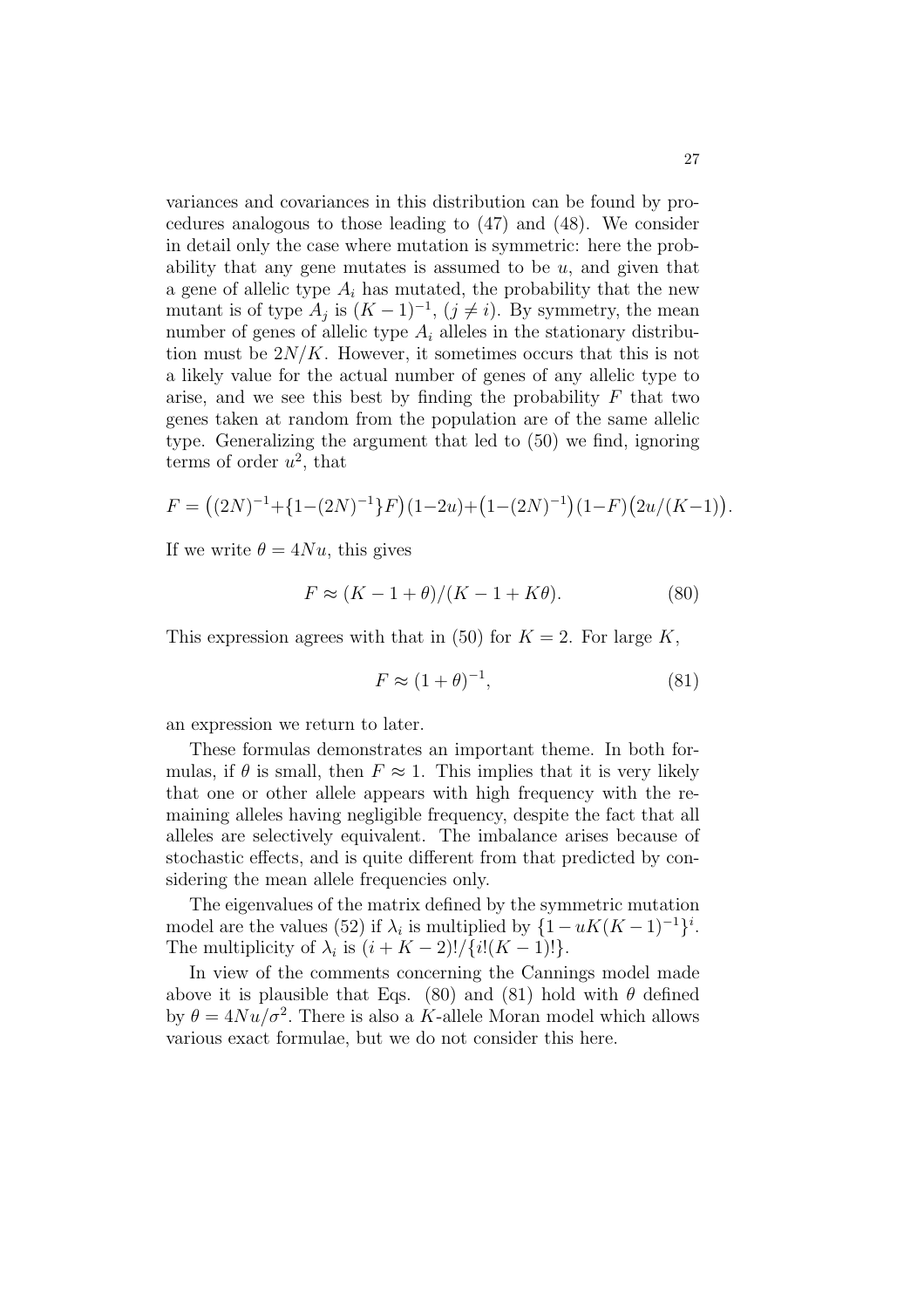variances and covariances in this distribution can be found by procedures analogous to those leading to (47) and (48). We consider in detail only the case where mutation is symmetric: here the probability that any gene mutates is assumed to be $u$, and given that a gene of allelic type $A_i$ has mutated, the probability that the new mutant is of type $A_j$ is $(K-1)^{-1}$, $(j \neq i)$. By symmetry, the mean number of genes of allelic type $A_i$ alleles in the stationary distribution must be $2N/K$. However, it sometimes occurs that this is not a likely value for the actual number of genes of any allelic type to arise, and we see this best by finding the probability $F$ that two genes taken at random from the population are of the same allelic type. Generalizing the argument that led to (50) we find, ignoring terms of order $u^2$, that

$$F = \big((2N)^{-1} + \{1-(2N)^{-1}\}F\big)(1-2u) + \big(1-(2N)^{-1}\big)(1-F)\big(2u/(K-1)\big).$$

If we write $\theta = 4Nu$, this gives

$$F \approx (K-1+\theta)/(K-1+K\theta). \tag{80}$$

This expression agrees with that in (50) for $K = 2$. For large $K$,

$$F \approx (1+\theta)^{-1}, \tag{81}$$

an expression we return to later.

These formulas demonstrates an important theme. In both formulas, if $\theta$ is small, then $F \approx 1$. This implies that it is very likely that one or other allele appears with high frequency with the remaining alleles having negligible frequency, despite the fact that all alleles are selectively equivalent. The imbalance arises because of stochastic effects, and is quite different from that predicted by considering the mean allele frequencies only.

The eigenvalues of the matrix defined by the symmetric mutation model are the values (52) if $\lambda_i$ is multiplied by $\{1 - uK(K-1)^{-1}\}^i$. The multiplicity of $\lambda_i$ is $(i+K-2)!/\{i!(K-1)!\}$.

In view of the comments concerning the Cannings model made above it is plausible that Eqs. (80) and (81) hold with $\theta$ defined by $\theta = 4Nu/\sigma^2$. There is also a $K$-allele Moran model which allows various exact formulae, but we do not consider this here.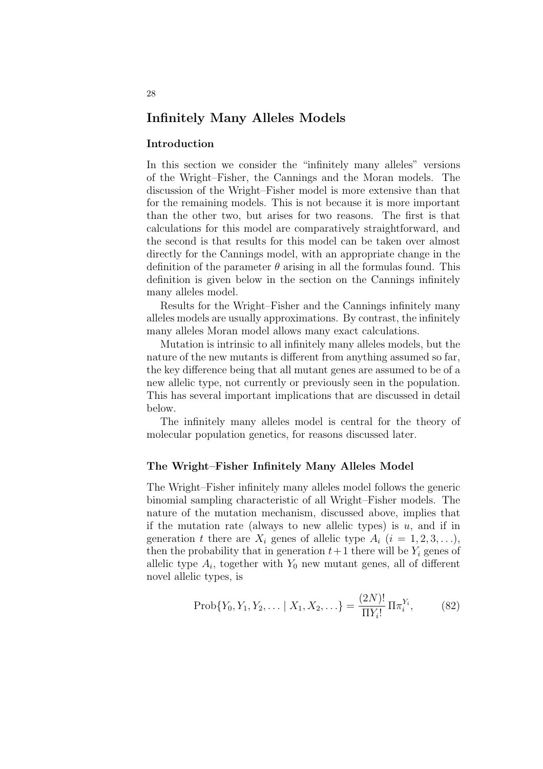## Infinitely Many Alleles Models

### Introduction

In this section we consider the "infinitely many alleles" versions of the Wright–Fisher, the Cannings and the Moran models. The discussion of the Wright–Fisher model is more extensive than that for the remaining models. This is not because it is more important than the other two, but arises for two reasons. The first is that calculations for this model are comparatively straightforward, and the second is that results for this model can be taken over almost directly for the Cannings model, with an appropriate change in the definition of the parameter $\theta$ arising in all the formulas found. This definition is given below in the section on the Cannings infinitely many alleles model.

Results for the Wright–Fisher and the Cannings infinitely many alleles models are usually approximations. By contrast, the infinitely many alleles Moran model allows many exact calculations.

Mutation is intrinsic to all infinitely many alleles models, but the nature of the new mutants is different from anything assumed so far, the key difference being that all mutant genes are assumed to be of a new allelic type, not currently or previously seen in the population. This has several important implications that are discussed in detail below.

The infinitely many alleles model is central for the theory of molecular population genetics, for reasons discussed later.

### The Wright–Fisher Infinitely Many Alleles Model

The Wright–Fisher infinitely many alleles model follows the generic binomial sampling characteristic of all Wright–Fisher models. The nature of the mutation mechanism, discussed above, implies that if the mutation rate (always to new allelic types) is $u$, and if in generation $t$ there are $X_i$ genes of allelic type $A_i$ $(i = 1, 2, 3, \ldots)$, then the probability that in generation $t+1$ there will be $Y_i$ genes of allelic type $A_i$, together with $Y_0$ new mutant genes, all of different novel allelic types, is

$$\text{Prob}\{Y_0, Y_1, Y_2, \ldots \mid X_1, X_2, \ldots\} = \frac{(2N)!}{\Pi Y_i!} \, \Pi \pi_i^{Y_i}, \qquad (82)$$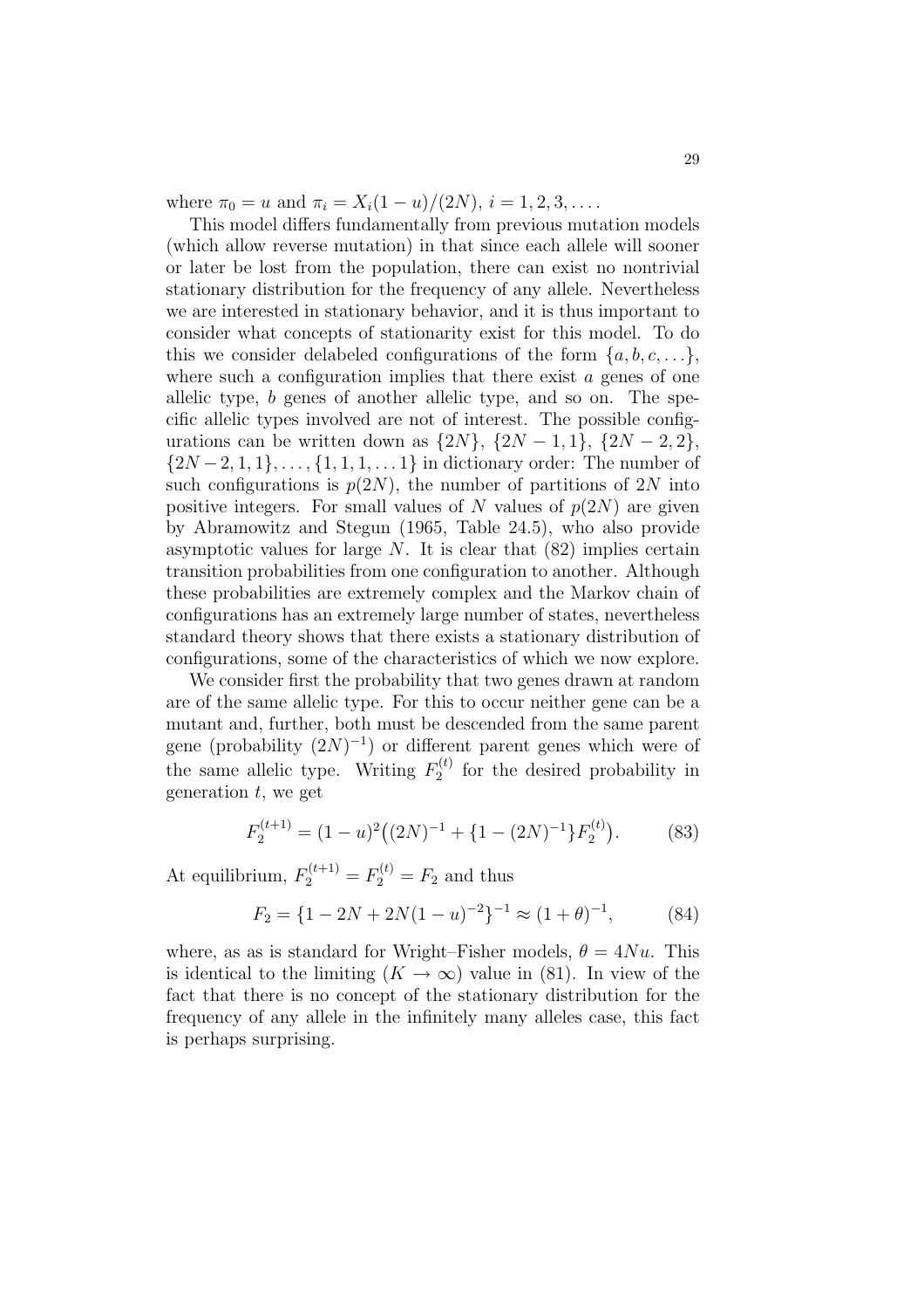where $\pi_0 = u$ and $\pi_i = X_i(1-u)/(2N)$, $i = 1, 2, 3, \ldots$.

This model differs fundamentally from previous mutation models (which allow reverse mutation) in that since each allele will sooner or later be lost from the population, there can exist no nontrivial stationary distribution for the frequency of any allele. Nevertheless we are interested in stationary behavior, and it is thus important to consider what concepts of stationarity exist for this model. To do this we consider delabeled configurations of the form $\{a, b, c, \ldots\}$, where such a configuration implies that there exist $a$ genes of one allelic type, $b$ genes of another allelic type, and so on. The specific allelic types involved are not of interest. The possible configurations can be written down as $\{2N\}$, $\{2N-1, 1\}$, $\{2N-2, 2\}$, $\{2N-2, 1, 1\}, \ldots, \{1, 1, 1, \ldots 1\}$ in dictionary order: The number of such configurations is $p(2N)$, the number of partitions of $2N$ into positive integers. For small values of $N$ values of $p(2N)$ are given by Abramowitz and Stegun (1965, Table 24.5), who also provide asymptotic values for large $N$. It is clear that (82) implies certain transition probabilities from one configuration to another. Although these probabilities are extremely complex and the Markov chain of configurations has an extremely large number of states, nevertheless standard theory shows that there exists a stationary distribution of configurations, some of the characteristics of which we now explore.

We consider first the probability that two genes drawn at random are of the same allelic type. For this to occur neither gene can be a mutant and, further, both must be descended from the same parent gene (probability $(2N)^{-1}$) or different parent genes which were of the same allelic type. Writing $F_2^{(t)}$ for the desired probability in generation $t$, we get

$$F_2^{(t+1)} = (1-u)^2\big((2N)^{-1} + \{1-(2N)^{-1}\}F_2^{(t)}\big). \qquad (83)$$

At equilibrium, $F_2^{(t+1)} = F_2^{(t)} = F_2$ and thus

$$F_2 = \{1 - 2N + 2N(1-u)^{-2}\}^{-1} \approx (1+\theta)^{-1}, \qquad (84)$$

where, as as is standard for Wright–Fisher models, $\theta = 4Nu$. This is identical to the limiting ($K \to \infty$) value in (81). In view of the fact that there is no concept of the stationary distribution for the frequency of any allele in the infinitely many alleles case, this fact is perhaps surprising.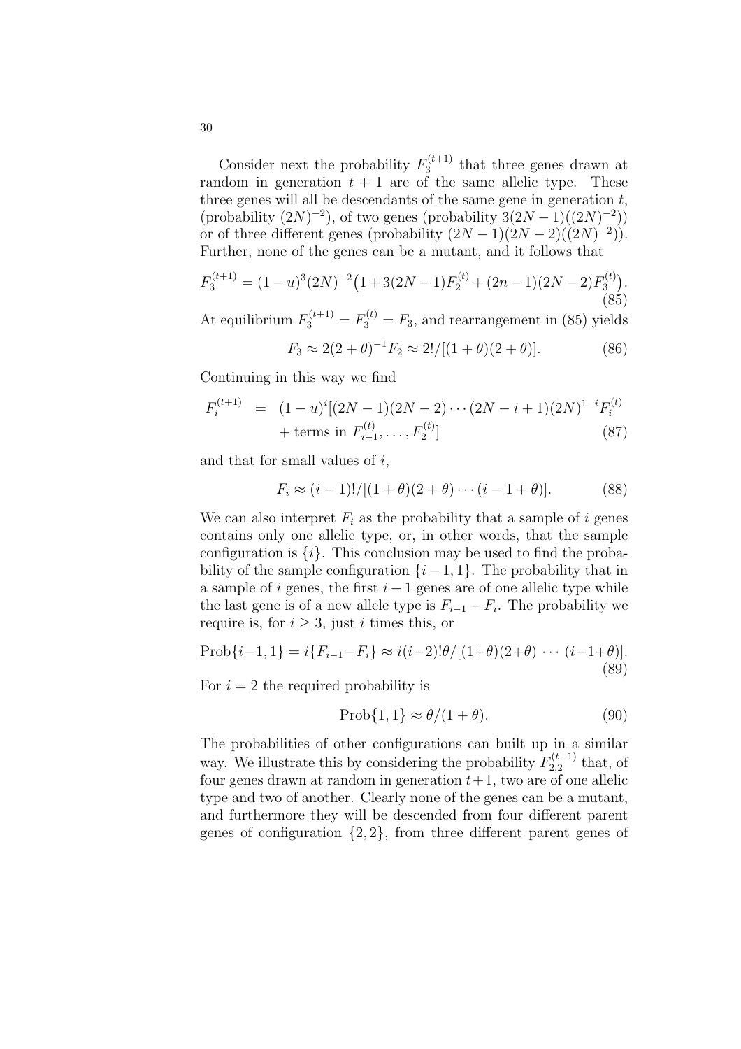Consider next the probability $F_3^{(t+1)}$ that three genes drawn at random in generation $t+1$ are of the same allelic type. These three genes will all be descendants of the same gene in generation $t$, (probability $(2N)^{-2}$), of two genes (probability $3(2N-1)((2N)^{-2})$) or of three different genes (probability $(2N-1)(2N-2)((2N)^{-2})$). Further, none of the genes can be a mutant, and it follows that

$$F_3^{(t+1)} = (1-u)^3(2N)^{-2}\big(1+3(2N-1)F_2^{(t)} + (2n-1)(2N-2)F_3^{(t)}\big). \tag{85}$$

At equilibrium $F_3^{(t+1)} = F_3^{(t)} = F_3$, and rearrangement in (85) yields

$$F_3 \approx 2(2+\theta)^{-1}F_2 \approx 2!/[(1+\theta)(2+\theta)]. \tag{86}$$

Continuing in this way we find

$$\begin{aligned} F_i^{(t+1)} &= (1-u)^i[(2N-1)(2N-2)\cdots(2N-i+1)(2N)^{1-i}F_i^{(t)} \\ &\quad + \text{terms in } F_{i-1}^{(t)}, \ldots, F_2^{(t)}] \end{aligned} \tag{87}$$

and that for small values of $i$,

$$F_i \approx (i-1)!/[(1+\theta)(2+\theta)\cdots(i-1+\theta)]. \tag{88}$$

We can also interpret $F_i$ as the probability that a sample of $i$ genes contains only one allelic type, or, in other words, that the sample configuration is $\{i\}$. This conclusion may be used to find the probability of the sample configuration $\{i-1,1\}$. The probability that in a sample of $i$ genes, the first $i-1$ genes are of one allelic type while the last gene is of a new allele type is $F_{i-1} - F_i$. The probability we require is, for $i \geq 3$, just $i$ times this, or

$$\text{Prob}\{i-1,1\} = i\{F_{i-1} - F_i\} \approx i(i-2)!\theta/[(1+\theta)(2+\theta)\cdots(i-1+\theta)]. \tag{89}$$

For $i = 2$ the required probability is

$$\text{Prob}\{1,1\} \approx \theta/(1+\theta). \tag{90}$$

The probabilities of other configurations can built up in a similar way. We illustrate this by considering the probability $F_{2,2}^{(t+1)}$ that, of four genes drawn at random in generation $t+1$, two are of one allelic type and two of another. Clearly none of the genes can be a mutant, and furthermore they will be descended from four different parent genes of configuration $\{2,2\}$, from three different parent genes of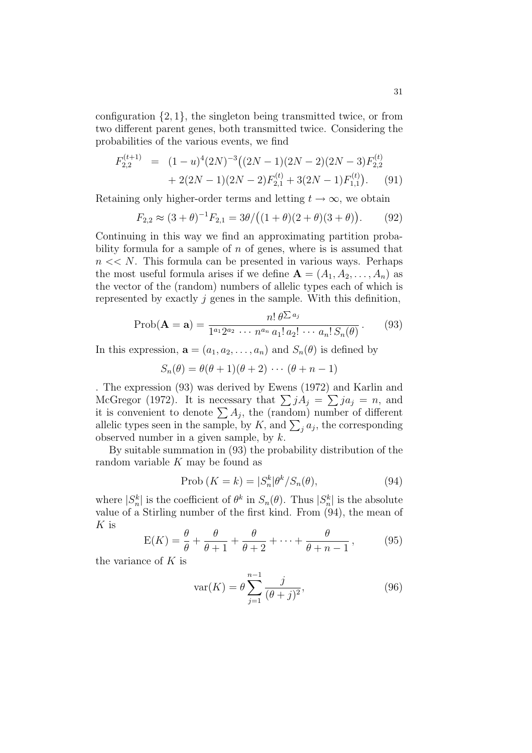configuration $\{2, 1\}$, the singleton being transmitted twice, or from two different parent genes, both transmitted twice. Considering the probabilities of the various events, we find

$$F_{2,2}^{(t+1)} = (1-u)^4(2N)^{-3}\big((2N-1)(2N-2)(2N-3)F_{2,2}^{(t)} + 2(2N-1)(2N-2)F_{2,1}^{(t)} + 3(2N-1)F_{1,1}^{(t)}\big). \quad (91)$$

Retaining only higher-order terms and letting $t \to \infty$, we obtain

$$F_{2,2} \approx (3+\theta)^{-1}F_{2,1} = 3\theta/\big((1+\theta)(2+\theta)(3+\theta)\big). \quad (92)$$

Continuing in this way we find an approximating partition probability formula for a sample of $n$ of genes, where is is assumed that $n << N$. This formula can be presented in various ways. Perhaps the most useful formula arises if we define $\mathbf{A} = (A_1, A_2, \ldots, A_n)$ as the vector of the (random) numbers of allelic types each of which is represented by exactly $j$ genes in the sample. With this definition,

$$\text{Prob}(\mathbf{A} = \mathbf{a}) = \frac{n!\,\theta^{\sum a_j}}{1^{a_1}2^{a_2}\,\cdots\,n^{a_n}\,a_1!\,a_2!\,\cdots\,a_n!\,S_n(\theta)}\,. \quad (93)$$

In this expression, $\mathbf{a} = (a_1, a_2, \ldots, a_n)$ and $S_n(\theta)$ is defined by

$$S_n(\theta) = \theta(\theta+1)(\theta+2)\,\cdots\,(\theta+n-1)$$

. The expression (93) was derived by Ewens (1972) and Karlin and McGregor (1972). It is necessary that $\sum jA_j = \sum ja_j = n$, and it is convenient to denote $\sum A_j$, the (random) number of different allelic types seen in the sample, by $K$, and $\sum_j a_j$, the corresponding observed number in a given sample, by $k$.

By suitable summation in (93) the probability distribution of the random variable $K$ may be found as

$$\text{Prob}\,(K = k) = |S_n^k|\theta^k/S_n(\theta), \quad (94)$$

where $|S_n^k|$ is the coefficient of $\theta^k$ in $S_n(\theta)$. Thus $|S_n^k|$ is the absolute value of a Stirling number of the first kind. From (94), the mean of $K$ is

$$\text{E}(K) = \frac{\theta}{\theta} + \frac{\theta}{\theta+1} + \frac{\theta}{\theta+2} + \cdots + \frac{\theta}{\theta+n-1}\,, \quad (95)$$

the variance of $K$ is

$$\text{var}(K) = \theta\sum_{j=1}^{n-1}\frac{j}{(\theta+j)^2}, \quad (96)$$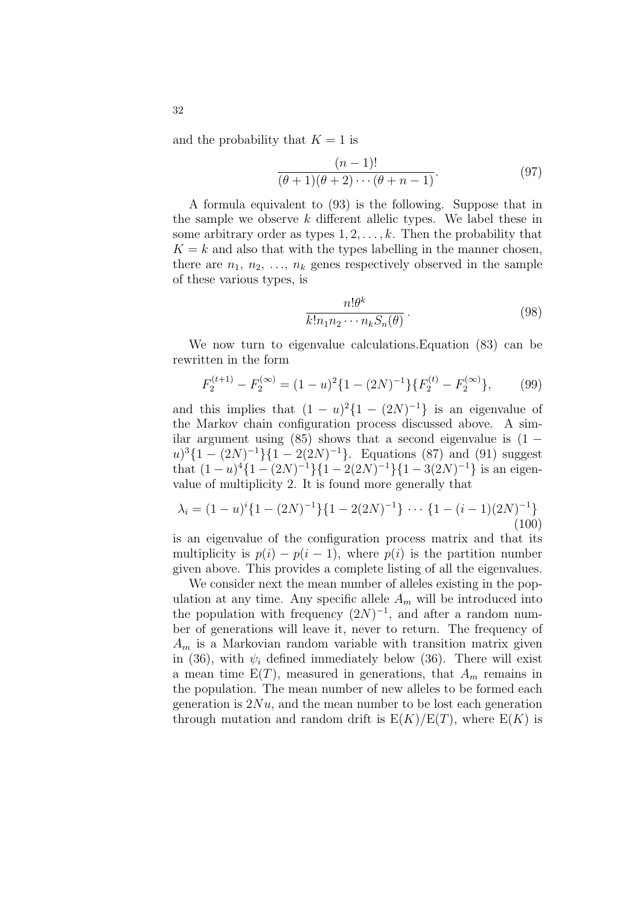and the probability that $K = 1$ is

$$\frac{(n-1)!}{(\theta+1)(\theta+2)\cdots(\theta+n-1)}. \tag{97}$$

A formula equivalent to (93) is the following. Suppose that in the sample we observe $k$ different allelic types. We label these in some arbitrary order as types $1, 2, \ldots, k$. Then the probability that $K = k$ and also that with the types labelling in the manner chosen, there are $n_1$, $n_2$, $\ldots$, $n_k$ genes respectively observed in the sample of these various types, is

$$\frac{n!\theta^k}{k! n_1 n_2 \cdots n_k S_n(\theta)}. \tag{98}$$

We now turn to eigenvalue calculations.Equation (83) can be rewritten in the form

$$F_2^{(t+1)} - F_2^{(\infty)} = (1-u)^2\{1-(2N)^{-1}\}\{F_2^{(t)} - F_2^{(\infty)}\}, \tag{99}$$

and this implies that $(1-u)^2\{1-(2N)^{-1}\}$ is an eigenvalue of the Markov chain configuration process discussed above. A similar argument using (85) shows that a second eigenvalue is $(1-u)^3\{1-(2N)^{-1}\}\{1-2(2N)^{-1}\}$. Equations (87) and (91) suggest that $(1-u)^4\{1-(2N)^{-1}\}\{1-2(2N)^{-1}\}\{1-3(2N)^{-1}\}$ is an eigenvalue of multiplicity 2. It is found more generally that

$$\lambda_i = (1-u)^i\{1-(2N)^{-1}\}\{1-2(2N)^{-1}\} \cdots \{1-(i-1)(2N)^{-1}\} \tag{100}$$

is an eigenvalue of the configuration process matrix and that its multiplicity is $p(i) - p(i-1)$, where $p(i)$ is the partition number given above. This provides a complete listing of all the eigenvalues.

We consider next the mean number of alleles existing in the population at any time. Any specific allele $A_m$ will be introduced into the population with frequency $(2N)^{-1}$, and after a random number of generations will leave it, never to return. The frequency of $A_m$ is a Markovian random variable with transition matrix given in (36), with $\psi_i$ defined immediately below (36). There will exist a mean time $\mathrm{E}(T)$, measured in generations, that $A_m$ remains in the population. The mean number of new alleles to be formed each generation is $2Nu$, and the mean number to be lost each generation through mutation and random drift is $\mathrm{E}(K)/\mathrm{E}(T)$, where $\mathrm{E}(K)$ is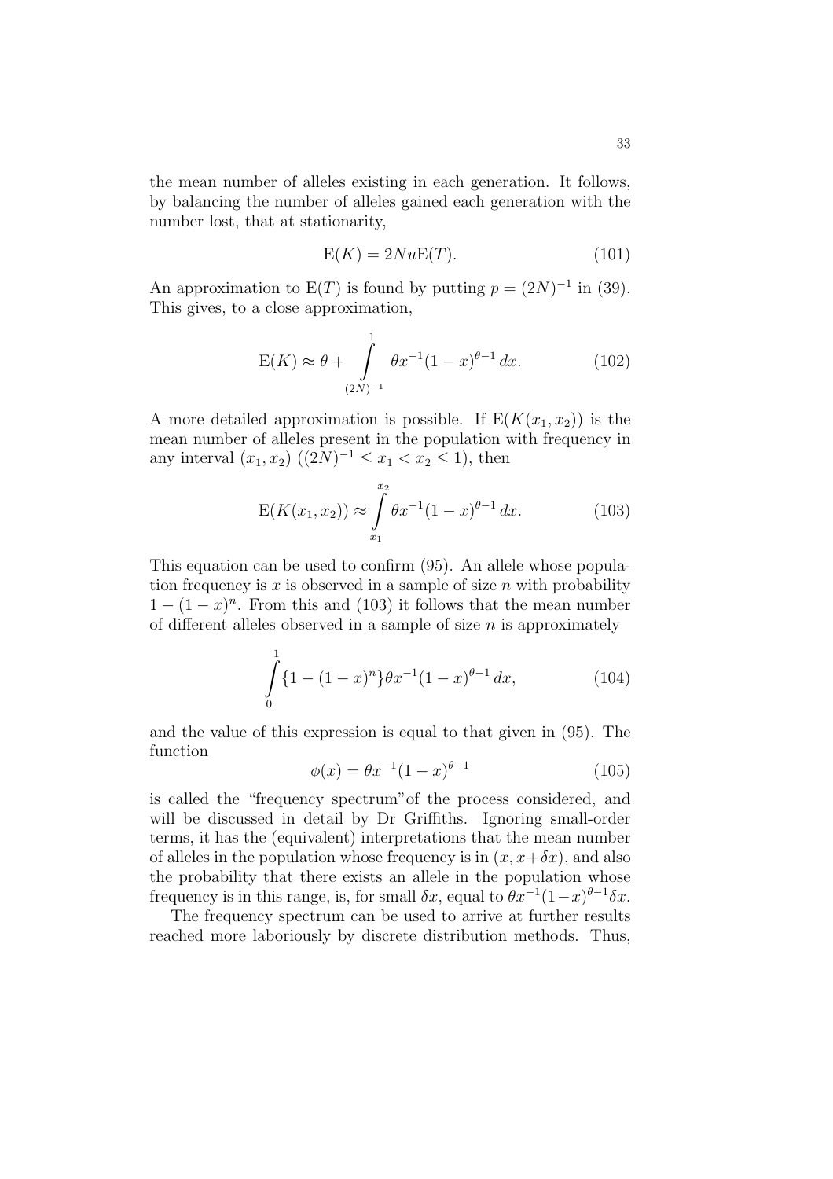the mean number of alleles existing in each generation. It follows, by balancing the number of alleles gained each generation with the number lost, that at stationarity,

$$\mathrm{E}(K) = 2Nu\mathrm{E}(T). \tag{101}$$

An approximation to $\mathrm{E}(T)$ is found by putting $p = (2N)^{-1}$ in (39). This gives, to a close approximation,

$$\mathrm{E}(K) \approx \theta + \int_{(2N)^{-1}}^{1} \theta x^{-1}(1-x)^{\theta-1}\,dx. \tag{102}$$

A more detailed approximation is possible. If $\mathrm{E}(K(x_1, x_2))$ is the mean number of alleles present in the population with frequency in any interval $(x_1, x_2)$ $((2N)^{-1} \leq x_1 < x_2 \leq 1)$, then

$$\mathrm{E}(K(x_1, x_2)) \approx \int_{x_1}^{x_2} \theta x^{-1}(1-x)^{\theta-1}\,dx. \tag{103}$$

This equation can be used to confirm (95). An allele whose population frequency is $x$ is observed in a sample of size $n$ with probability $1-(1-x)^n$. From this and (103) it follows that the mean number of different alleles observed in a sample of size $n$ is approximately

$$\int_{0}^{1} \{1-(1-x)^n\}\theta x^{-1}(1-x)^{\theta-1}\,dx, \tag{104}$$

and the value of this expression is equal to that given in (95). The function

$$\phi(x) = \theta x^{-1}(1-x)^{\theta-1} \tag{105}$$

is called the "frequency spectrum"of the process considered, and will be discussed in detail by Dr Griffiths. Ignoring small-order terms, it has the (equivalent) interpretations that the mean number of alleles in the population whose frequency is in $(x, x+\delta x)$, and also the probability that there exists an allele in the population whose frequency is in this range, is, for small $\delta x$, equal to $\theta x^{-1}(1-x)^{\theta-1}\delta x$.

The frequency spectrum can be used to arrive at further results reached more laboriously by discrete distribution methods. Thus,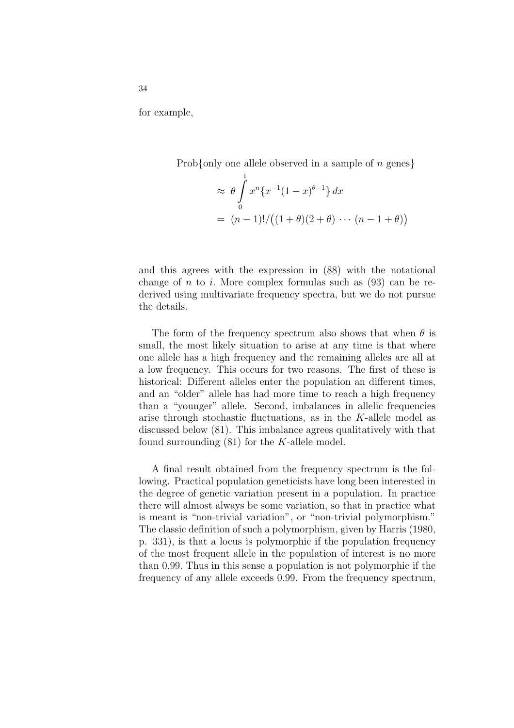for example,

$$
\begin{aligned}
&\text{Prob}\{\text{only one allele observed in a sample of } n \text{ genes}\} \\
&\approx \theta \int_0^1 x^n \{x^{-1}(1-x)^{\theta-1}\}\, dx \\
&= (n-1)!/\big((1+\theta)(2+\theta)\,\cdots\,(n-1+\theta)\big)
\end{aligned}
$$

and this agrees with the expression in (88) with the notational change of $n$ to $i$. More complex formulas such as (93) can be re-derived using multivariate frequency spectra, but we do not pursue the details.

The form of the frequency spectrum also shows that when $\theta$ is small, the most likely situation to arise at any time is that where one allele has a high frequency and the remaining alleles are all at a low frequency. This occurs for two reasons. The first of these is historical: Different alleles enter the population an different times, and an "older" allele has had more time to reach a high frequency than a "younger" allele. Second, imbalances in allelic frequencies arise through stochastic fluctuations, as in the $K$-allele model as discussed below (81). This imbalance agrees qualitatively with that found surrounding (81) for the $K$-allele model.

A final result obtained from the frequency spectrum is the following. Practical population geneticists have long been interested in the degree of genetic variation present in a population. In practice there will almost always be some variation, so that in practice what is meant is "non-trivial variation", or "non-trivial polymorphism." The classic definition of such a polymorphism, given by Harris (1980, p. 331), is that a locus is polymorphic if the population frequency of the most frequent allele in the population of interest is no more than 0.99. Thus in this sense a population is not polymorphic if the frequency of any allele exceeds 0.99. From the frequency spectrum,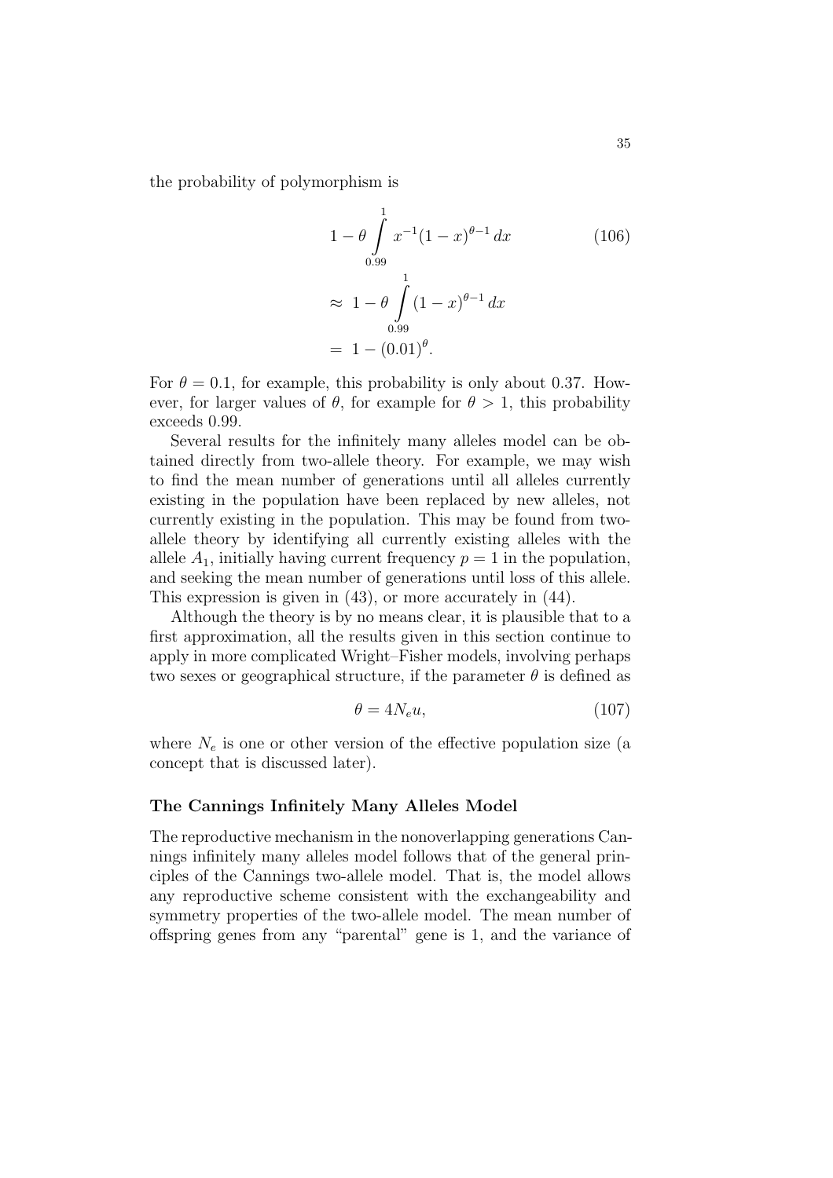the probability of polymorphism is

$$
\begin{aligned}
& 1-\theta \int_{0.99}^{1} x^{-1}(1-x)^{\theta-1}\, dx \qquad (106)\\
\approx\ & 1-\theta \int_{0.99}^{1} (1-x)^{\theta-1}\, dx \\
=\ & 1-(0.01)^{\theta}.
\end{aligned}
$$

For $\theta = 0.1$, for example, this probability is only about 0.37. However, for larger values of $\theta$, for example for $\theta > 1$, this probability exceeds 0.99.

Several results for the infinitely many alleles model can be obtained directly from two-allele theory. For example, we may wish to find the mean number of generations until all alleles currently existing in the population have been replaced by new alleles, not currently existing in the population. This may be found from two-allele theory by identifying all currently existing alleles with the allele $A_1$, initially having current frequency $p = 1$ in the population, and seeking the mean number of generations until loss of this allele. This expression is given in (43), or more accurately in (44).

Although the theory is by no means clear, it is plausible that to a first approximation, all the results given in this section continue to apply in more complicated Wright–Fisher models, involving perhaps two sexes or geographical structure, if the parameter $\theta$ is defined as

$$
\theta = 4N_e u, \qquad (107)
$$

where $N_e$ is one or other version of the effective population size (a concept that is discussed later).

### The Cannings Infinitely Many Alleles Model

The reproductive mechanism in the nonoverlapping generations Cannings infinitely many alleles model follows that of the general principles of the Cannings two-allele model. That is, the model allows any reproductive scheme consistent with the exchangeability and symmetry properties of the two-allele model. The mean number of offspring genes from any "parental" gene is 1, and the variance of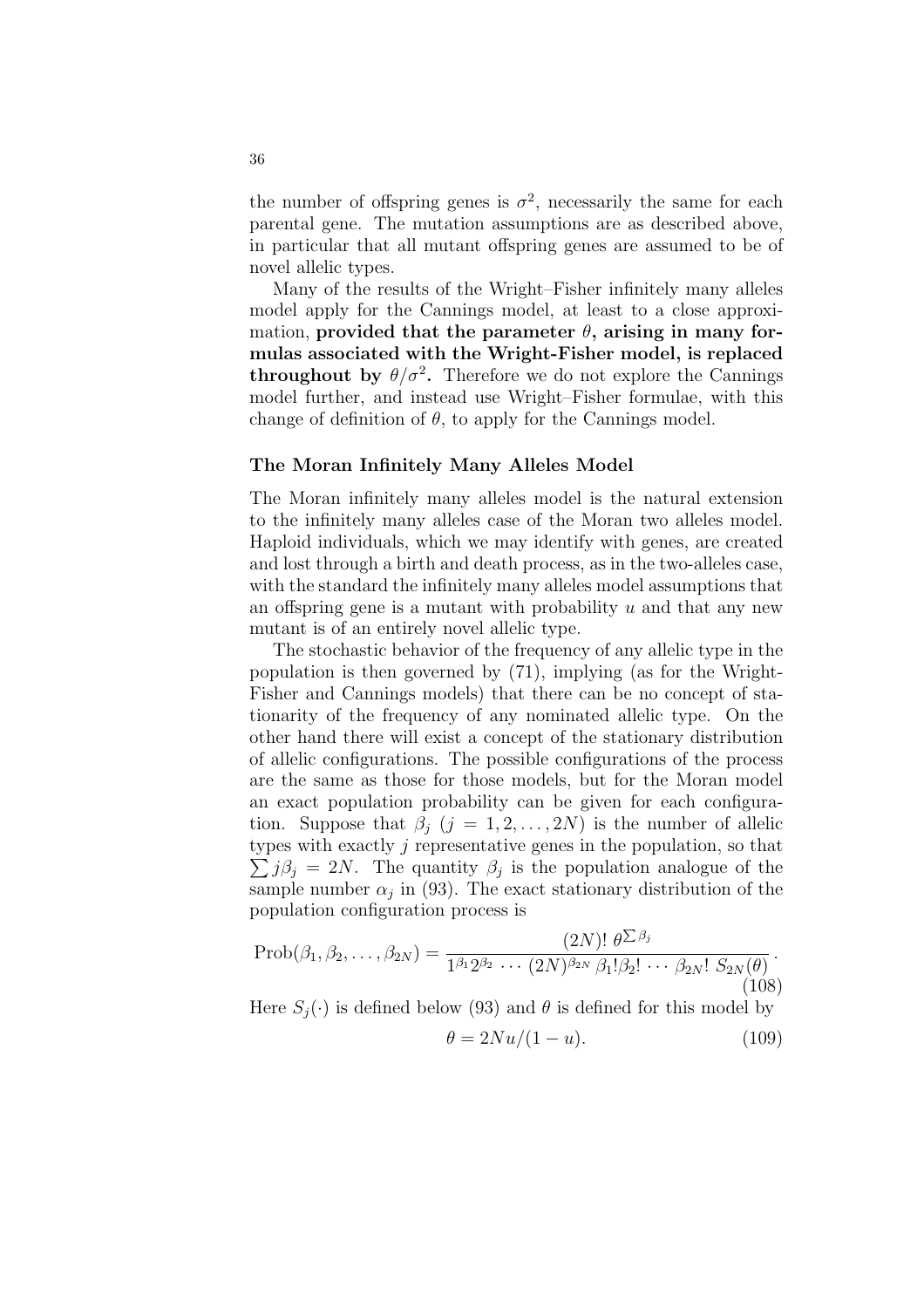the number of offspring genes is $\sigma^2$, necessarily the same for each parental gene. The mutation assumptions are as described above, in particular that all mutant offspring genes are assumed to be of novel allelic types.

Many of the results of the Wright–Fisher infinitely many alleles model apply for the Cannings model, at least to a close approximation, **provided that the parameter $\theta$, arising in many formulas associated with the Wright-Fisher model, is replaced throughout by $\theta/\sigma^2$.** Therefore we do not explore the Cannings model further, and instead use Wright–Fisher formulae, with this change of definition of $\theta$, to apply for the Cannings model.

### The Moran Infinitely Many Alleles Model

The Moran infinitely many alleles model is the natural extension to the infinitely many alleles case of the Moran two alleles model. Haploid individuals, which we may identify with genes, are created and lost through a birth and death process, as in the two-alleles case, with the standard the infinitely many alleles model assumptions that an offspring gene is a mutant with probability $u$ and that any new mutant is of an entirely novel allelic type.

The stochastic behavior of the frequency of any allelic type in the population is then governed by (71), implying (as for the Wright-Fisher and Cannings models) that there can be no concept of stationarity of the frequency of any nominated allelic type. On the other hand there will exist a concept of the stationary distribution of allelic configurations. The possible configurations of the process are the same as those for those models, but for the Moran model an exact population probability can be given for each configuration. Suppose that $\beta_j$ $(j = 1, 2, \ldots, 2N)$ is the number of allelic types with exactly $j$ representative genes in the population, so that $\sum j\beta_j = 2N$. The quantity $\beta_j$ is the population analogue of the sample number $\alpha_j$ in (93). The exact stationary distribution of the population configuration process is

$$\text{Prob}(\beta_1, \beta_2, \ldots, \beta_{2N}) = \frac{(2N)!\ \theta^{\sum \beta_j}}{1^{\beta_1} 2^{\beta_2} \cdots (2N)^{\beta_{2N}}\ \beta_1! \beta_2! \cdots \beta_{2N}!\ S_{2N}(\theta)}. \tag{108}$$

Here $S_j(\cdot)$ is defined below (93) and $\theta$ is defined for this model by

$$\theta = 2Nu/(1-u). \tag{109}$$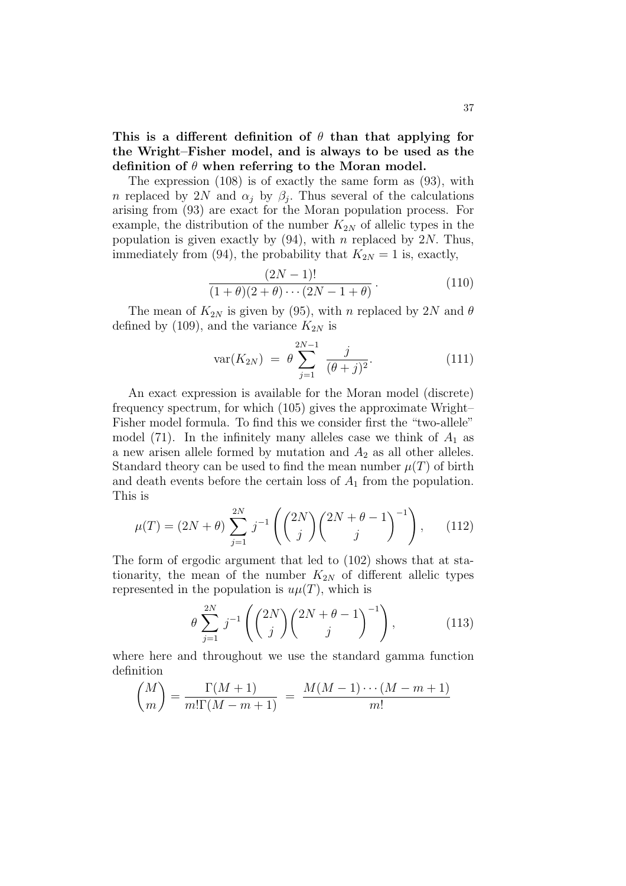**This is a different definition of $\theta$ than that applying for the Wright–Fisher model, and is always to be used as the definition of $\theta$ when referring to the Moran model.**

The expression (108) is of exactly the same form as (93), with $n$ replaced by $2N$ and $\alpha_j$ by $\beta_j$. Thus several of the calculations arising from (93) are exact for the Moran population process. For example, the distribution of the number $K_{2N}$ of allelic types in the population is given exactly by (94), with $n$ replaced by $2N$. Thus, immediately from (94), the probability that $K_{2N} = 1$ is, exactly,

$$\frac{(2N-1)!}{(1+\theta)(2+\theta)\cdots(2N-1+\theta)}\,. \tag{110}$$

The mean of $K_{2N}$ is given by (95), with $n$ replaced by $2N$ and $\theta$ defined by (109), and the variance $K_{2N}$ is

$$\mathrm{var}(K_{2N}) \;=\; \theta \sum_{j=1}^{2N-1} \frac{j}{(\theta+j)^2}. \tag{111}$$

An exact expression is available for the Moran model (discrete) frequency spectrum, for which (105) gives the approximate Wright–Fisher model formula. To find this we consider first the "two-allele" model (71). In the infinitely many alleles case we think of $A_1$ as a new arisen allele formed by mutation and $A_2$ as all other alleles. Standard theory can be used to find the mean number $\mu(T)$ of birth and death events before the certain loss of $A_1$ from the population. This is

$$\mu(T) = (2N+\theta)\sum_{j=1}^{2N} j^{-1}\left(\binom{2N}{j}\binom{2N+\theta-1}{j}^{-1}\right), \tag{112}$$

The form of ergodic argument that led to (102) shows that at stationarity, the mean of the number $K_{2N}$ of different allelic types represented in the population is $u\mu(T)$, which is

$$\theta\sum_{j=1}^{2N} j^{-1}\left(\binom{2N}{j}\binom{2N+\theta-1}{j}^{-1}\right), \tag{113}$$

where here and throughout we use the standard gamma function definition

$$\binom{M}{m} = \frac{\Gamma(M+1)}{m!\Gamma(M-m+1)} \;=\; \frac{M(M-1)\cdots(M-m+1)}{m!}$$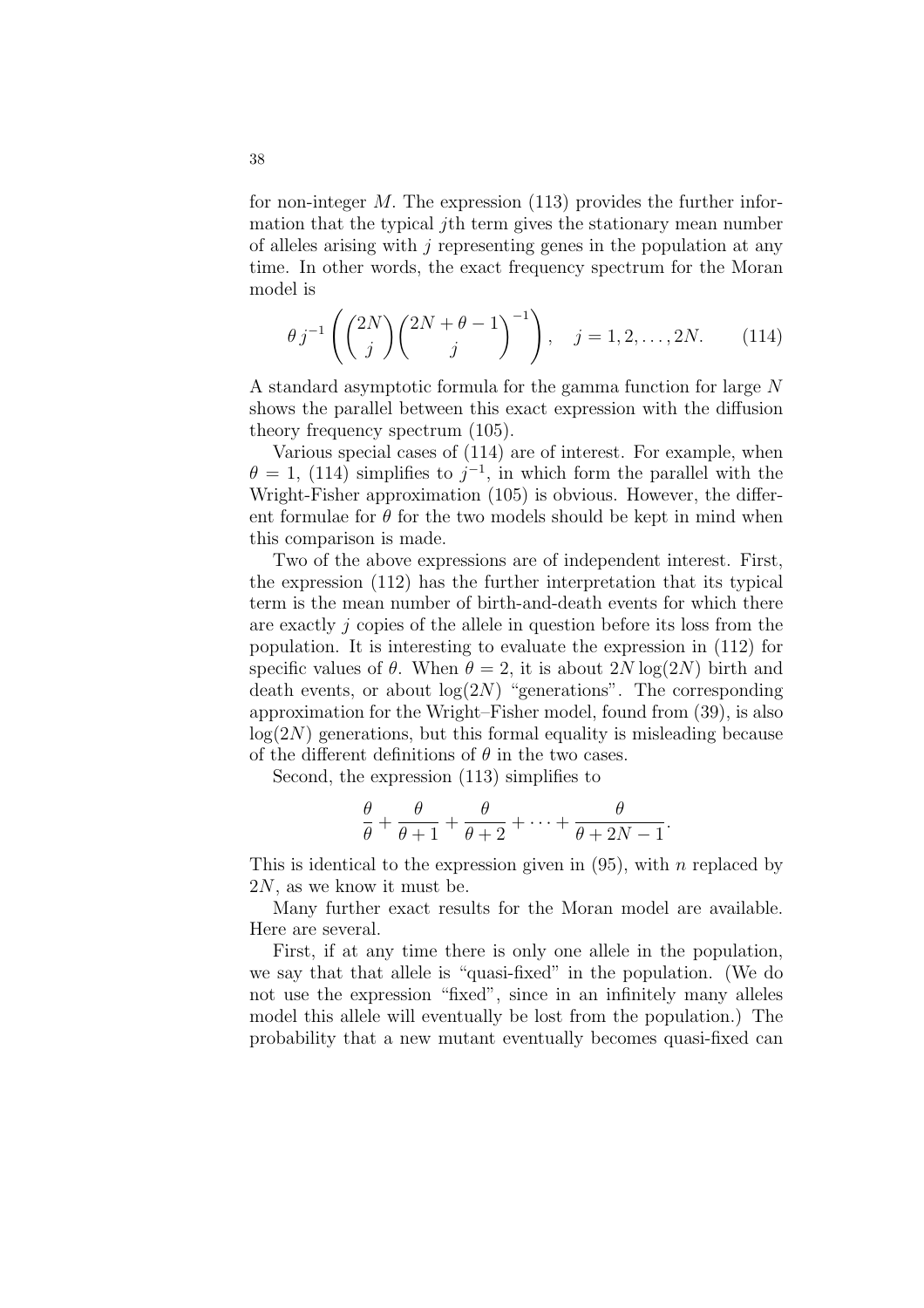for non-integer $M$. The expression (113) provides the further information that the typical $j$th term gives the stationary mean number of alleles arising with $j$ representing genes in the population at any time. In other words, the exact frequency spectrum for the Moran model is

$$\theta\, j^{-1} \left( \binom{2N}{j} \binom{2N+\theta-1}{j}^{-1} \right), \quad j = 1, 2, \ldots, 2N. \qquad (114)$$

A standard asymptotic formula for the gamma function for large $N$ shows the parallel between this exact expression with the diffusion theory frequency spectrum (105).

Various special cases of (114) are of interest. For example, when $\theta = 1$, (114) simplifies to $j^{-1}$, in which form the parallel with the Wright-Fisher approximation (105) is obvious. However, the different formulae for $\theta$ for the two models should be kept in mind when this comparison is made.

Two of the above expressions are of independent interest. First, the expression (112) has the further interpretation that its typical term is the mean number of birth-and-death events for which there are exactly $j$ copies of the allele in question before its loss from the population. It is interesting to evaluate the expression in (112) for specific values of $\theta$. When $\theta = 2$, it is about $2N \log(2N)$ birth and death events, or about $\log(2N)$ "generations". The corresponding approximation for the Wright–Fisher model, found from (39), is also $\log(2N)$ generations, but this formal equality is misleading because of the different definitions of $\theta$ in the two cases.

Second, the expression (113) simplifies to

$$\frac{\theta}{\theta} + \frac{\theta}{\theta+1} + \frac{\theta}{\theta+2} + \cdots + \frac{\theta}{\theta+2N-1}.$$

This is identical to the expression given in (95), with $n$ replaced by $2N$, as we know it must be.

Many further exact results for the Moran model are available. Here are several.

First, if at any time there is only one allele in the population, we say that that allele is "quasi-fixed" in the population. (We do not use the expression "fixed", since in an infinitely many alleles model this allele will eventually be lost from the population.) The probability that a new mutant eventually becomes quasi-fixed can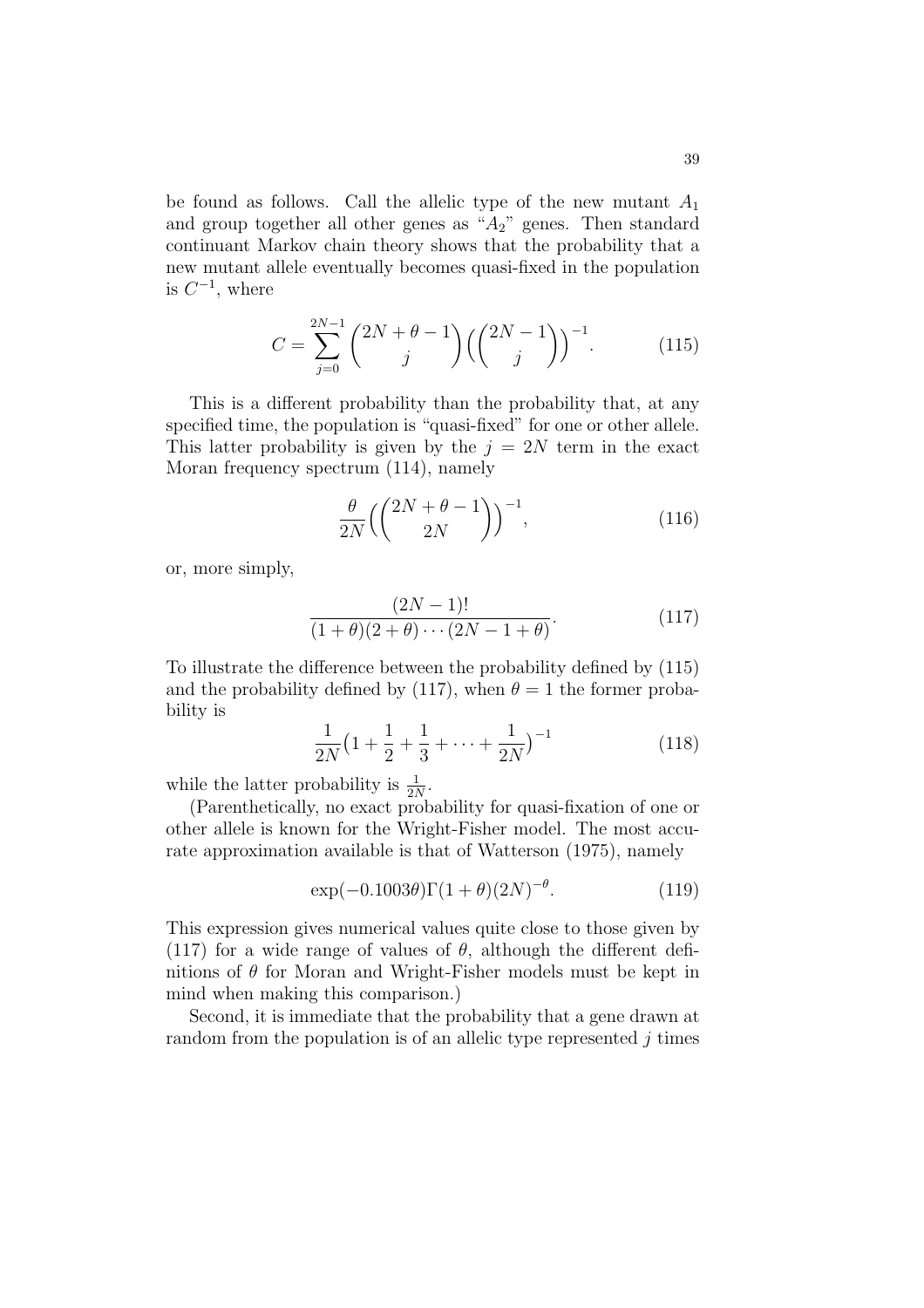be found as follows. Call the allelic type of the new mutant $A_1$ and group together all other genes as "$A_2$" genes. Then standard continuant Markov chain theory shows that the probability that a new mutant allele eventually becomes quasi-fixed in the population is $C^{-1}$, where

$$C = \sum_{j=0}^{2N-1} \binom{2N+\theta-1}{j} \Big( \binom{2N-1}{j} \Big)^{-1}. \tag{115}$$

This is a different probability than the probability that, at any specified time, the population is "quasi-fixed" for one or other allele. This latter probability is given by the $j = 2N$ term in the exact Moran frequency spectrum (114), namely

$$\frac{\theta}{2N} \Big( \binom{2N+\theta-1}{2N} \Big)^{-1}, \tag{116}$$

or, more simply,

$$\frac{(2N-1)!}{(1+\theta)(2+\theta)\cdots(2N-1+\theta)}. \tag{117}$$

To illustrate the difference between the probability defined by (115) and the probability defined by (117), when $\theta = 1$ the former probability is

$$\frac{1}{2N}\big(1 + \frac{1}{2} + \frac{1}{3} + \cdots + \frac{1}{2N}\big)^{-1} \tag{118}$$

while the latter probability is $\frac{1}{2N}$.

(Parenthetically, no exact probability for quasi-fixation of one or other allele is known for the Wright-Fisher model. The most accurate approximation available is that of Watterson (1975), namely

$$\exp(-0.1003\theta)\Gamma(1+\theta)(2N)^{-\theta}. \tag{119}$$

This expression gives numerical values quite close to those given by (117) for a wide range of values of $\theta$, although the different definitions of $\theta$ for Moran and Wright-Fisher models must be kept in mind when making this comparison.)

Second, it is immediate that the probability that a gene drawn at random from the population is of an allelic type represented $j$ times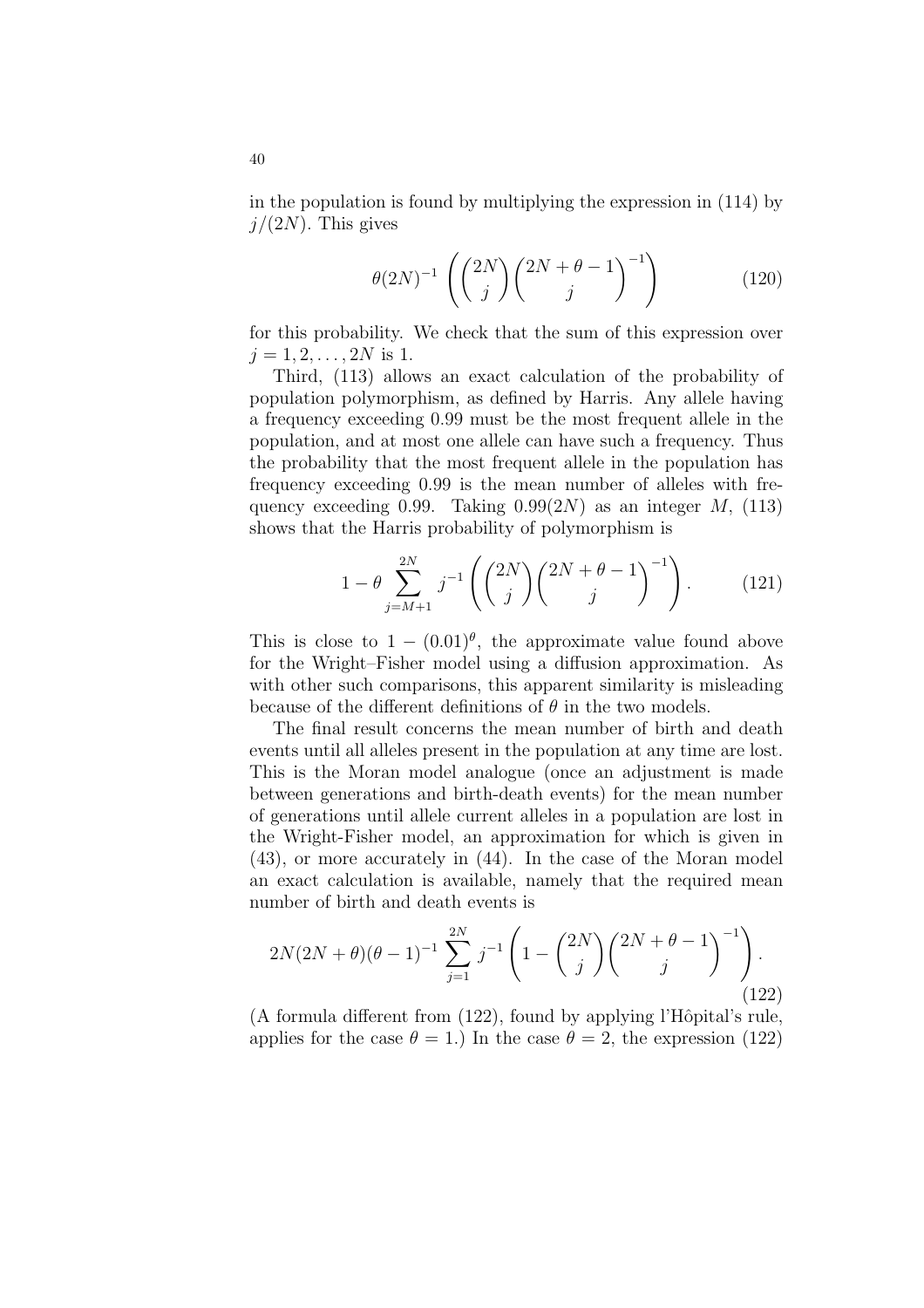in the population is found by multiplying the expression in (114) by $j/(2N)$. This gives

$$\theta(2N)^{-1} \left( \binom{2N}{j} \binom{2N+\theta-1}{j}^{-1} \right) \tag{120}$$

for this probability. We check that the sum of this expression over $j = 1, 2, \ldots, 2N$ is 1.

Third, (113) allows an exact calculation of the probability of population polymorphism, as defined by Harris. Any allele having a frequency exceeding 0.99 must be the most frequent allele in the population, and at most one allele can have such a frequency. Thus the probability that the most frequent allele in the population has frequency exceeding 0.99 is the mean number of alleles with frequency exceeding 0.99. Taking $0.99(2N)$ as an integer $M$, (113) shows that the Harris probability of polymorphism is

$$1 - \theta \sum_{j=M+1}^{2N} j^{-1} \left( \binom{2N}{j} \binom{2N+\theta-1}{j}^{-1} \right). \tag{121}$$

This is close to $1 - (0.01)^{\theta}$, the approximate value found above for the Wright–Fisher model using a diffusion approximation. As with other such comparisons, this apparent similarity is misleading because of the different definitions of $\theta$ in the two models.

The final result concerns the mean number of birth and death events until all alleles present in the population at any time are lost. This is the Moran model analogue (once an adjustment is made between generations and birth-death events) for the mean number of generations until allele current alleles in a population are lost in the Wright-Fisher model, an approximation for which is given in (43), or more accurately in (44). In the case of the Moran model an exact calculation is available, namely that the required mean number of birth and death events is

$$2N(2N+\theta)(\theta-1)^{-1} \sum_{j=1}^{2N} j^{-1} \left( 1 - \binom{2N}{j} \binom{2N+\theta-1}{j}^{-1} \right). \tag{122}$$

(A formula different from (122), found by applying l'Hôpital's rule, applies for the case $\theta = 1$.) In the case $\theta = 2$, the expression (122)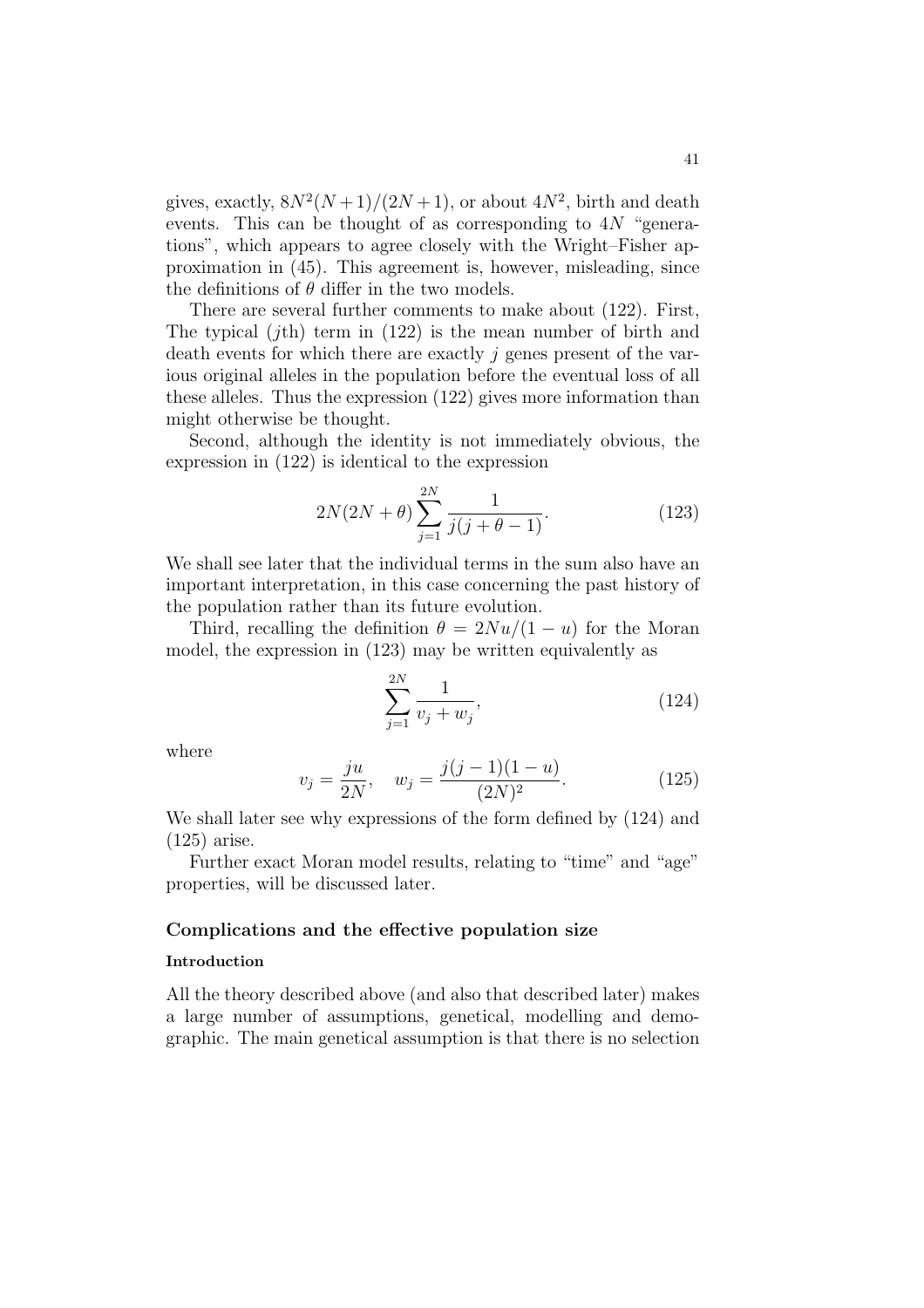gives, exactly, $8N^2(N+1)/(2N+1)$, or about $4N^2$, birth and death events. This can be thought of as corresponding to $4N$ "generations", which appears to agree closely with the Wright–Fisher approximation in (45). This agreement is, however, misleading, since the definitions of $\theta$ differ in the two models.

There are several further comments to make about (122). First, The typical ($j$th) term in (122) is the mean number of birth and death events for which there are exactly $j$ genes present of the various original alleles in the population before the eventual loss of all these alleles. Thus the expression (122) gives more information than might otherwise be thought.

Second, although the identity is not immediately obvious, the expression in (122) is identical to the expression

$$2N(2N+\theta)\sum_{j=1}^{2N}\frac{1}{j(j+\theta-1)}. \tag{123}$$

We shall see later that the individual terms in the sum also have an important interpretation, in this case concerning the past history of the population rather than its future evolution.

Third, recalling the definition $\theta = 2Nu/(1-u)$ for the Moran model, the expression in (123) may be written equivalently as

$$\sum_{j=1}^{2N}\frac{1}{v_j+w_j}, \tag{124}$$

where

$$v_j = \frac{ju}{2N}, \quad w_j = \frac{j(j-1)(1-u)}{(2N)^2}. \tag{125}$$

We shall later see why expressions of the form defined by (124) and (125) arise.

Further exact Moran model results, relating to "time" and "age" properties, will be discussed later.

## Complications and the effective population size

### Introduction

All the theory described above (and also that described later) makes a large number of assumptions, genetical, modelling and demographic. The main genetical assumption is that there is no selection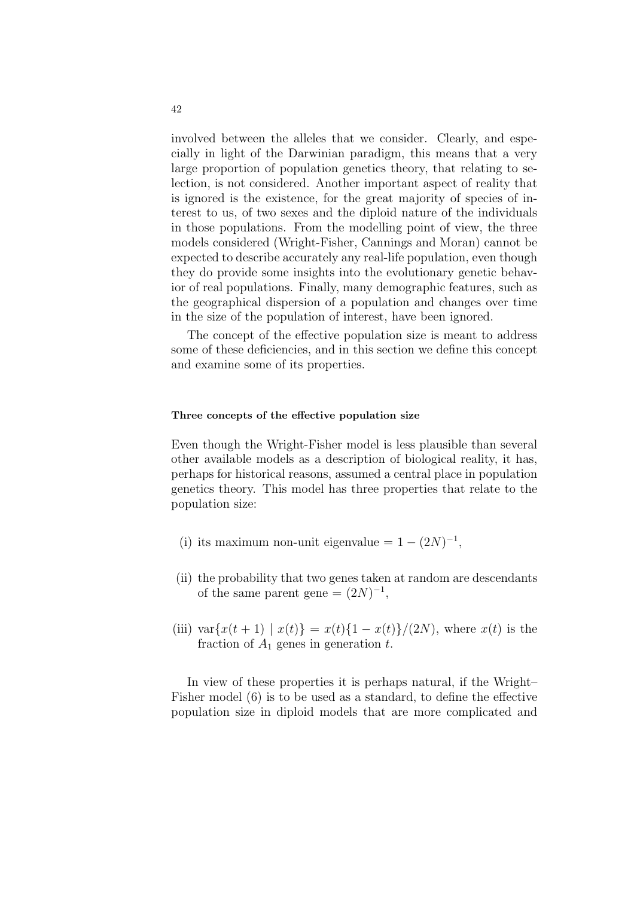involved between the alleles that we consider. Clearly, and especially in light of the Darwinian paradigm, this means that a very large proportion of population genetics theory, that relating to selection, is not considered. Another important aspect of reality that is ignored is the existence, for the great majority of species of interest to us, of two sexes and the diploid nature of the individuals in those populations. From the modelling point of view, the three models considered (Wright-Fisher, Cannings and Moran) cannot be expected to describe accurately any real-life population, even though they do provide some insights into the evolutionary genetic behavior of real populations. Finally, many demographic features, such as the geographical dispersion of a population and changes over time in the size of the population of interest, have been ignored.

The concept of the effective population size is meant to address some of these deficiencies, and in this section we define this concept and examine some of its properties.

#### Three concepts of the effective population size

Even though the Wright-Fisher model is less plausible than several other available models as a description of biological reality, it has, perhaps for historical reasons, assumed a central place in population genetics theory. This model has three properties that relate to the population size:

(i) its maximum non-unit eigenvalue $= 1 - (2N)^{-1}$,

(ii) the probability that two genes taken at random are descendants of the same parent gene $= (2N)^{-1}$,

(iii) $\text{var}\{x(t+1) \mid x(t)\} = x(t)\{1 - x(t)\}/(2N)$, where $x(t)$ is the fraction of $A_1$ genes in generation $t$.

In view of these properties it is perhaps natural, if the Wright–Fisher model (6) is to be used as a standard, to define the effective population size in diploid models that are more complicated and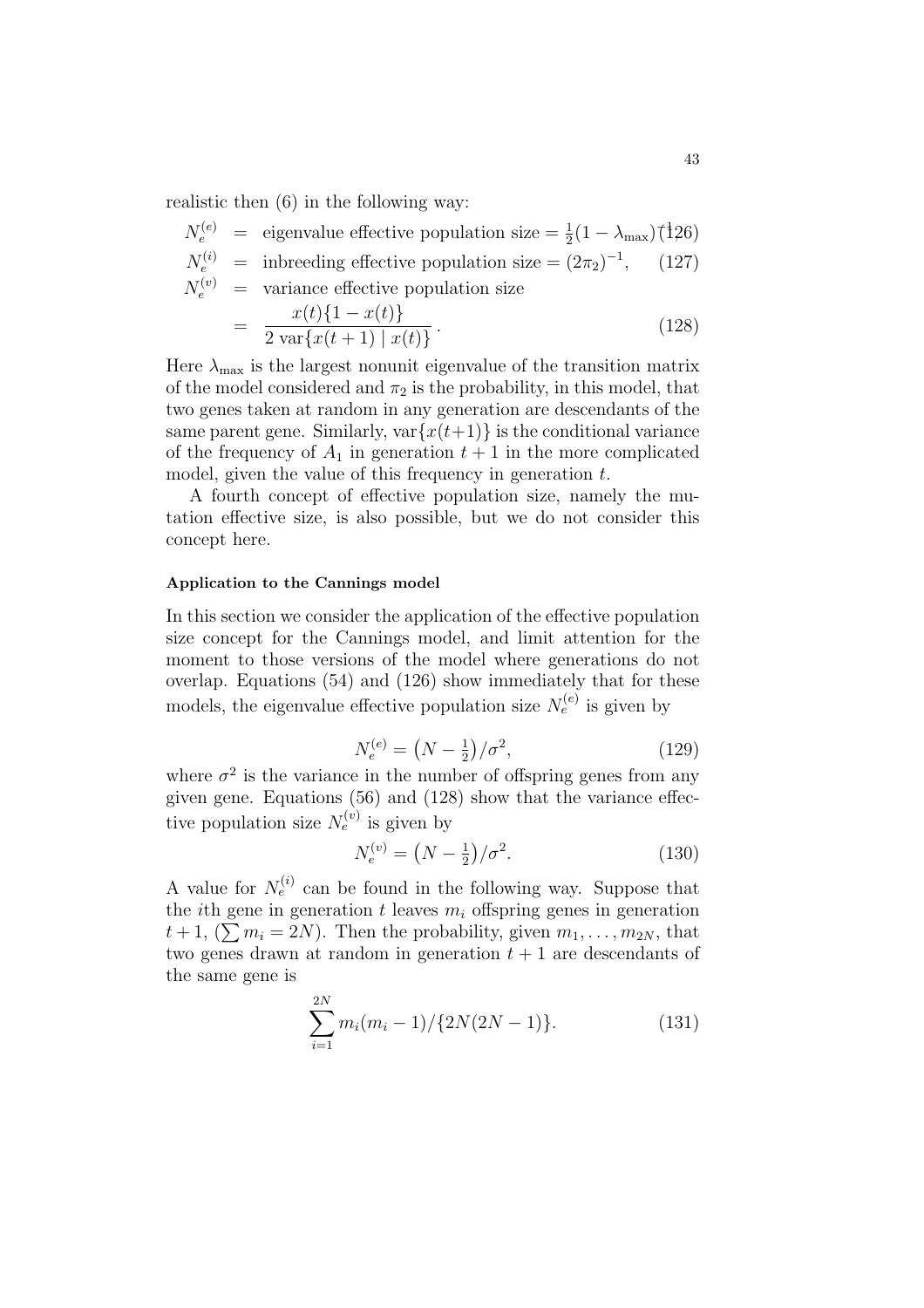realistic then (6) in the following way:

$$N_e^{(e)} = \text{eigenvalue effective population size} = \tfrac{1}{2}(1-\lambda_{\max})^{-1}, \quad (126)$$

$$N_e^{(i)} = \text{inbreeding effective population size} = (2\pi_2)^{-1}, \quad (127)$$

$$N_e^{(v)} = \text{variance effective population size} = \frac{x(t)\{1-x(t)\}}{2\,\text{var}\{x(t+1) \mid x(t)\}}. \quad (128)$$

Here $\lambda_{\max}$ is the largest nonunit eigenvalue of the transition matrix of the model considered and $\pi_2$ is the probability, in this model, that two genes taken at random in any generation are descendants of the same parent gene. Similarly, $\text{var}\{x(t+1)\}$ is the conditional variance of the frequency of $A_1$ in generation $t+1$ in the more complicated model, given the value of this frequency in generation $t$.

A fourth concept of effective population size, namely the mutation effective size, is also possible, but we do not consider this concept here.

#### Application to the Cannings model

In this section we consider the application of the effective population size concept for the Cannings model, and limit attention for the moment to those versions of the model where generations do not overlap. Equations (54) and (126) show immediately that for these models, the eigenvalue effective population size $N_e^{(e)}$ is given by

$$N_e^{(e)} = \left(N - \tfrac{1}{2}\right)/\sigma^2, \quad (129)$$

where $\sigma^2$ is the variance in the number of offspring genes from any given gene. Equations (56) and (128) show that the variance effective population size $N_e^{(v)}$ is given by

$$N_e^{(v)} = \left(N - \tfrac{1}{2}\right)/\sigma^2. \quad (130)$$

A value for $N_e^{(i)}$ can be found in the following way. Suppose that the $i$th gene in generation $t$ leaves $m_i$ offspring genes in generation $t+1$, ($\sum m_i = 2N$). Then the probability, given $m_1, \ldots, m_{2N}$, that two genes drawn at random in generation $t+1$ are descendants of the same gene is

$$\sum_{i=1}^{2N} m_i(m_i - 1)/\{2N(2N-1)\}. \quad (131)$$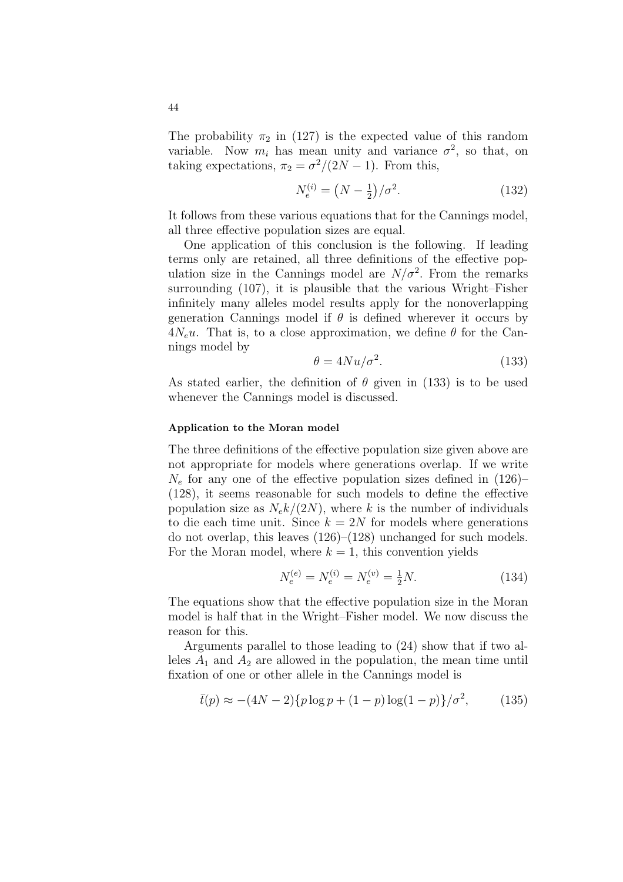The probability $\pi_2$ in (127) is the expected value of this random variable. Now $m_i$ has mean unity and variance $\sigma^2$, so that, on taking expectations, $\pi_2 = \sigma^2/(2N-1)$. From this,

$$N_e^{(i)} = \left(N - \tfrac{1}{2}\right)/\sigma^2. \tag{132}$$

It follows from these various equations that for the Cannings model, all three effective population sizes are equal.

One application of this conclusion is the following. If leading terms only are retained, all three definitions of the effective population size in the Cannings model are $N/\sigma^2$. From the remarks surrounding (107), it is plausible that the various Wright–Fisher infinitely many alleles model results apply for the nonoverlapping generation Cannings model if $\theta$ is defined wherever it occurs by $4N_e u$. That is, to a close approximation, we define $\theta$ for the Cannings model by

$$\theta = 4Nu/\sigma^2. \tag{133}$$

As stated earlier, the definition of $\theta$ given in (133) is to be used whenever the Cannings model is discussed.

#### Application to the Moran model

The three definitions of the effective population size given above are not appropriate for models where generations overlap. If we write $N_e$ for any one of the effective population sizes defined in (126)–(128), it seems reasonable for such models to define the effective population size as $N_e k/(2N)$, where $k$ is the number of individuals to die each time unit. Since $k = 2N$ for models where generations do not overlap, this leaves (126)–(128) unchanged for such models. For the Moran model, where $k = 1$, this convention yields

$$N_e^{(e)} = N_e^{(i)} = N_e^{(v)} = \tfrac{1}{2}N. \tag{134}$$

The equations show that the effective population size in the Moran model is half that in the Wright–Fisher model. We now discuss the reason for this.

Arguments parallel to those leading to (24) show that if two alleles $A_1$ and $A_2$ are allowed in the population, the mean time until fixation of one or other allele in the Cannings model is

$$\bar{t}(p) \approx -(4N-2)\{p \log p + (1-p)\log(1-p)\}/\sigma^2, \tag{135}$$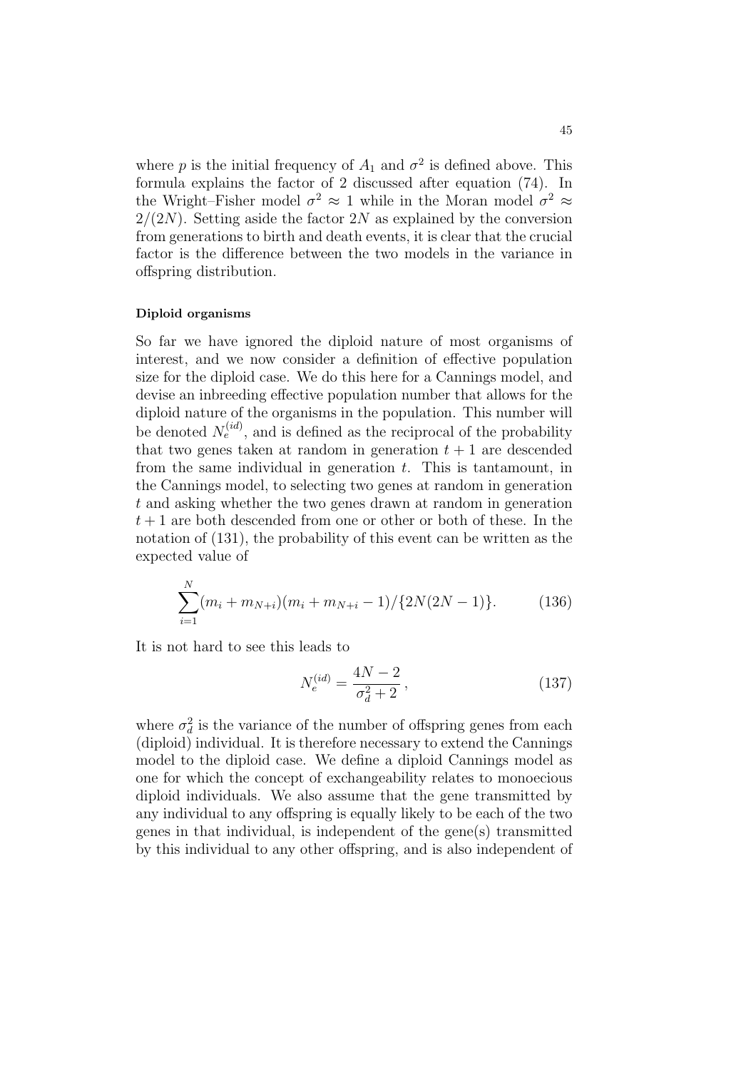where $p$ is the initial frequency of $A_1$ and $\sigma^2$ is defined above. This formula explains the factor of 2 discussed after equation (74). In the Wright–Fisher model $\sigma^2 \approx 1$ while in the Moran model $\sigma^2 \approx 2/(2N)$. Setting aside the factor $2N$ as explained by the conversion from generations to birth and death events, it is clear that the crucial factor is the difference between the two models in the variance in offspring distribution.

#### Diploid organisms

So far we have ignored the diploid nature of most organisms of interest, and we now consider a definition of effective population size for the diploid case. We do this here for a Cannings model, and devise an inbreeding effective population number that allows for the diploid nature of the organisms in the population. This number will be denoted $N_e^{(id)}$, and is defined as the reciprocal of the probability that two genes taken at random in generation $t+1$ are descended from the same individual in generation $t$. This is tantamount, in the Cannings model, to selecting two genes at random in generation $t$ and asking whether the two genes drawn at random in generation $t+1$ are both descended from one or other or both of these. In the notation of (131), the probability of this event can be written as the expected value of

$$\sum_{i=1}^{N} (m_i + m_{N+i})(m_i + m_{N+i} - 1)/\{2N(2N-1)\}. \tag{136}$$

It is not hard to see this leads to

$$N_e^{(id)} = \frac{4N-2}{\sigma_d^2 + 2}, \tag{137}$$

where $\sigma_d^2$ is the variance of the number of offspring genes from each (diploid) individual. It is therefore necessary to extend the Cannings model to the diploid case. We define a diploid Cannings model as one for which the concept of exchangeability relates to monoecious diploid individuals. We also assume that the gene transmitted by any individual to any offspring is equally likely to be each of the two genes in that individual, is independent of the gene(s) transmitted by this individual to any other offspring, and is also independent of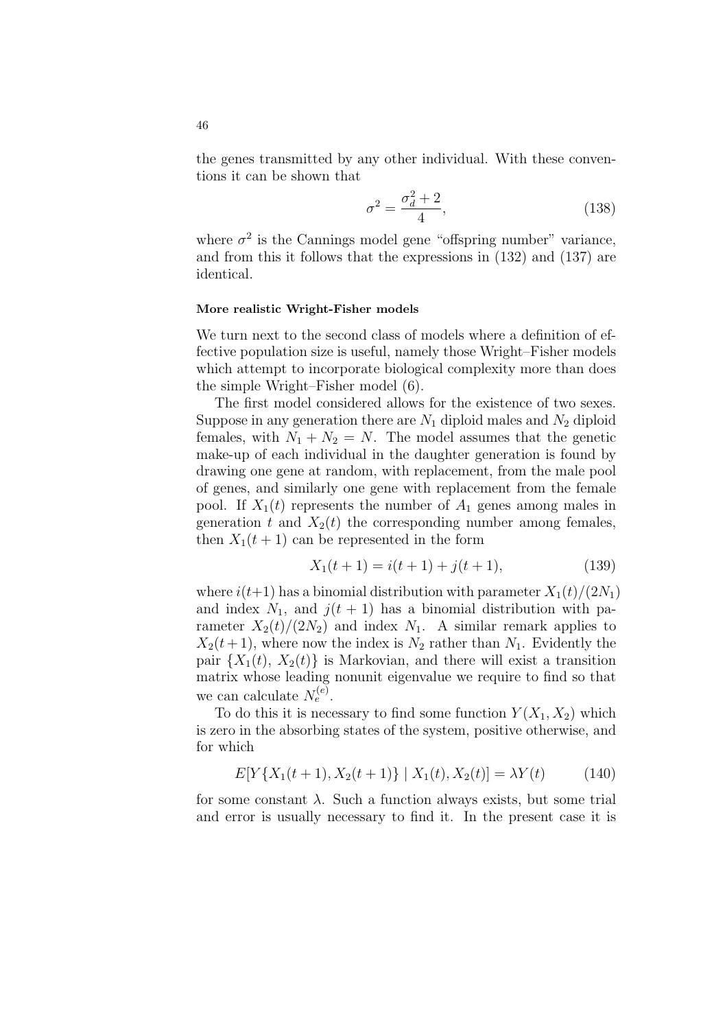the genes transmitted by any other individual. With these conventions it can be shown that

$$\sigma^2 = \frac{\sigma_d^2 + 2}{4}, \tag{138}$$

where $\sigma^2$ is the Cannings model gene "offspring number" variance, and from this it follows that the expressions in (132) and (137) are identical.

#### More realistic Wright-Fisher models

We turn next to the second class of models where a definition of effective population size is useful, namely those Wright–Fisher models which attempt to incorporate biological complexity more than does the simple Wright–Fisher model (6).

The first model considered allows for the existence of two sexes. Suppose in any generation there are $N_1$ diploid males and $N_2$ diploid females, with $N_1 + N_2 = N$. The model assumes that the genetic make-up of each individual in the daughter generation is found by drawing one gene at random, with replacement, from the male pool of genes, and similarly one gene with replacement from the female pool. If $X_1(t)$ represents the number of $A_1$ genes among males in generation $t$ and $X_2(t)$ the corresponding number among females, then $X_1(t+1)$ can be represented in the form

$$X_1(t+1) = i(t+1) + j(t+1), \tag{139}$$

where $i(t+1)$ has a binomial distribution with parameter $X_1(t)/(2N_1)$ and index $N_1$, and $j(t+1)$ has a binomial distribution with parameter $X_2(t)/(2N_2)$ and index $N_1$. A similar remark applies to $X_2(t+1)$, where now the index is $N_2$ rather than $N_1$. Evidently the pair $\{X_1(t),\, X_2(t)\}$ is Markovian, and there will exist a transition matrix whose leading nonunit eigenvalue we require to find so that we can calculate $N_e^{(e)}$.

To do this it is necessary to find some function $Y(X_1, X_2)$ which is zero in the absorbing states of the system, positive otherwise, and for which

$$E[Y\{X_1(t+1), X_2(t+1)\} \mid X_1(t), X_2(t)] = \lambda Y(t) \tag{140}$$

for some constant $\lambda$. Such a function always exists, but some trial and error is usually necessary to find it. In the present case it is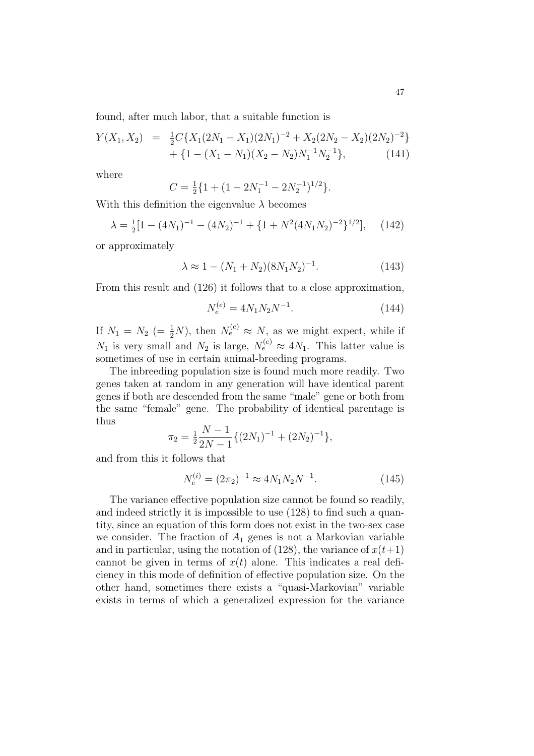found, after much labor, that a suitable function is

$$
\begin{aligned}
Y(X_1, X_2) &= \tfrac{1}{2}C\{X_1(2N_1 - X_1)(2N_1)^{-2} + X_2(2N_2 - X_2)(2N_2)^{-2}\} \\
&\quad + \{1 - (X_1 - N_1)(X_2 - N_2)N_1^{-1}N_2^{-1}\}, \qquad (141)
\end{aligned}
$$

where

$$
C = \tfrac{1}{2}\{1 + (1 - 2N_1^{-1} - 2N_2^{-1})^{1/2}\}.
$$

With this definition the eigenvalue $\lambda$ becomes

$$
\lambda = \tfrac{1}{2}[1 - (4N_1)^{-1} - (4N_2)^{-1} + \{1 + N^2(4N_1N_2)^{-2}\}^{1/2}], \qquad (142)
$$

or approximately

$$
\lambda \approx 1 - (N_1 + N_2)(8N_1N_2)^{-1}. \qquad (143)
$$

From this result and (126) it follows that to a close approximation,

$$
N_e^{(e)} = 4N_1N_2N^{-1}. \qquad (144)
$$

If $N_1 = N_2$ $(= \frac{1}{2}N)$, then $N_e^{(e)} \approx N$, as we might expect, while if $N_1$ is very small and $N_2$ is large, $N_e^{(e)} \approx 4N_1$. This latter value is sometimes of use in certain animal-breeding programs.

The inbreeding population size is found much more readily. Two genes taken at random in any generation will have identical parent genes if both are descended from the same "male" gene or both from the same "female" gene. The probability of identical parentage is thus

$$
\pi_2 = \tfrac{1}{2}\frac{N-1}{2N-1}\{(2N_1)^{-1} + (2N_2)^{-1}\},
$$

and from this it follows that

$$
N_e^{(i)} = (2\pi_2)^{-1} \approx 4N_1N_2N^{-1}. \qquad (145)
$$

The variance effective population size cannot be found so readily, and indeed strictly it is impossible to use (128) to find such a quantity, since an equation of this form does not exist in the two-sex case we consider. The fraction of $A_1$ genes is not a Markovian variable and in particular, using the notation of (128), the variance of $x(t+1)$ cannot be given in terms of $x(t)$ alone. This indicates a real deficiency in this mode of definition of effective population size. On the other hand, sometimes there exists a "quasi-Markovian" variable exists in terms of which a generalized expression for the variance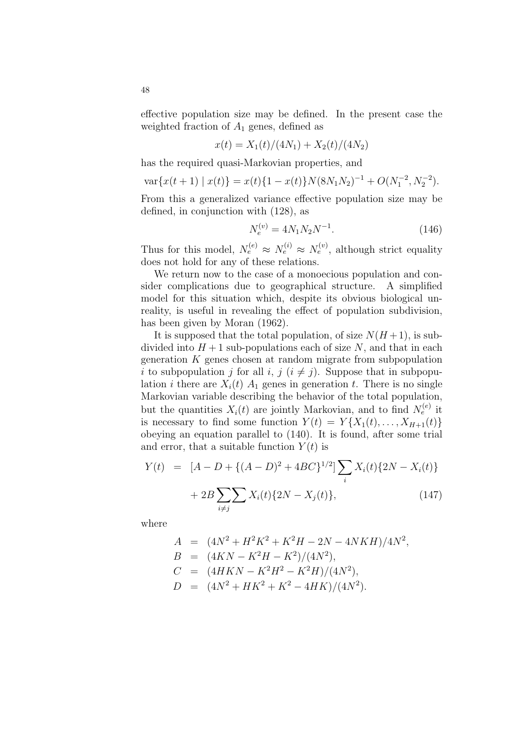effective population size may be defined. In the present case the weighted fraction of $A_1$ genes, defined as

$$x(t) = X_1(t)/(4N_1) + X_2(t)/(4N_2)$$

has the required quasi-Markovian properties, and

$$\mathrm{var}\{x(t+1) \mid x(t)\} = x(t)\{1 - x(t)\}N(8N_1N_2)^{-1} + O(N_1^{-2}, N_2^{-2}).$$

From this a generalized variance effective population size may be defined, in conjunction with (128), as

$$N_e^{(v)} = 4N_1N_2N^{-1}. \tag{146}$$

Thus for this model, $N_e^{(e)} \approx N_e^{(i)} \approx N_e^{(v)}$, although strict equality does not hold for any of these relations.

We return now to the case of a monoecious population and consider complications due to geographical structure. A simplified model for this situation which, despite its obvious biological unreality, is useful in revealing the effect of population subdivision, has been given by Moran (1962).

It is supposed that the total population, of size $N(H+1)$, is subdivided into $H+1$ sub-populations each of size $N$, and that in each generation $K$ genes chosen at random migrate from subpopulation $i$ to subpopulation $j$ for all $i$, $j$ $(i \neq j)$. Suppose that in subpopulation $i$ there are $X_i(t)$ $A_1$ genes in generation $t$. There is no single Markovian variable describing the behavior of the total population, but the quantities $X_i(t)$ are jointly Markovian, and to find $N_e^{(e)}$ it is necessary to find some function $Y(t) = Y\{X_1(t), \ldots, X_{H+1}(t)\}$ obeying an equation parallel to (140). It is found, after some trial and error, that a suitable function $Y(t)$ is

$$\begin{aligned} Y(t) &= [A - D + \{(A-D)^2 + 4BC\}^{1/2}] \sum_i X_i(t)\{2N - X_i(t)\} \\ &\quad + 2B \sum_{i \neq j}\sum X_i(t)\{2N - X_j(t)\}, \end{aligned} \tag{147}$$

where

$$\begin{aligned} A &= (4N^2 + H^2K^2 + K^2H - 2N - 4NKH)/4N^2, \\ B &= (4KN - K^2H - K^2)/(4N^2), \\ C &= (4HKN - K^2H^2 - K^2H)/(4N^2), \\ D &= (4N^2 + HK^2 + K^2 - 4HK)/(4N^2). \end{aligned}$$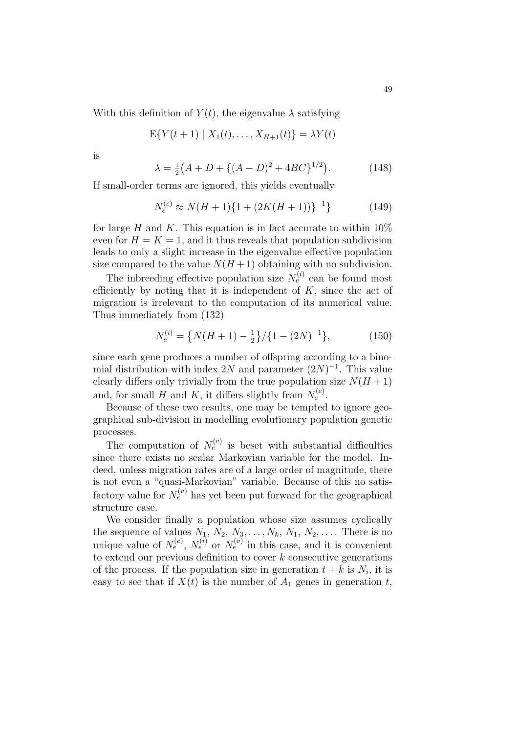With this definition of $Y(t)$, the eigenvalue $\lambda$ satisfying

$$\mathrm{E}\{Y(t+1) \mid X_1(t), \ldots, X_{H+1}(t)\} = \lambda Y(t)$$

is

$$\lambda = \tfrac{1}{2}\big(A + D + \{(A-D)^2 + 4BC\}^{1/2}\big). \tag{148}$$

If small-order terms are ignored, this yields eventually

$$N_e^{(e)} \approx N(H+1)\{1 + (2K(H+1))\}^{-1}\} \tag{149}$$

for large $H$ and $K$. This equation is in fact accurate to within 10% even for $H = K = 1$, and it thus reveals that population subdivision leads to only a slight increase in the eigenvalue effective population size compared to the value $N(H+1)$ obtaining with no subdivision.

The inbreeding effective population size $N_e^{(i)}$ can be found most efficiently by noting that it is independent of $K$, since the act of migration is irrelevant to the computation of its numerical value. Thus immediately from (132)

$$N_e^{(i)} = \big\{N(H+1) - \tfrac{1}{2}\big\}/\{1 - (2N)^{-1}\}, \tag{150}$$

since each gene produces a number of offspring according to a binomial distribution with index $2N$ and parameter $(2N)^{-1}$. This value clearly differs only trivially from the true population size $N(H+1)$ and, for small $H$ and $K$, it differs slightly from $N_e^{(e)}$.

Because of these two results, one may be tempted to ignore geographical sub-division in modelling evolutionary population genetic processes.

The computation of $N_e^{(v)}$ is beset with substantial difficulties since there exists no scalar Markovian variable for the model. Indeed, unless migration rates are of a large order of magnitude, there is not even a "quasi-Markovian" variable. Because of this no satisfactory value for $N_e^{(v)}$ has yet been put forward for the geographical structure case.

We consider finally a population whose size assumes cyclically the sequence of values $N_1, N_2, N_3, \ldots, N_k, N_1, N_2, \ldots$. There is no unique value of $N_e^{(e)}$, $N_e^{(i)}$ or $N_e^{(v)}$ in this case, and it is convenient to extend our previous definition to cover $k$ consecutive generations of the process. If the population size in generation $t + k$ is $N_i$, it is easy to see that if $X(t)$ is the number of $A_1$ genes in generation $t$,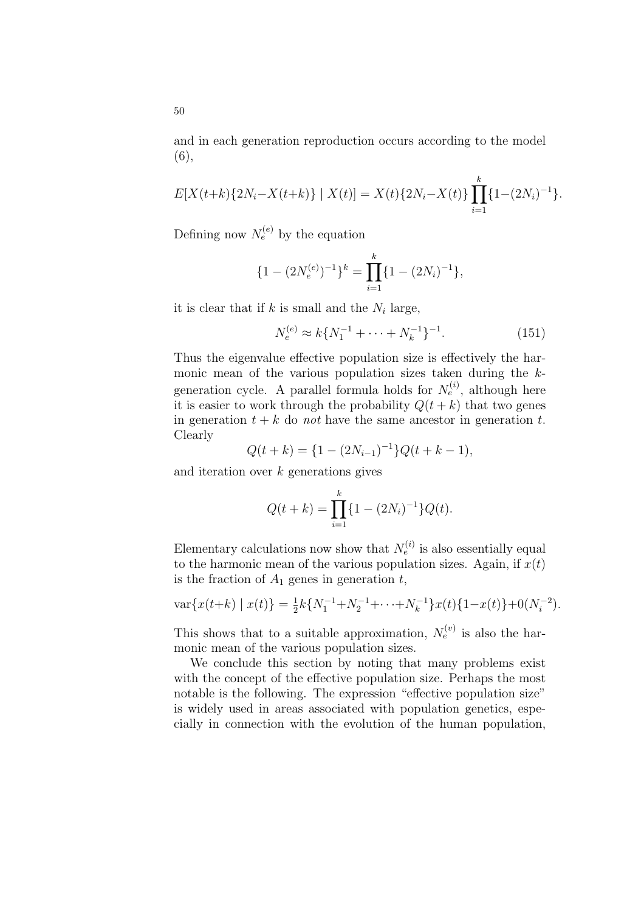and in each generation reproduction occurs according to the model (6),

$$E[X(t+k)\{2N_i - X(t+k)\} \mid X(t)] = X(t)\{2N_i - X(t)\} \prod_{i=1}^{k} \{1-(2N_i)^{-1}\}.$$

Defining now $N_e^{(e)}$ by the equation

$$\{1-(2N_e^{(e)})^{-1}\}^k = \prod_{i=1}^{k} \{1-(2N_i)^{-1}\},$$

it is clear that if $k$ is small and the $N_i$ large,

$$N_e^{(e)} \approx k\{N_1^{-1} + \cdots + N_k^{-1}\}^{-1}. \tag{151}$$

Thus the eigenvalue effective population size is effectively the harmonic mean of the various population sizes taken during the $k$-generation cycle. A parallel formula holds for $N_e^{(i)}$, although here it is easier to work through the probability $Q(t+k)$ that two genes in generation $t+k$ do *not* have the same ancestor in generation $t$. Clearly

$$Q(t+k) = \{1-(2N_{i-1})^{-1}\}Q(t+k-1),$$

and iteration over $k$ generations gives

$$Q(t+k) = \prod_{i=1}^{k} \{1-(2N_i)^{-1}\}Q(t).$$

Elementary calculations now show that $N_e^{(i)}$ is also essentially equal to the harmonic mean of the various population sizes. Again, if $x(t)$ is the fraction of $A_1$ genes in generation $t$,

$$\text{var}\{x(t+k) \mid x(t)\} = \tfrac{1}{2}k\{N_1^{-1}+N_2^{-1}+\cdots+N_k^{-1}\}x(t)\{1-x(t)\}+0(N_i^{-2}).$$

This shows that to a suitable approximation, $N_e^{(v)}$ is also the harmonic mean of the various population sizes.

We conclude this section by noting that many problems exist with the concept of the effective population size. Perhaps the most notable is the following. The expression "effective population size" is widely used in areas associated with population genetics, especially in connection with the evolution of the human population,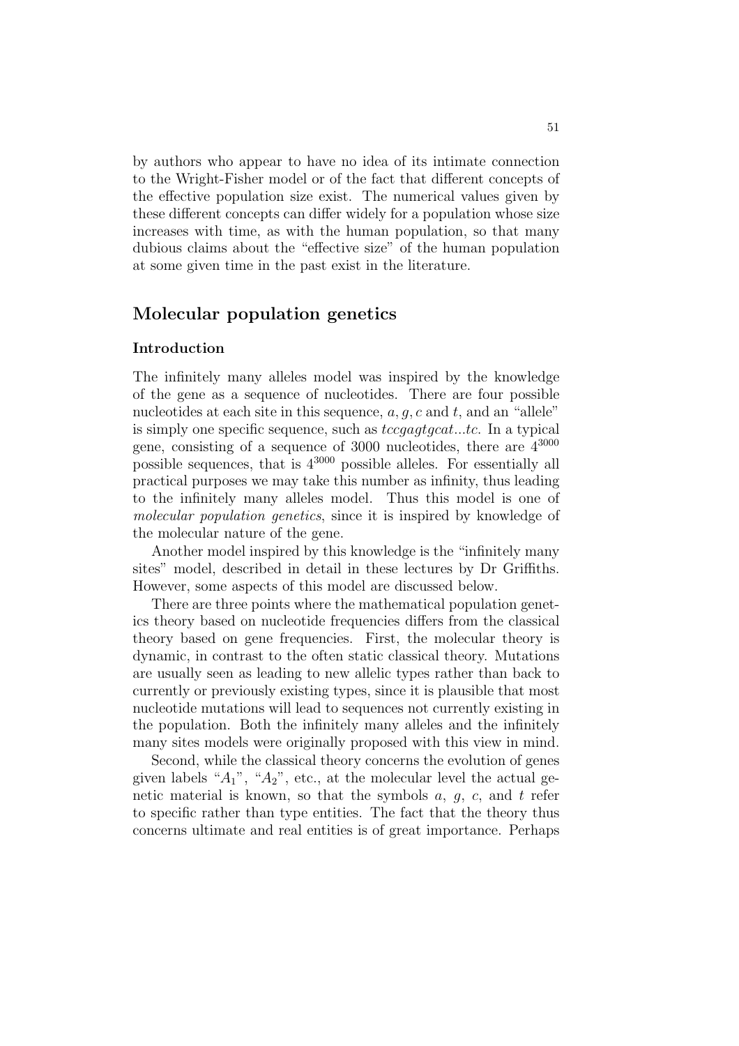by authors who appear to have no idea of its intimate connection to the Wright-Fisher model or of the fact that different concepts of the effective population size exist. The numerical values given by these different concepts can differ widely for a population whose size increases with time, as with the human population, so that many dubious claims about the "effective size" of the human population at some given time in the past exist in the literature.

## Molecular population genetics

### Introduction

The infinitely many alleles model was inspired by the knowledge of the gene as a sequence of nucleotides. There are four possible nucleotides at each site in this sequence, $a, g, c$ and $t$, and an "allele" is simply one specific sequence, such as *tccgagtgcat...tc*. In a typical gene, consisting of a sequence of 3000 nucleotides, there are $4^{3000}$ possible sequences, that is $4^{3000}$ possible alleles. For essentially all practical purposes we may take this number as infinity, thus leading to the infinitely many alleles model. Thus this model is one of *molecular population genetics*, since it is inspired by knowledge of the molecular nature of the gene.

Another model inspired by this knowledge is the "infinitely many sites" model, described in detail in these lectures by Dr Griffiths. However, some aspects of this model are discussed below.

There are three points where the mathematical population genetics theory based on nucleotide frequencies differs from the classical theory based on gene frequencies. First, the molecular theory is dynamic, in contrast to the often static classical theory. Mutations are usually seen as leading to new allelic types rather than back to currently or previously existing types, since it is plausible that most nucleotide mutations will lead to sequences not currently existing in the population. Both the infinitely many alleles and the infinitely many sites models were originally proposed with this view in mind.

Second, while the classical theory concerns the evolution of genes given labels "$A_1$", "$A_2$", etc., at the molecular level the actual genetic material is known, so that the symbols $a$, $g$, $c$, and $t$ refer to specific rather than type entities. The fact that the theory thus concerns ultimate and real entities is of great importance. Perhaps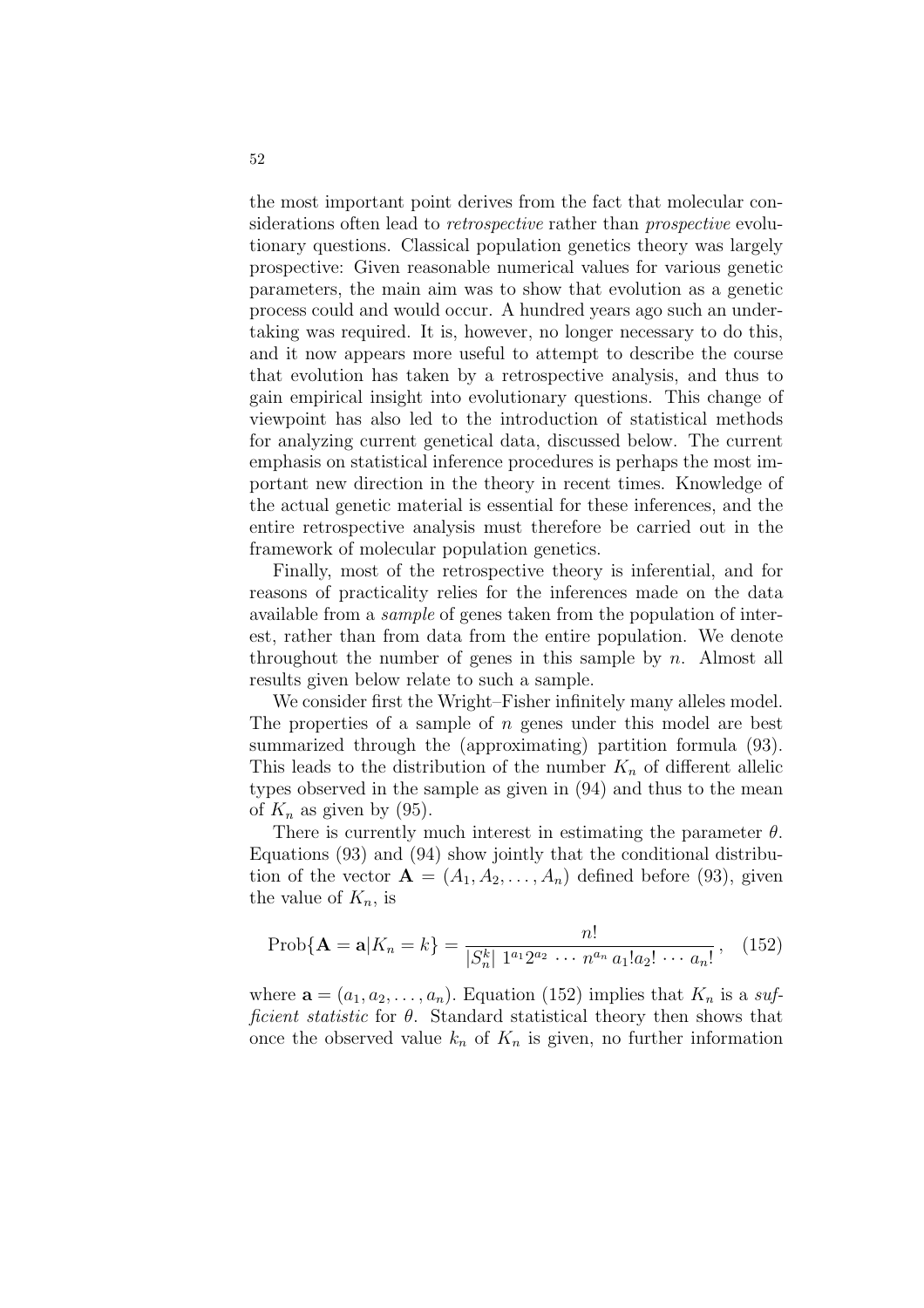the most important point derives from the fact that molecular considerations often lead to *retrospective* rather than *prospective* evolutionary questions. Classical population genetics theory was largely prospective: Given reasonable numerical values for various genetic parameters, the main aim was to show that evolution as a genetic process could and would occur. A hundred years ago such an undertaking was required. It is, however, no longer necessary to do this, and it now appears more useful to attempt to describe the course that evolution has taken by a retrospective analysis, and thus to gain empirical insight into evolutionary questions. This change of viewpoint has also led to the introduction of statistical methods for analyzing current genetical data, discussed below. The current emphasis on statistical inference procedures is perhaps the most important new direction in the theory in recent times. Knowledge of the actual genetic material is essential for these inferences, and the entire retrospective analysis must therefore be carried out in the framework of molecular population genetics.

Finally, most of the retrospective theory is inferential, and for reasons of practicality relies for the inferences made on the data available from a *sample* of genes taken from the population of interest, rather than from data from the entire population. We denote throughout the number of genes in this sample by $n$. Almost all results given below relate to such a sample.

We consider first the Wright–Fisher infinitely many alleles model. The properties of a sample of $n$ genes under this model are best summarized through the (approximating) partition formula (93). This leads to the distribution of the number $K_n$ of different allelic types observed in the sample as given in (94) and thus to the mean of $K_n$ as given by (95).

There is currently much interest in estimating the parameter $\theta$. Equations (93) and (94) show jointly that the conditional distribution of the vector $\mathbf{A} = (A_1, A_2, \ldots, A_n)$ defined before (93), given the value of $K_n$, is

$$\text{Prob}\{\mathbf{A} = \mathbf{a} | K_n = k\} = \frac{n!}{|S_n^k| \; 1^{a_1} 2^{a_2} \, \cdots \, n^{a_n} \, a_1! a_2! \, \cdots \, a_n!}, \quad (152)$$

where $\mathbf{a} = (a_1, a_2, \ldots, a_n)$. Equation (152) implies that $K_n$ is a *sufficient statistic* for $\theta$. Standard statistical theory then shows that once the observed value $k_n$ of $K_n$ is given, no further information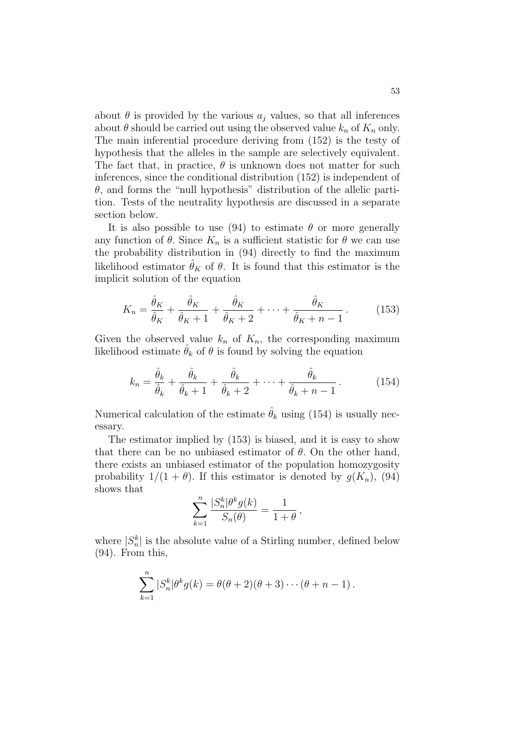about $\theta$ is provided by the various $a_j$ values, so that all inferences about $\theta$ should be carried out using the observed value $k_n$ of $K_n$ only. The main inferential procedure deriving from (152) is the testy of hypothesis that the alleles in the sample are selectively equivalent. The fact that, in practice, $\theta$ is unknown does not matter for such inferences, since the conditional distribution (152) is independent of $\theta$, and forms the "null hypothesis" distribution of the allelic partition. Tests of the neutrality hypothesis are discussed in a separate section below.

It is also possible to use (94) to estimate $\theta$ or more generally any function of $\theta$. Since $K_n$ is a sufficient statistic for $\theta$ we can use the probability distribution in (94) directly to find the maximum likelihood estimator $\hat{\theta}_K$ of $\theta$. It is found that this estimator is the implicit solution of the equation

$$K_n = \frac{\hat{\theta}_K}{\hat{\theta}_K} + \frac{\hat{\theta}_K}{\hat{\theta}_K + 1} + \frac{\hat{\theta}_K}{\hat{\theta}_K + 2} + \cdots + \frac{\hat{\theta}_K}{\hat{\theta}_K + n - 1}\,. \qquad (153)$$

Given the observed value $k_n$ of $K_n$, the corresponding maximum likelihood estimate $\hat{\theta}_k$ of $\theta$ is found by solving the equation

$$k_n = \frac{\hat{\theta}_k}{\hat{\theta}_k} + \frac{\hat{\theta}_k}{\hat{\theta}_k + 1} + \frac{\hat{\theta}_k}{\hat{\theta}_k + 2} + \cdots + \frac{\hat{\theta}_k}{\hat{\theta}_k + n - 1}\,. \qquad (154)$$

Numerical calculation of the estimate $\hat{\theta}_k$ using (154) is usually necessary.

The estimator implied by (153) is biased, and it is easy to show that there can be no unbiased estimator of $\theta$. On the other hand, there exists an unbiased estimator of the population homozygosity probability $1/(1+\theta)$. If this estimator is denoted by $g(K_n)$, (94) shows that

$$\sum_{k=1}^{n} \frac{|S_n^k| \theta^k g(k)}{S_n(\theta)} = \frac{1}{1+\theta}\,,$$

where $|S_n^k|$ is the absolute value of a Stirling number, defined below (94). From this,

$$\sum_{k=1}^{n} |S_n^k| \theta^k g(k) = \theta(\theta+2)(\theta+3)\cdots(\theta+n-1)\,.$$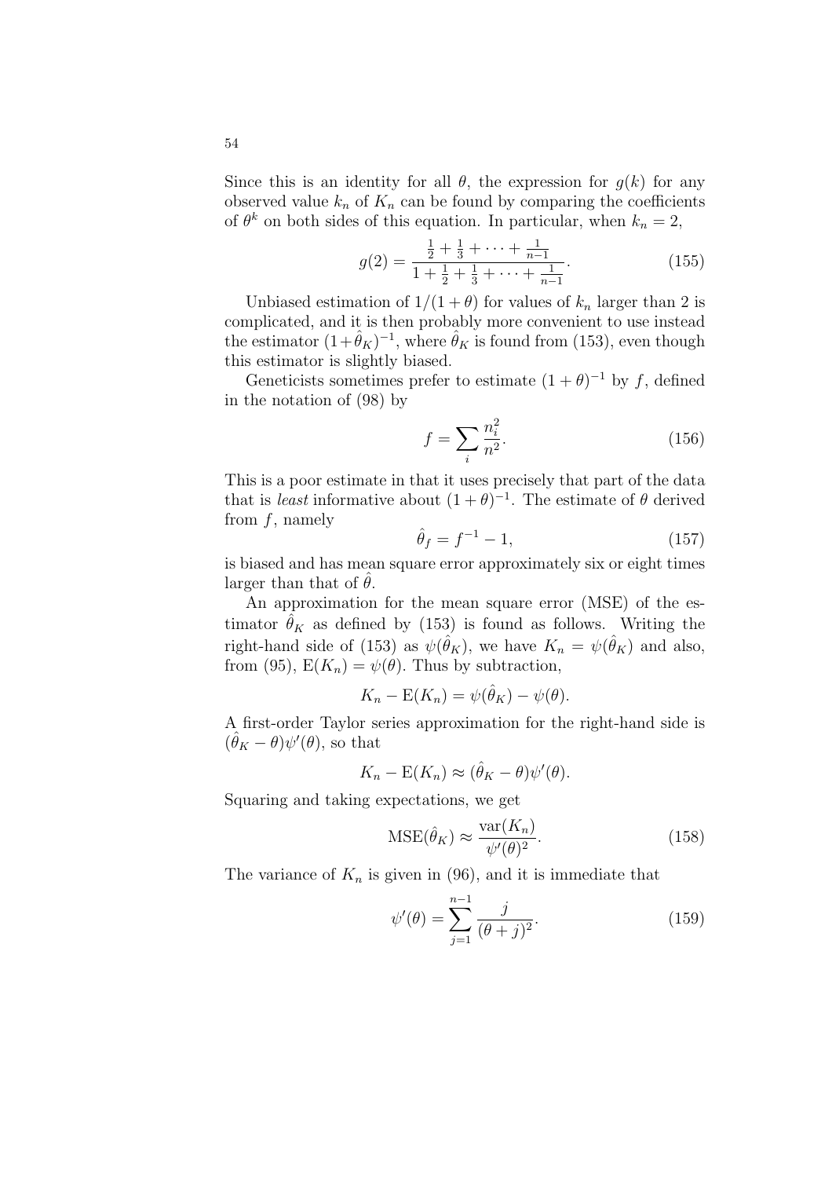Since this is an identity for all $\theta$, the expression for $g(k)$ for any observed value $k_n$ of $K_n$ can be found by comparing the coefficients of $\theta^k$ on both sides of this equation. In particular, when $k_n = 2$,

$$g(2) = \frac{\frac{1}{2} + \frac{1}{3} + \cdots + \frac{1}{n-1}}{1 + \frac{1}{2} + \frac{1}{3} + \cdots + \frac{1}{n-1}}. \tag{155}$$

Unbiased estimation of $1/(1+\theta)$ for values of $k_n$ larger than 2 is complicated, and it is then probably more convenient to use instead the estimator $(1+\hat{\theta}_K)^{-1}$, where $\hat{\theta}_K$ is found from (153), even though this estimator is slightly biased.

Geneticists sometimes prefer to estimate $(1+\theta)^{-1}$ by $f$, defined in the notation of (98) by

$$f = \sum_i \frac{n_i^2}{n^2}. \tag{156}$$

This is a poor estimate in that it uses precisely that part of the data that is *least* informative about $(1+\theta)^{-1}$. The estimate of $\theta$ derived from $f$, namely

$$\hat{\theta}_f = f^{-1} - 1, \tag{157}$$

is biased and has mean square error approximately six or eight times larger than that of $\hat{\theta}$.

An approximation for the mean square error (MSE) of the estimator $\hat{\theta}_K$ as defined by (153) is found as follows. Writing the right-hand side of (153) as $\psi(\hat{\theta}_K)$, we have $K_n = \psi(\hat{\theta}_K)$ and also, from (95), $\mathrm{E}(K_n) = \psi(\theta)$. Thus by subtraction,

$$K_n - \mathrm{E}(K_n) = \psi(\hat{\theta}_K) - \psi(\theta).$$

A first-order Taylor series approximation for the right-hand side is $(\hat{\theta}_K - \theta)\psi'(\theta)$, so that

$$K_n - \mathrm{E}(K_n) \approx (\hat{\theta}_K - \theta)\psi'(\theta).$$

Squaring and taking expectations, we get

$$\mathrm{MSE}(\hat{\theta}_K) \approx \frac{\mathrm{var}(K_n)}{\psi'(\theta)^2}. \tag{158}$$

The variance of $K_n$ is given in (96), and it is immediate that

$$\psi'(\theta) = \sum_{j=1}^{n-1} \frac{j}{(\theta+j)^2}. \tag{159}$$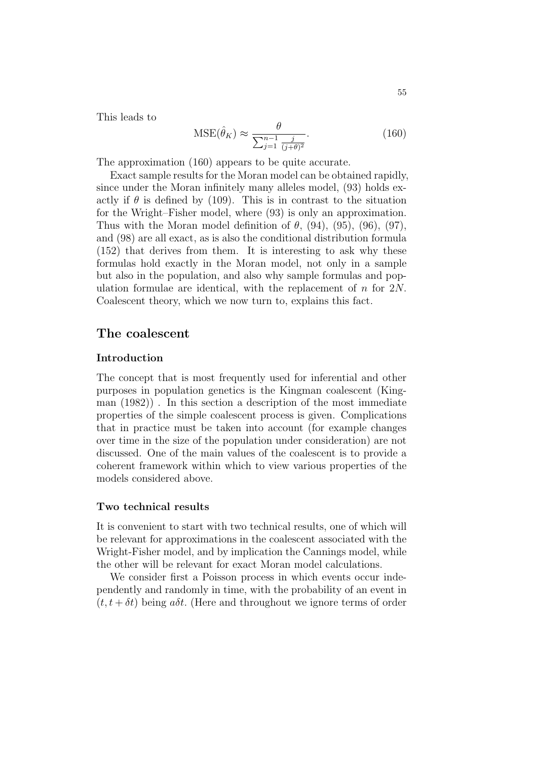This leads to

$$\text{MSE}(\hat{\theta}_K) \approx \frac{\theta}{\sum_{j=1}^{n-1} \frac{j}{(j+\theta)^2}}. \tag{160}$$

The approximation (160) appears to be quite accurate.

Exact sample results for the Moran model can be obtained rapidly, since under the Moran infinitely many alleles model, (93) holds exactly if $\theta$ is defined by (109). This is in contrast to the situation for the Wright–Fisher model, where (93) is only an approximation. Thus with the Moran model definition of $\theta$, (94), (95), (96), (97), and (98) are all exact, as is also the conditional distribution formula (152) that derives from them. It is interesting to ask why these formulas hold exactly in the Moran model, not only in a sample but also in the population, and also why sample formulas and population formulae are identical, with the replacement of $n$ for $2N$. Coalescent theory, which we now turn to, explains this fact.

## The coalescent

### Introduction

The concept that is most frequently used for inferential and other purposes in population genetics is the Kingman coalescent (Kingman (1982)) . In this section a description of the most immediate properties of the simple coalescent process is given. Complications that in practice must be taken into account (for example changes over time in the size of the population under consideration) are not discussed. One of the main values of the coalescent is to provide a coherent framework within which to view various properties of the models considered above.

### Two technical results

It is convenient to start with two technical results, one of which will be relevant for approximations in the coalescent associated with the Wright-Fisher model, and by implication the Cannings model, while the other will be relevant for exact Moran model calculations.

We consider first a Poisson process in which events occur independently and randomly in time, with the probability of an event in $(t, t + \delta t)$ being $a\delta t$. (Here and throughout we ignore terms of order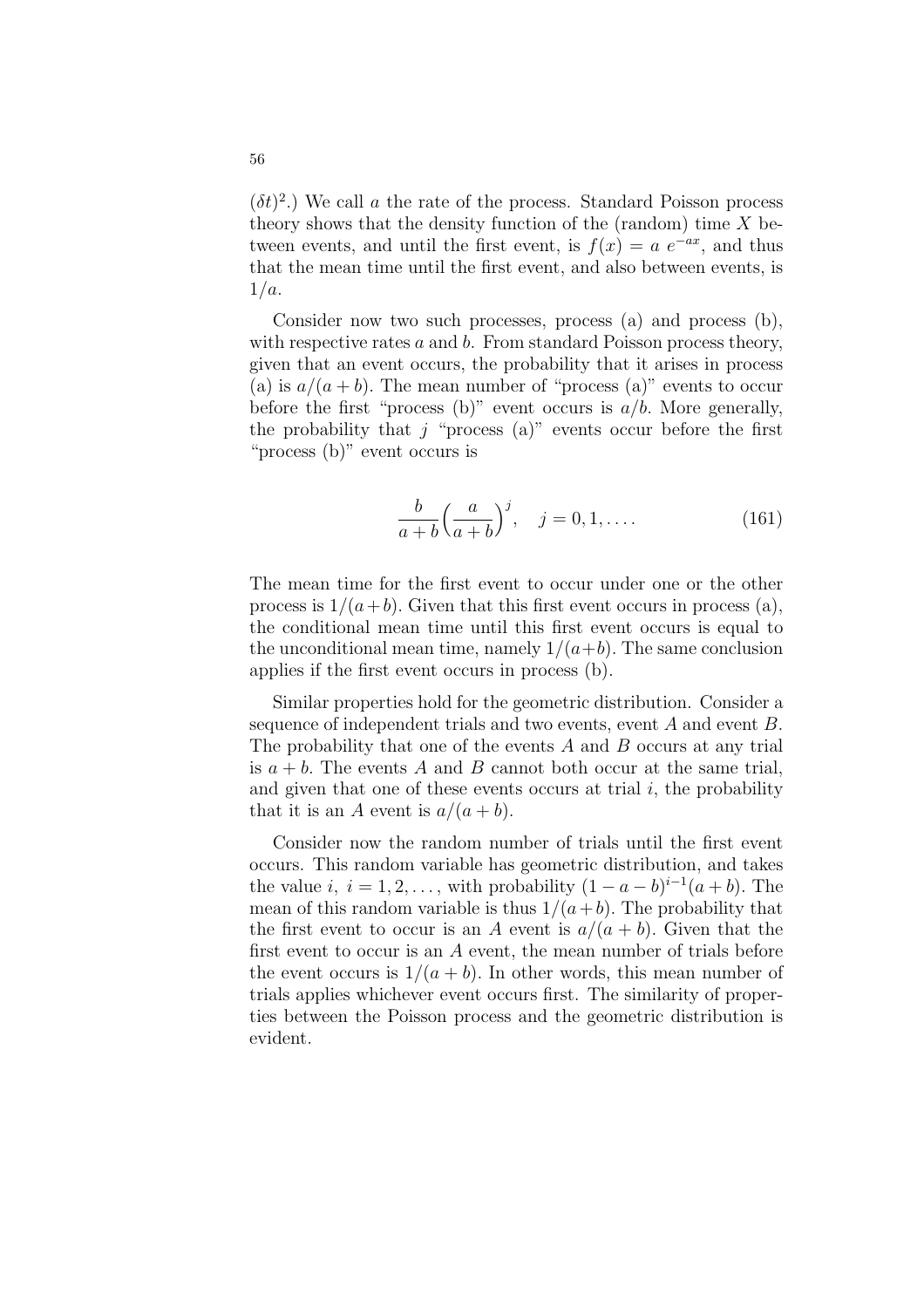$(\delta t)^2$.) We call $a$ the rate of the process. Standard Poisson process theory shows that the density function of the (random) time $X$ between events, and until the first event, is $f(x) = a\ e^{-ax}$, and thus that the mean time until the first event, and also between events, is $1/a$.

Consider now two such processes, process (a) and process (b), with respective rates $a$ and $b$. From standard Poisson process theory, given that an event occurs, the probability that it arises in process (a) is $a/(a+b)$. The mean number of "process (a)" events to occur before the first "process (b)" event occurs is $a/b$. More generally, the probability that $j$ "process (a)" events occur before the first "process (b)" event occurs is

$$\frac{b}{a+b}\Big(\frac{a}{a+b}\Big)^j, \quad j = 0, 1, \ldots. \tag{161}$$

The mean time for the first event to occur under one or the other process is $1/(a+b)$. Given that this first event occurs in process (a), the conditional mean time until this first event occurs is equal to the unconditional mean time, namely $1/(a+b)$. The same conclusion applies if the first event occurs in process (b).

Similar properties hold for the geometric distribution. Consider a sequence of independent trials and two events, event $A$ and event $B$. The probability that one of the events $A$ and $B$ occurs at any trial is $a + b$. The events $A$ and $B$ cannot both occur at the same trial, and given that one of these events occurs at trial $i$, the probability that it is an $A$ event is $a/(a + b)$.

Consider now the random number of trials until the first event occurs. This random variable has geometric distribution, and takes the value $i$, $i = 1, 2, \ldots$, with probability $(1 - a - b)^{i-1}(a + b)$. The mean of this random variable is thus $1/(a+b)$. The probability that the first event to occur is an $A$ event is $a/(a + b)$. Given that the first event to occur is an $A$ event, the mean number of trials before the event occurs is $1/(a + b)$. In other words, this mean number of trials applies whichever event occurs first. The similarity of properties between the Poisson process and the geometric distribution is evident.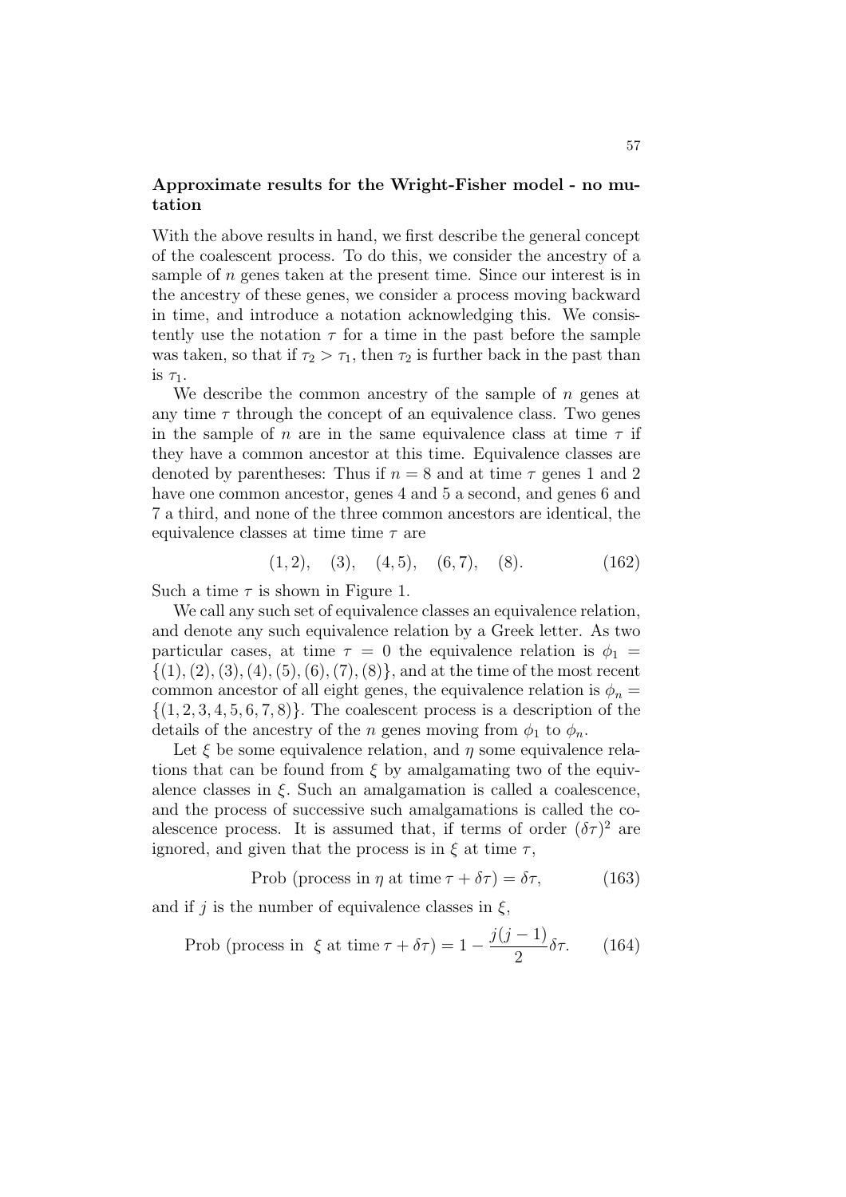### Approximate results for the Wright-Fisher model - no mutation

With the above results in hand, we first describe the general concept of the coalescent process. To do this, we consider the ancestry of a sample of $n$ genes taken at the present time. Since our interest is in the ancestry of these genes, we consider a process moving backward in time, and introduce a notation acknowledging this. We consistently use the notation $\tau$ for a time in the past before the sample was taken, so that if $\tau_2 > \tau_1$, then $\tau_2$ is further back in the past than is $\tau_1$.

We describe the common ancestry of the sample of $n$ genes at any time $\tau$ through the concept of an equivalence class. Two genes in the sample of $n$ are in the same equivalence class at time $\tau$ if they have a common ancestor at this time. Equivalence classes are denoted by parentheses: Thus if $n = 8$ and at time $\tau$ genes 1 and 2 have one common ancestor, genes 4 and 5 a second, and genes 6 and 7 a third, and none of the three common ancestors are identical, the equivalence classes at time time $\tau$ are

$$(1, 2), \quad (3), \quad (4, 5), \quad (6, 7), \quad (8). \tag{162}$$

Such a time $\tau$ is shown in Figure 1.

We call any such set of equivalence classes an equivalence relation, and denote any such equivalence relation by a Greek letter. As two particular cases, at time $\tau = 0$ the equivalence relation is $\phi_1 = \{(1), (2), (3), (4), (5), (6), (7), (8)\}$, and at the time of the most recent common ancestor of all eight genes, the equivalence relation is $\phi_n = \{(1, 2, 3, 4, 5, 6, 7, 8)\}$. The coalescent process is a description of the details of the ancestry of the $n$ genes moving from $\phi_1$ to $\phi_n$.

Let $\xi$ be some equivalence relation, and $\eta$ some equivalence relations that can be found from $\xi$ by amalgamating two of the equivalence classes in $\xi$. Such an amalgamation is called a coalescence, and the process of successive such amalgamations is called the coalescence process. It is assumed that, if terms of order $(\delta\tau)^2$ are ignored, and given that the process is in $\xi$ at time $\tau$,

$$\text{Prob (process in } \eta \text{ at time } \tau + \delta\tau) = \delta\tau, \tag{163}$$

and if $j$ is the number of equivalence classes in $\xi$,

$$\text{Prob (process in } \xi \text{ at time } \tau + \delta\tau) = 1 - \frac{j(j-1)}{2}\delta\tau. \tag{164}$$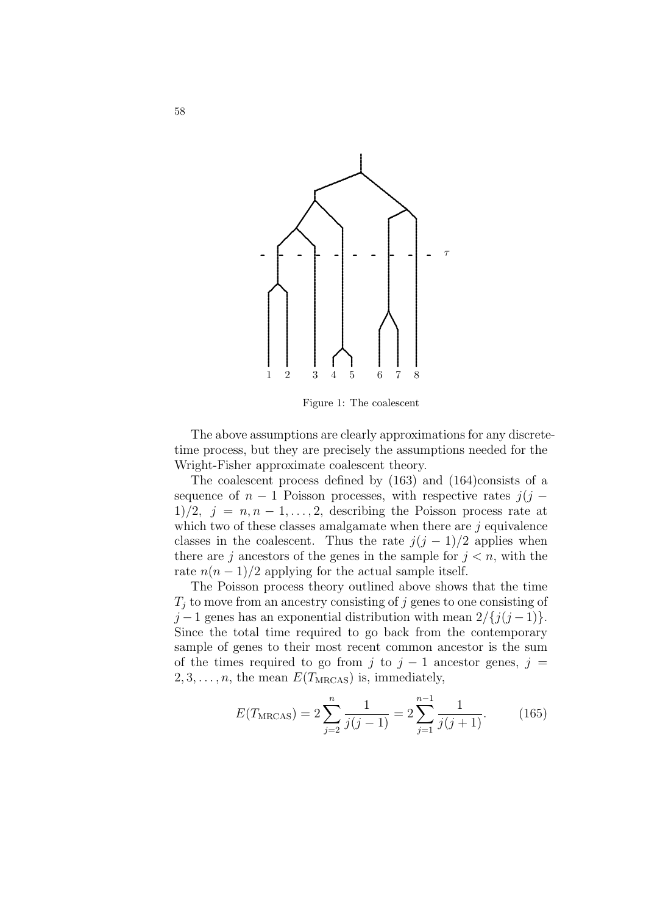Figure 1: The coalescent

The above assumptions are clearly approximations for any discrete-time process, but they are precisely the assumptions needed for the Wright-Fisher approximate coalescent theory.

The coalescent process defined by (163) and (164)consists of a sequence of $n-1$ Poisson processes, with respective rates $j(j-1)/2,\ j=n,n-1,\ldots,2$, describing the Poisson process rate at which two of these classes amalgamate when there are $j$ equivalence classes in the coalescent. Thus the rate $j(j-1)/2$ applies when there are $j$ ancestors of the genes in the sample for $j<n$, with the rate $n(n-1)/2$ applying for the actual sample itself.

The Poisson process theory outlined above shows that the time $T_j$ to move from an ancestry consisting of $j$ genes to one consisting of $j-1$ genes has an exponential distribution with mean $2/\{j(j-1)\}$. Since the total time required to go back from the contemporary sample of genes to their most recent common ancestor is the sum of the times required to go from $j$ to $j-1$ ancestor genes, $j=2,3,\ldots,n$, the mean $E(T_{\mathrm{MRCAS}})$ is, immediately,

$$E(T_{\mathrm{MRCAS}}) = 2\sum_{j=2}^{n}\frac{1}{j(j-1)} = 2\sum_{j=1}^{n-1}\frac{1}{j(j+1)}. \qquad (165)$$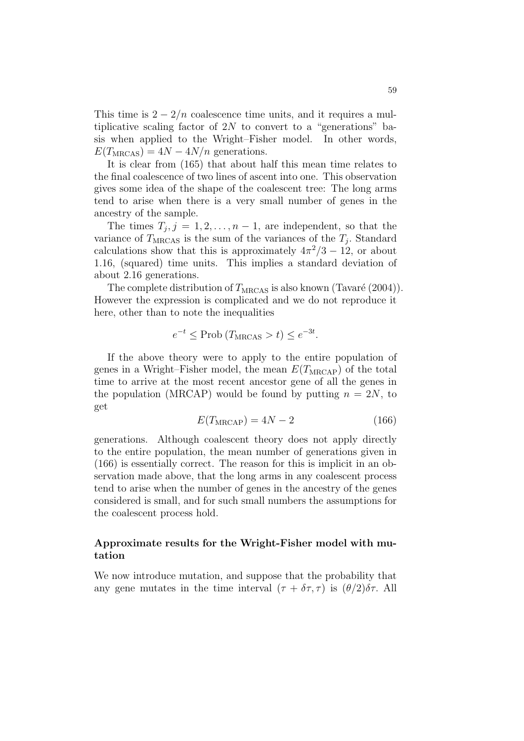This time is $2 - 2/n$ coalescence time units, and it requires a multiplicative scaling factor of $2N$ to convert to a "generations" basis when applied to the Wright–Fisher model. In other words, $E(T_{\text{MRCAS}}) = 4N - 4N/n$ generations.

It is clear from (165) that about half this mean time relates to the final coalescence of two lines of ascent into one. This observation gives some idea of the shape of the coalescent tree: The long arms tend to arise when there is a very small number of genes in the ancestry of the sample.

The times $T_j, j = 1, 2, \ldots, n-1$, are independent, so that the variance of $T_{\text{MRCAS}}$ is the sum of the variances of the $T_j$. Standard calculations show that this is approximately $4\pi^2/3 - 12$, or about 1.16, (squared) time units. This implies a standard deviation of about 2.16 generations.

The complete distribution of $T_{\text{MRCAS}}$ is also known (Tavaré (2004)). However the expression is complicated and we do not reproduce it here, other than to note the inequalities

$$e^{-t} \leq \text{Prob}\,(T_{\text{MRCAS}} > t) \leq e^{-3t}.$$

If the above theory were to apply to the entire population of genes in a Wright–Fisher model, the mean $E(T_{\text{MRCAP}})$ of the total time to arrive at the most recent ancestor gene of all the genes in the population (MRCAP) would be found by putting $n = 2N$, to get

$$E(T_{\text{MRCAP}}) = 4N - 2 \tag{166}$$

generations. Although coalescent theory does not apply directly to the entire population, the mean number of generations given in (166) is essentially correct. The reason for this is implicit in an observation made above, that the long arms in any coalescent process tend to arise when the number of genes in the ancestry of the genes considered is small, and for such small numbers the assumptions for the coalescent process hold.

### Approximate results for the Wright-Fisher model with mutation

We now introduce mutation, and suppose that the probability that any gene mutates in the time interval $(\tau + \delta\tau, \tau)$ is $(\theta/2)\delta\tau$. All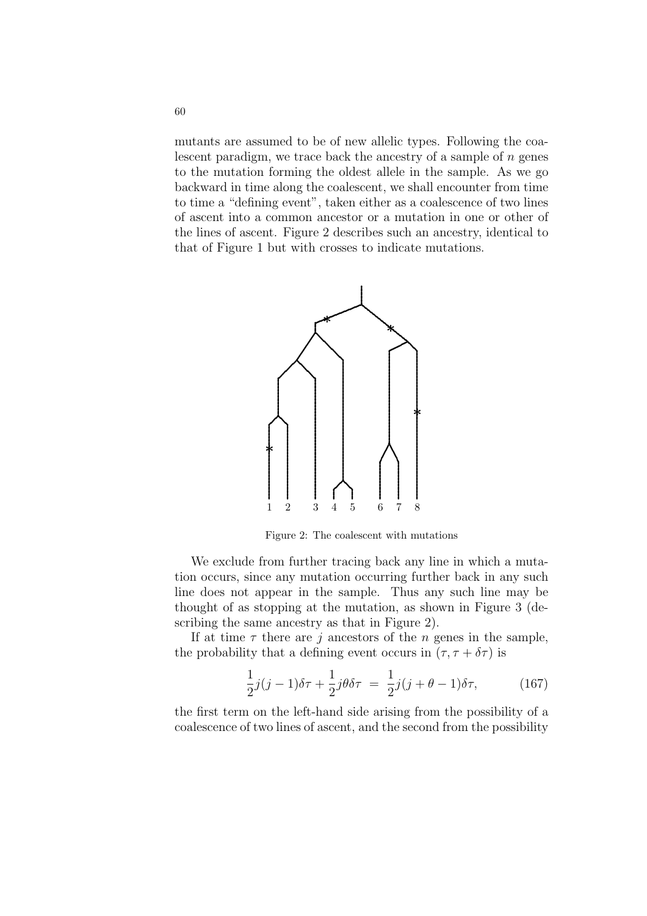mutants are assumed to be of new allelic types. Following the coalescent paradigm, we trace back the ancestry of a sample of $n$ genes to the mutation forming the oldest allele in the sample. As we go backward in time along the coalescent, we shall encounter from time to time a "defining event", taken either as a coalescence of two lines of ascent into a common ancestor or a mutation in one or other of the lines of ascent. Figure 2 describes such an ancestry, identical to that of Figure 1 but with crosses to indicate mutations.

Figure 2: The coalescent with mutations

We exclude from further tracing back any line in which a mutation occurs, since any mutation occurring further back in any such line does not appear in the sample. Thus any such line may be thought of as stopping at the mutation, as shown in Figure 3 (describing the same ancestry as that in Figure 2).

If at time $\tau$ there are $j$ ancestors of the $n$ genes in the sample, the probability that a defining event occurs in $(\tau, \tau + \delta\tau)$ is

$$\frac{1}{2}j(j-1)\delta\tau + \frac{1}{2}j\theta\delta\tau \;=\; \frac{1}{2}j(j+\theta-1)\delta\tau, \tag{167}$$

the first term on the left-hand side arising from the possibility of a coalescence of two lines of ascent, and the second from the possibility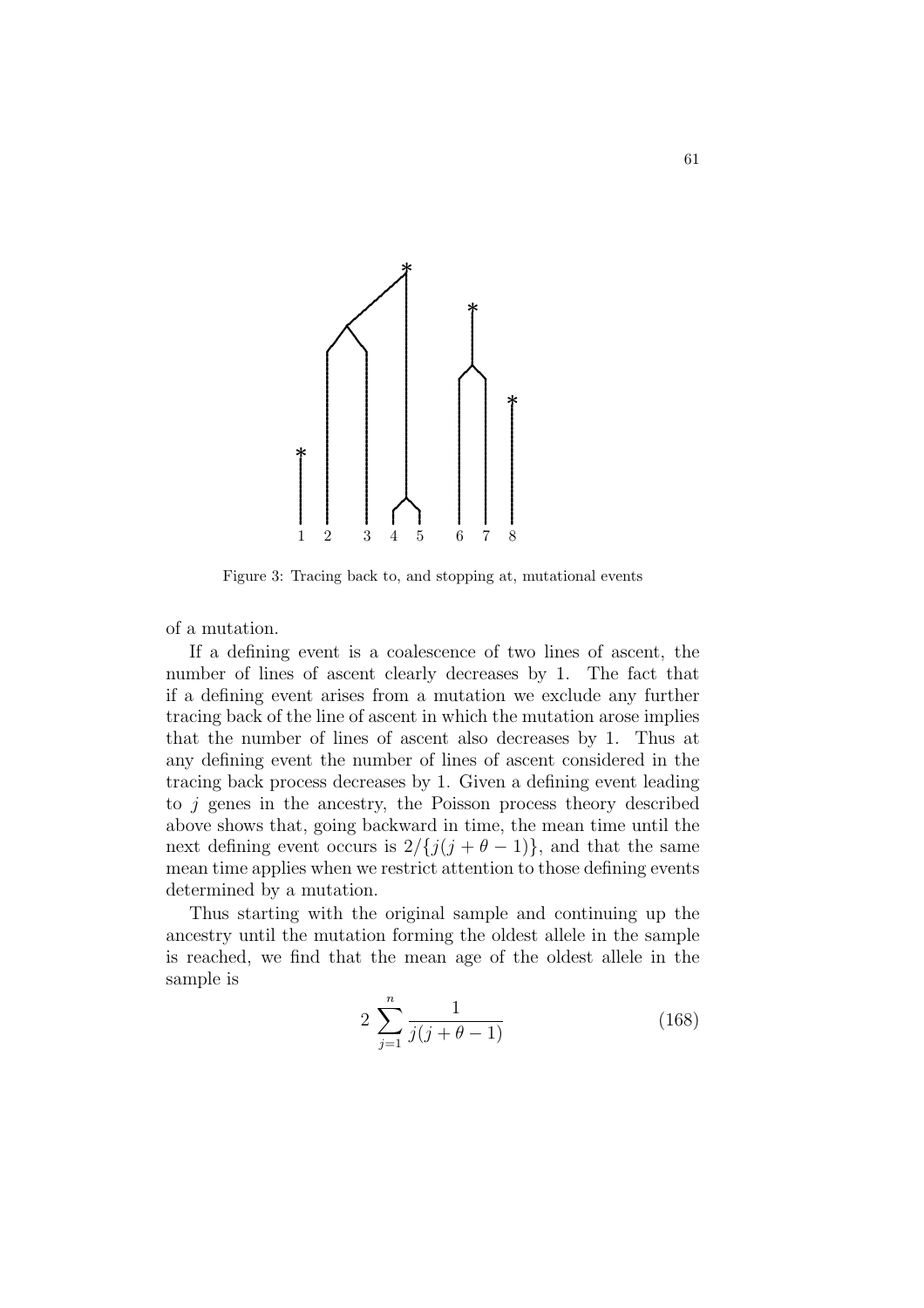Figure 3: Tracing back to, and stopping at, mutational events

of a mutation.

If a defining event is a coalescence of two lines of ascent, the number of lines of ascent clearly decreases by 1. The fact that if a defining event arises from a mutation we exclude any further tracing back of the line of ascent in which the mutation arose implies that the number of lines of ascent also decreases by 1. Thus at any defining event the number of lines of ascent considered in the tracing back process decreases by 1. Given a defining event leading to $j$ genes in the ancestry, the Poisson process theory described above shows that, going backward in time, the mean time until the next defining event occurs is $2/\{j(j + \theta - 1)\}$, and that the same mean time applies when we restrict attention to those defining events determined by a mutation.

Thus starting with the original sample and continuing up the ancestry until the mutation forming the oldest allele in the sample is reached, we find that the mean age of the oldest allele in the sample is

$$2 \sum_{j=1}^{n} \frac{1}{j(j + \theta - 1)} \tag{168}$$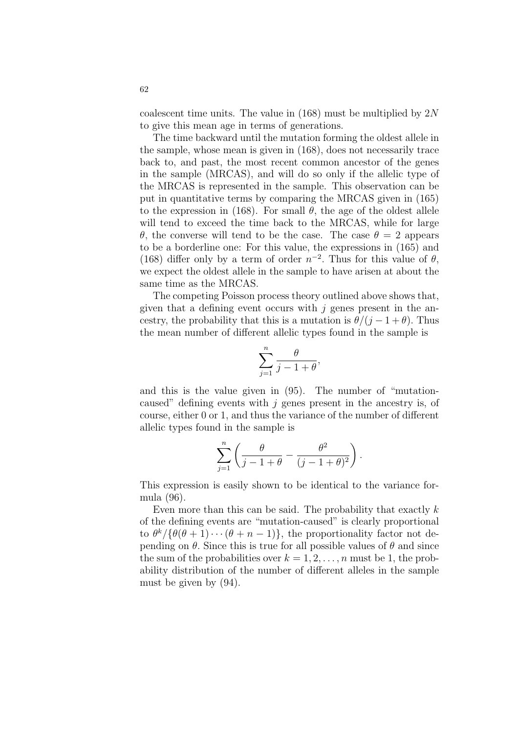coalescent time units. The value in (168) must be multiplied by $2N$ to give this mean age in terms of generations.

The time backward until the mutation forming the oldest allele in the sample, whose mean is given in (168), does not necessarily trace back to, and past, the most recent common ancestor of the genes in the sample (MRCAS), and will do so only if the allelic type of the MRCAS is represented in the sample. This observation can be put in quantitative terms by comparing the MRCAS given in (165) to the expression in (168). For small $\theta$, the age of the oldest allele will tend to exceed the time back to the MRCAS, while for large $\theta$, the converse will tend to be the case. The case $\theta = 2$ appears to be a borderline one: For this value, the expressions in (165) and (168) differ only by a term of order $n^{-2}$. Thus for this value of $\theta$, we expect the oldest allele in the sample to have arisen at about the same time as the MRCAS.

The competing Poisson process theory outlined above shows that, given that a defining event occurs with $j$ genes present in the ancestry, the probability that this is a mutation is $\theta/(j - 1 + \theta)$. Thus the mean number of different allelic types found in the sample is

$$\sum_{j=1}^{n} \frac{\theta}{j - 1 + \theta},$$

and this is the value given in (95). The number of "mutation-caused" defining events with $j$ genes present in the ancestry is, of course, either 0 or 1, and thus the variance of the number of different allelic types found in the sample is

$$\sum_{j=1}^{n} \left( \frac{\theta}{j - 1 + \theta} - \frac{\theta^2}{(j - 1 + \theta)^2} \right).$$

This expression is easily shown to be identical to the variance formula (96).

Even more than this can be said. The probability that exactly $k$ of the defining events are "mutation-caused" is clearly proportional to $\theta^k/\{\theta(\theta + 1) \cdots (\theta + n - 1)\}$, the proportionality factor not depending on $\theta$. Since this is true for all possible values of $\theta$ and since the sum of the probabilities over $k = 1, 2, \ldots, n$ must be 1, the probability distribution of the number of different alleles in the sample must be given by (94).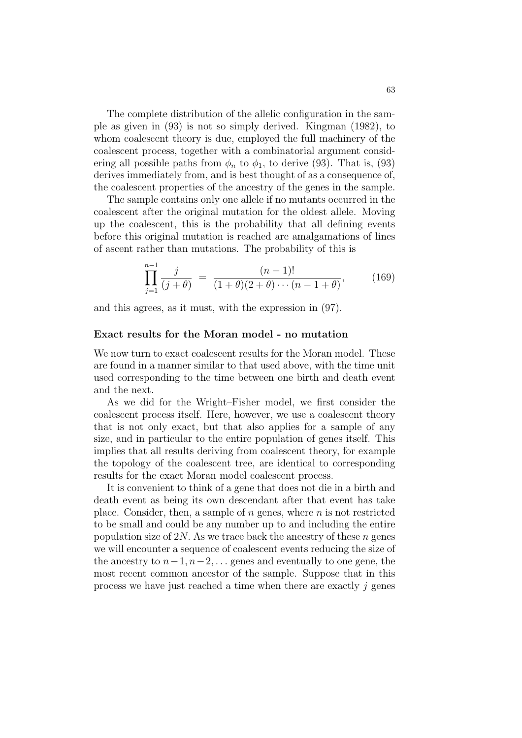The complete distribution of the allelic configuration in the sample as given in (93) is not so simply derived. Kingman (1982), to whom coalescent theory is due, employed the full machinery of the coalescent process, together with a combinatorial argument considering all possible paths from $\phi_n$ to $\phi_1$, to derive (93). That is, (93) derives immediately from, and is best thought of as a consequence of, the coalescent properties of the ancestry of the genes in the sample.

The sample contains only one allele if no mutants occurred in the coalescent after the original mutation for the oldest allele. Moving up the coalescent, this is the probability that all defining events before this original mutation is reached are amalgamations of lines of ascent rather than mutations. The probability of this is

$$\prod_{j=1}^{n-1} \frac{j}{(j+\theta)} = \frac{(n-1)!}{(1+\theta)(2+\theta)\cdots(n-1+\theta)}, \qquad (169)$$

and this agrees, as it must, with the expression in (97).

**Exact results for the Moran model - no mutation**

We now turn to exact coalescent results for the Moran model. These are found in a manner similar to that used above, with the time unit used corresponding to the time between one birth and death event and the next.

As we did for the Wright–Fisher model, we first consider the coalescent process itself. Here, however, we use a coalescent theory that is not only exact, but that also applies for a sample of any size, and in particular to the entire population of genes itself. This implies that all results deriving from coalescent theory, for example the topology of the coalescent tree, are identical to corresponding results for the exact Moran model coalescent process.

It is convenient to think of a gene that does not die in a birth and death event as being its own descendant after that event has take place. Consider, then, a sample of $n$ genes, where $n$ is not restricted to be small and could be any number up to and including the entire population size of $2N$. As we trace back the ancestry of these $n$ genes we will encounter a sequence of coalescent events reducing the size of the ancestry to $n-1, n-2, \ldots$ genes and eventually to one gene, the most recent common ancestor of the sample. Suppose that in this process we have just reached a time when there are exactly $j$ genes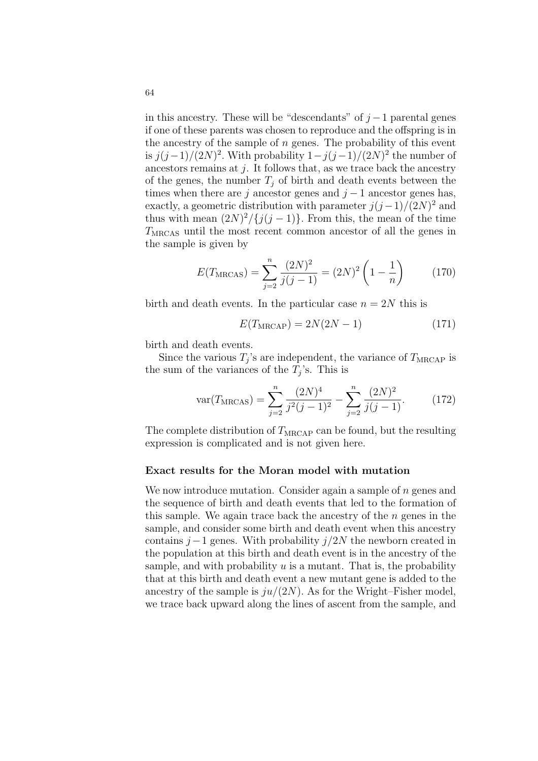in this ancestry. These will be "descendants" of $j-1$ parental genes if one of these parents was chosen to reproduce and the offspring is in the ancestry of the sample of $n$ genes. The probability of this event is $j(j-1)/(2N)^2$. With probability $1-j(j-1)/(2N)^2$ the number of ancestors remains at $j$. It follows that, as we trace back the ancestry of the genes, the number $T_j$ of birth and death events between the times when there are $j$ ancestor genes and $j-1$ ancestor genes has, exactly, a geometric distribution with parameter $j(j-1)/(2N)^2$ and thus with mean $(2N)^2/\{j(j-1)\}$. From this, the mean of the time $T_{\text{MRCAS}}$ until the most recent common ancestor of all the genes in the sample is given by

$$E(T_{\text{MRCAS}}) = \sum_{j=2}^{n} \frac{(2N)^2}{j(j-1)} = (2N)^2 \left(1 - \frac{1}{n}\right) \tag{170}$$

birth and death events. In the particular case $n = 2N$ this is

$$E(T_{\text{MRCAP}}) = 2N(2N-1) \tag{171}$$

birth and death events.

Since the various $T_j$'s are independent, the variance of $T_{\text{MRCAP}}$ is the sum of the variances of the $T_j$'s. This is

$$\text{var}(T_{\text{MRCAS}}) = \sum_{j=2}^{n} \frac{(2N)^4}{j^2(j-1)^2} - \sum_{j=2}^{n} \frac{(2N)^2}{j(j-1)}. \tag{172}$$

The complete distribution of $T_{\text{MRCAP}}$ can be found, but the resulting expression is complicated and is not given here.

### Exact results for the Moran model with mutation

We now introduce mutation. Consider again a sample of $n$ genes and the sequence of birth and death events that led to the formation of this sample. We again trace back the ancestry of the $n$ genes in the sample, and consider some birth and death event when this ancestry contains $j-1$ genes. With probability $j/2N$ the newborn created in the population at this birth and death event is in the ancestry of the sample, and with probability $u$ is a mutant. That is, the probability that at this birth and death event a new mutant gene is added to the ancestry of the sample is $ju/(2N)$. As for the Wright–Fisher model, we trace back upward along the lines of ascent from the sample, and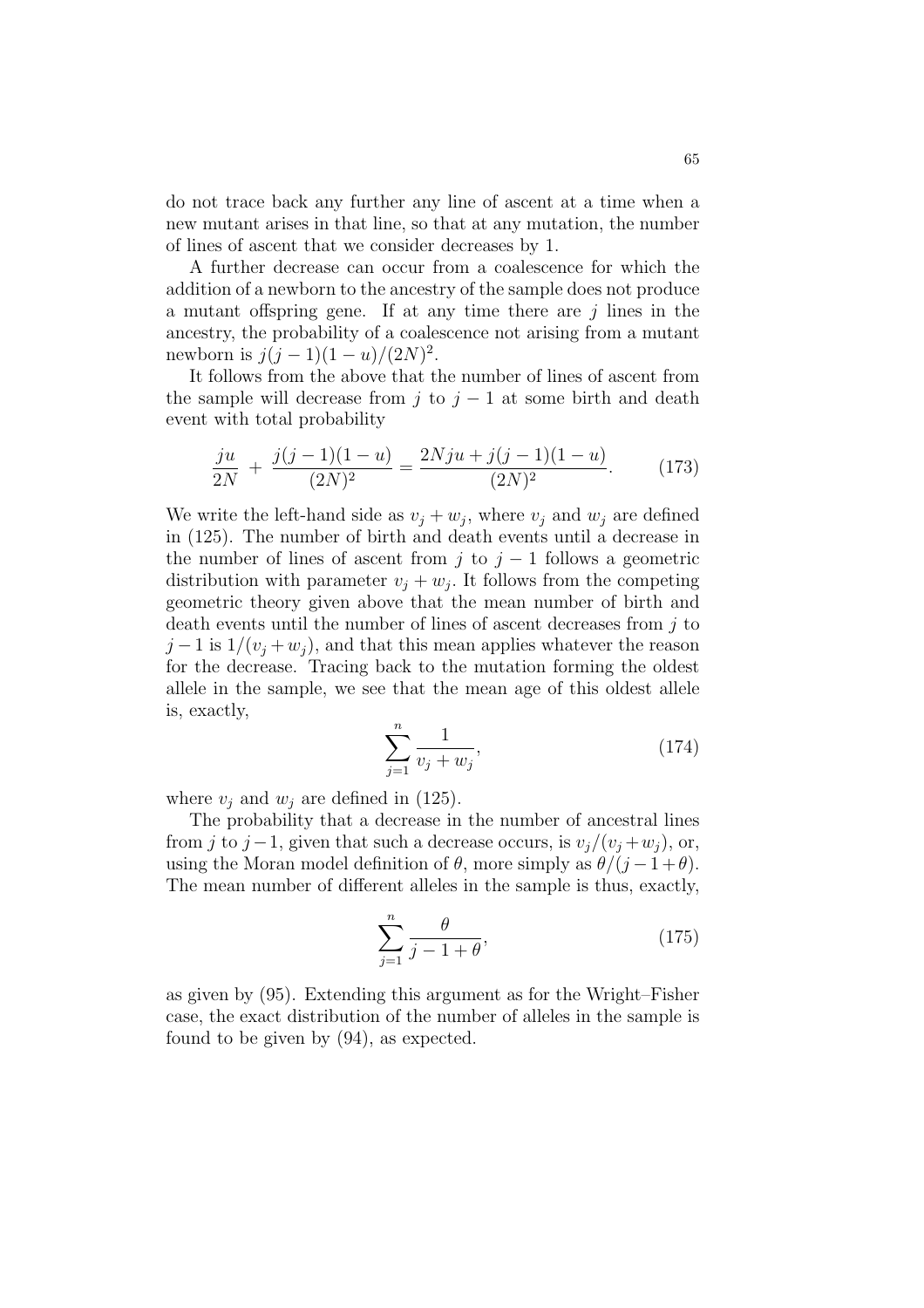do not trace back any further any line of ascent at a time when a new mutant arises in that line, so that at any mutation, the number of lines of ascent that we consider decreases by 1.

A further decrease can occur from a coalescence for which the addition of a newborn to the ancestry of the sample does not produce a mutant offspring gene. If at any time there are $j$ lines in the ancestry, the probability of a coalescence not arising from a mutant newborn is $j(j-1)(1-u)/(2N)^2$.

It follows from the above that the number of lines of ascent from the sample will decrease from $j$ to $j-1$ at some birth and death event with total probability

$$\frac{ju}{2N} + \frac{j(j-1)(1-u)}{(2N)^2} = \frac{2Nju + j(j-1)(1-u)}{(2N)^2}. \tag{173}$$

We write the left-hand side as $v_j + w_j$, where $v_j$ and $w_j$ are defined in (125). The number of birth and death events until a decrease in the number of lines of ascent from $j$ to $j-1$ follows a geometric distribution with parameter $v_j + w_j$. It follows from the competing geometric theory given above that the mean number of birth and death events until the number of lines of ascent decreases from $j$ to $j-1$ is $1/(v_j + w_j)$, and that this mean applies whatever the reason for the decrease. Tracing back to the mutation forming the oldest allele in the sample, we see that the mean age of this oldest allele is, exactly,

$$\sum_{j=1}^{n} \frac{1}{v_j + w_j}, \tag{174}$$

where $v_j$ and $w_j$ are defined in (125).

The probability that a decrease in the number of ancestral lines from $j$ to $j-1$, given that such a decrease occurs, is $v_j/(v_j + w_j)$, or, using the Moran model definition of $\theta$, more simply as $\theta/(j-1+\theta)$. The mean number of different alleles in the sample is thus, exactly,

$$\sum_{j=1}^{n} \frac{\theta}{j-1+\theta}, \tag{175}$$

as given by (95). Extending this argument as for the Wright–Fisher case, the exact distribution of the number of alleles in the sample is found to be given by (94), as expected.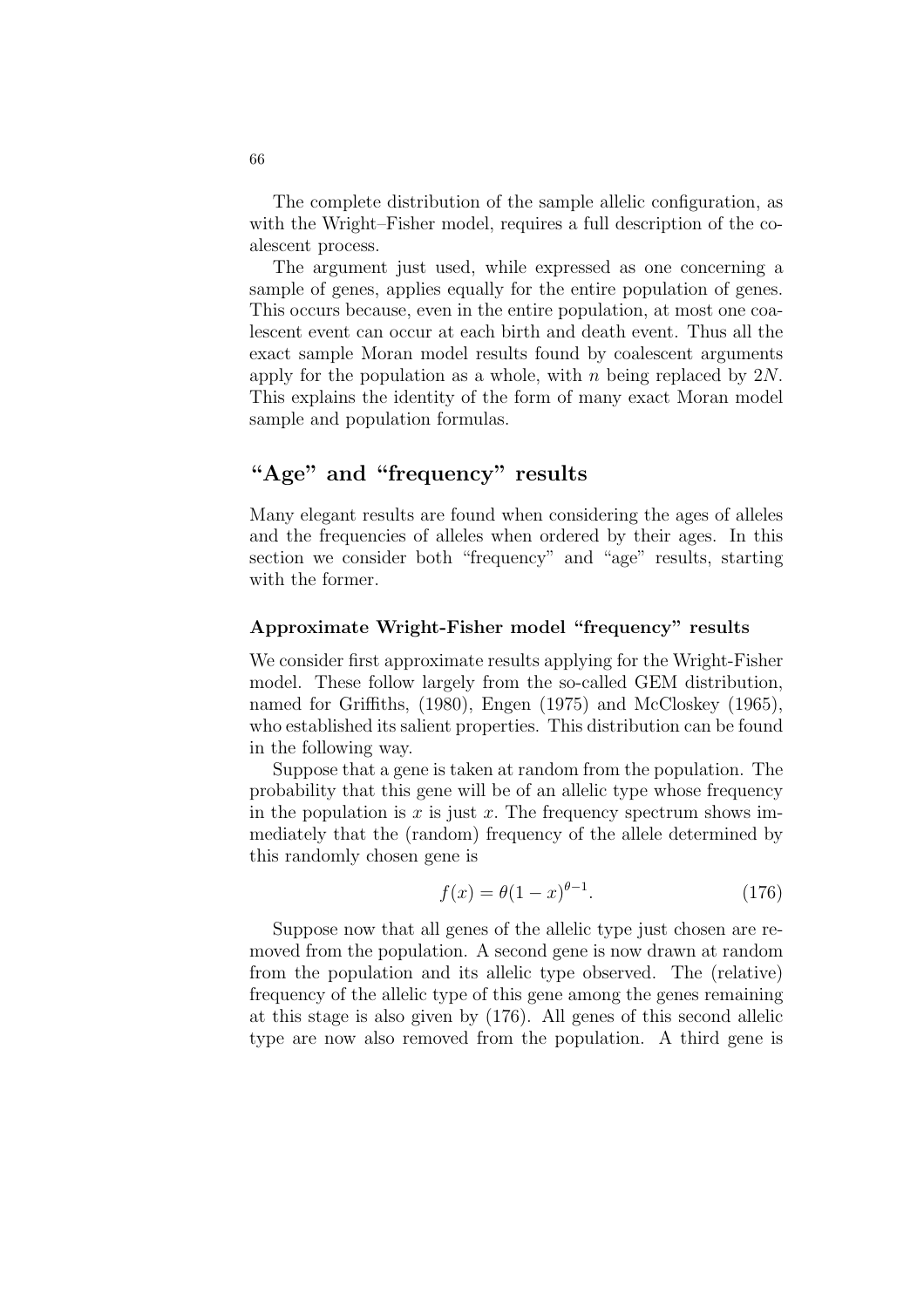The complete distribution of the sample allelic configuration, as with the Wright–Fisher model, requires a full description of the coalescent process.

The argument just used, while expressed as one concerning a sample of genes, applies equally for the entire population of genes. This occurs because, even in the entire population, at most one coalescent event can occur at each birth and death event. Thus all the exact sample Moran model results found by coalescent arguments apply for the population as a whole, with $n$ being replaced by $2N$. This explains the identity of the form of many exact Moran model sample and population formulas.

## "Age" and "frequency" results

Many elegant results are found when considering the ages of alleles and the frequencies of alleles when ordered by their ages. In this section we consider both "frequency" and "age" results, starting with the former.

### Approximate Wright-Fisher model "frequency" results

We consider first approximate results applying for the Wright-Fisher model. These follow largely from the so-called GEM distribution, named for Griffiths, (1980), Engen (1975) and McCloskey (1965), who established its salient properties. This distribution can be found in the following way.

Suppose that a gene is taken at random from the population. The probability that this gene will be of an allelic type whose frequency in the population is $x$ is just $x$. The frequency spectrum shows immediately that the (random) frequency of the allele determined by this randomly chosen gene is

$$f(x) = \theta(1-x)^{\theta-1}. \tag{176}$$

Suppose now that all genes of the allelic type just chosen are removed from the population. A second gene is now drawn at random from the population and its allelic type observed. The (relative) frequency of the allelic type of this gene among the genes remaining at this stage is also given by (176). All genes of this second allelic type are now also removed from the population. A third gene is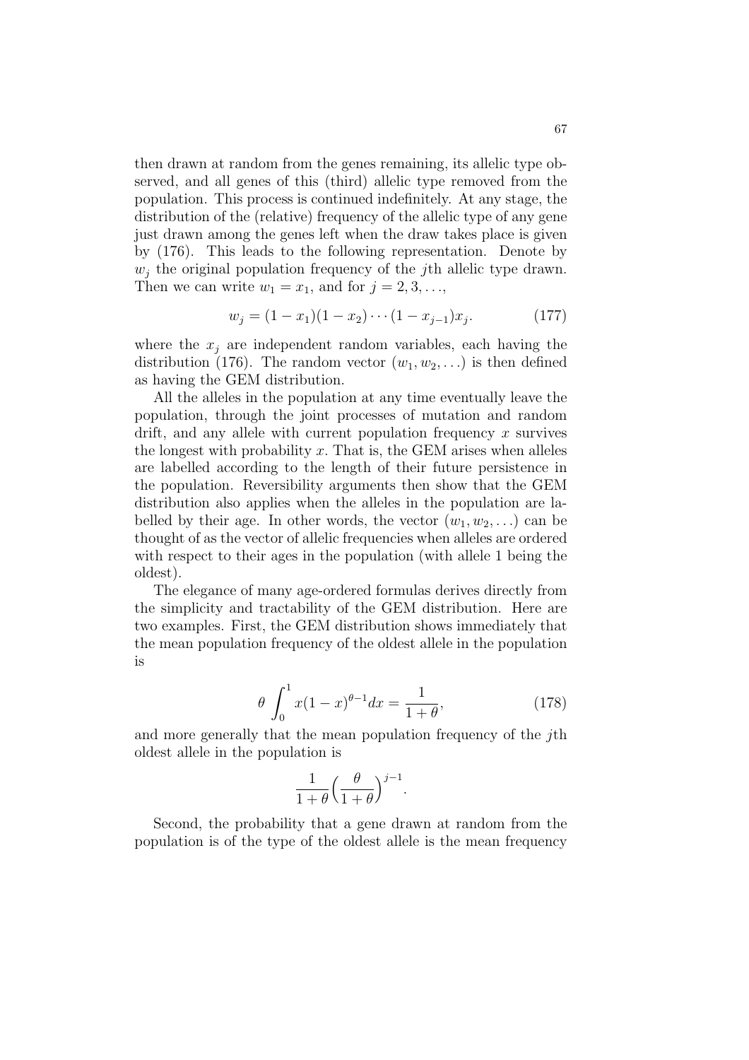then drawn at random from the genes remaining, its allelic type observed, and all genes of this (third) allelic type removed from the population. This process is continued indefinitely. At any stage, the distribution of the (relative) frequency of the allelic type of any gene just drawn among the genes left when the draw takes place is given by (176). This leads to the following representation. Denote by $w_j$ the original population frequency of the $j$th allelic type drawn. Then we can write $w_1 = x_1$, and for $j = 2, 3, \ldots$,

$$w_j = (1 - x_1)(1 - x_2) \cdots (1 - x_{j-1})x_j. \tag{177}$$

where the $x_j$ are independent random variables, each having the distribution (176). The random vector $(w_1, w_2, \ldots)$ is then defined as having the GEM distribution.

All the alleles in the population at any time eventually leave the population, through the joint processes of mutation and random drift, and any allele with current population frequency $x$ survives the longest with probability $x$. That is, the GEM arises when alleles are labelled according to the length of their future persistence in the population. Reversibility arguments then show that the GEM distribution also applies when the alleles in the population are labelled by their age. In other words, the vector $(w_1, w_2, \ldots)$ can be thought of as the vector of allelic frequencies when alleles are ordered with respect to their ages in the population (with allele 1 being the oldest).

The elegance of many age-ordered formulas derives directly from the simplicity and tractability of the GEM distribution. Here are two examples. First, the GEM distribution shows immediately that the mean population frequency of the oldest allele in the population is

$$\theta \int_0^1 x(1 - x)^{\theta - 1} dx = \frac{1}{1 + \theta}, \tag{178}$$

and more generally that the mean population frequency of the $j$th oldest allele in the population is

$$\frac{1}{1 + \theta} \Big( \frac{\theta}{1 + \theta} \Big)^{j-1}.$$

Second, the probability that a gene drawn at random from the population is of the type of the oldest allele is the mean frequency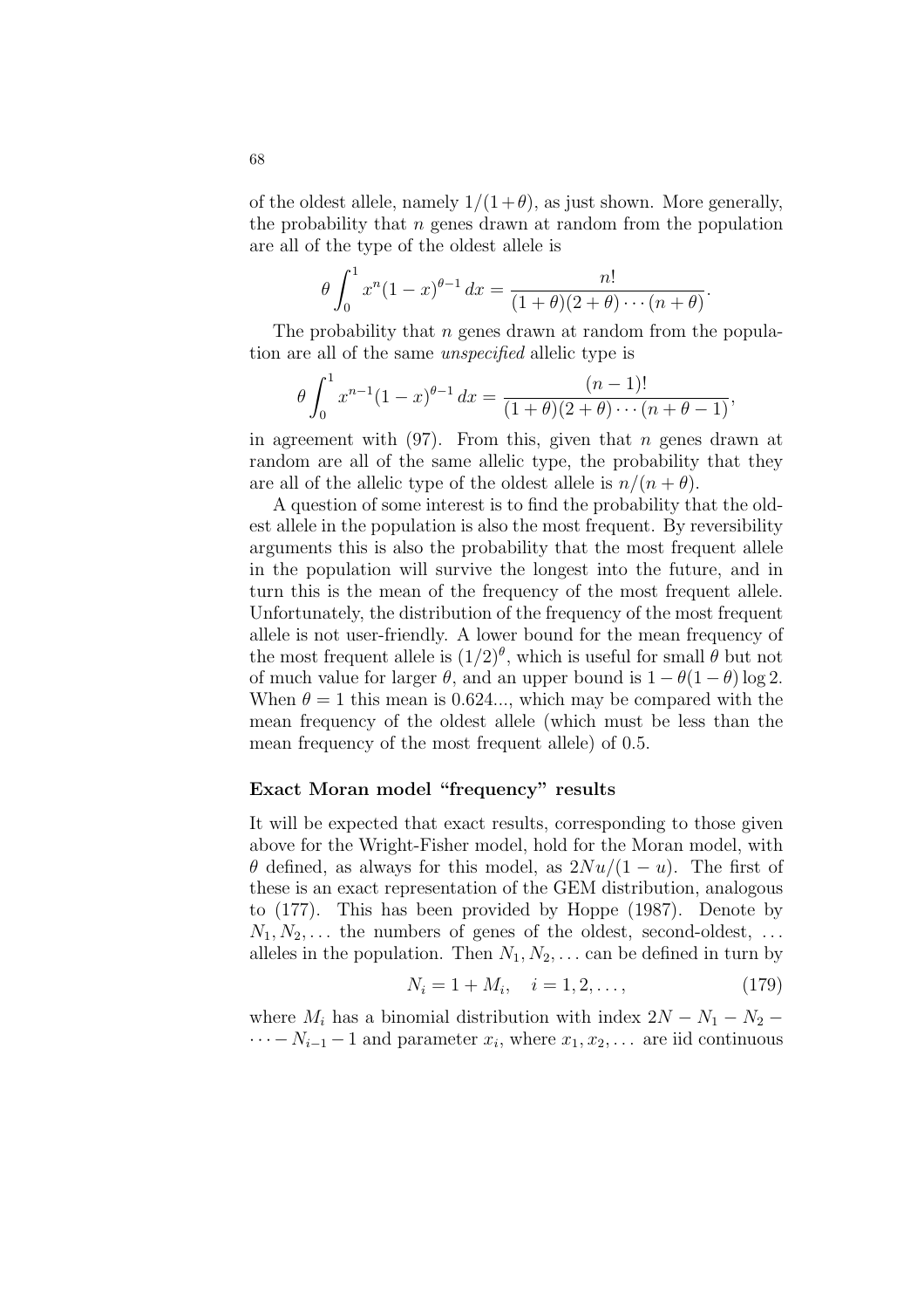of the oldest allele, namely $1/(1+\theta)$, as just shown. More generally, the probability that $n$ genes drawn at random from the population are all of the type of the oldest allele is

$$\theta \int_0^1 x^n (1-x)^{\theta-1}\, dx = \frac{n!}{(1+\theta)(2+\theta)\cdots(n+\theta)}.$$

The probability that $n$ genes drawn at random from the population are all of the same *unspecified* allelic type is

$$\theta \int_0^1 x^{n-1} (1-x)^{\theta-1}\, dx = \frac{(n-1)!}{(1+\theta)(2+\theta)\cdots(n+\theta-1)},$$

in agreement with (97). From this, given that $n$ genes drawn at random are all of the same allelic type, the probability that they are all of the allelic type of the oldest allele is $n/(n+\theta)$.

A question of some interest is to find the probability that the oldest allele in the population is also the most frequent. By reversibility arguments this is also the probability that the most frequent allele in the population will survive the longest into the future, and in turn this is the mean of the frequency of the most frequent allele. Unfortunately, the distribution of the frequency of the most frequent allele is not user-friendly. A lower bound for the mean frequency of the most frequent allele is $(1/2)^\theta$, which is useful for small $\theta$ but not of much value for larger $\theta$, and an upper bound is $1-\theta(1-\theta)\log 2$. When $\theta = 1$ this mean is 0.624..., which may be compared with the mean frequency of the oldest allele (which must be less than the mean frequency of the most frequent allele) of 0.5.

### Exact Moran model "frequency" results

It will be expected that exact results, corresponding to those given above for the Wright-Fisher model, hold for the Moran model, with $\theta$ defined, as always for this model, as $2Nu/(1-u)$. The first of these is an exact representation of the GEM distribution, analogous to (177). This has been provided by Hoppe (1987). Denote by $N_1, N_2, \ldots$ the numbers of genes of the oldest, second-oldest, ... alleles in the population. Then $N_1, N_2, \ldots$ can be defined in turn by

$$N_i = 1 + M_i, \quad i = 1, 2, \ldots, \tag{179}$$

where $M_i$ has a binomial distribution with index $2N - N_1 - N_2 - \cdots - N_{i-1} - 1$ and parameter $x_i$, where $x_1, x_2, \ldots$ are iid continuous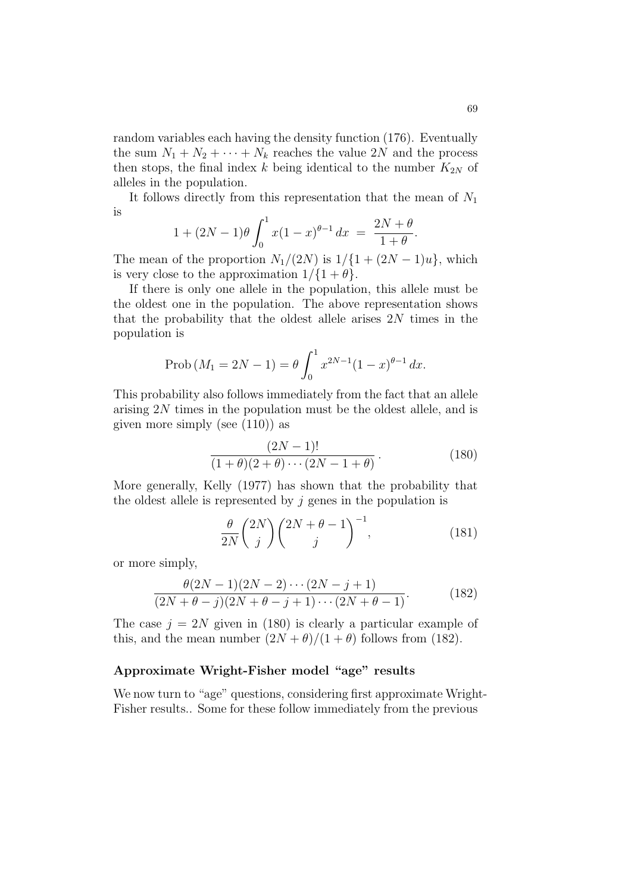random variables each having the density function (176). Eventually the sum $N_1 + N_2 + \cdots + N_k$ reaches the value $2N$ and the process then stops, the final index $k$ being identical to the number $K_{2N}$ of alleles in the population.

It follows directly from this representation that the mean of $N_1$ is

$$1 + (2N-1)\theta \int_0^1 x(1-x)^{\theta-1}\,dx \;=\; \frac{2N+\theta}{1+\theta}.$$

The mean of the proportion $N_1/(2N)$ is $1/\{1+(2N-1)u\}$, which is very close to the approximation $1/\{1+\theta\}$.

If there is only one allele in the population, this allele must be the oldest one in the population. The above representation shows that the probability that the oldest allele arises $2N$ times in the population is

$$\text{Prob}\,(M_1 = 2N-1) = \theta \int_0^1 x^{2N-1}(1-x)^{\theta-1}\,dx.$$

This probability also follows immediately from the fact that an allele arising $2N$ times in the population must be the oldest allele, and is given more simply (see (110)) as

$$\frac{(2N-1)!}{(1+\theta)(2+\theta)\cdots(2N-1+\theta)}\,. \tag{180}$$

More generally, Kelly (1977) has shown that the probability that the oldest allele is represented by $j$ genes in the population is

$$\frac{\theta}{2N}\binom{2N}{j}\binom{2N+\theta-1}{j}^{-1}, \tag{181}$$

or more simply,

$$\frac{\theta(2N-1)(2N-2)\cdots(2N-j+1)}{(2N+\theta-j)(2N+\theta-j+1)\cdots(2N+\theta-1)}. \tag{182}$$

The case $j = 2N$ given in (180) is clearly a particular example of this, and the mean number $(2N+\theta)/(1+\theta)$ follows from (182).

### Approximate Wright-Fisher model "age" results

We now turn to "age" questions, considering first approximate Wright-Fisher results.. Some for these follow immediately from the previous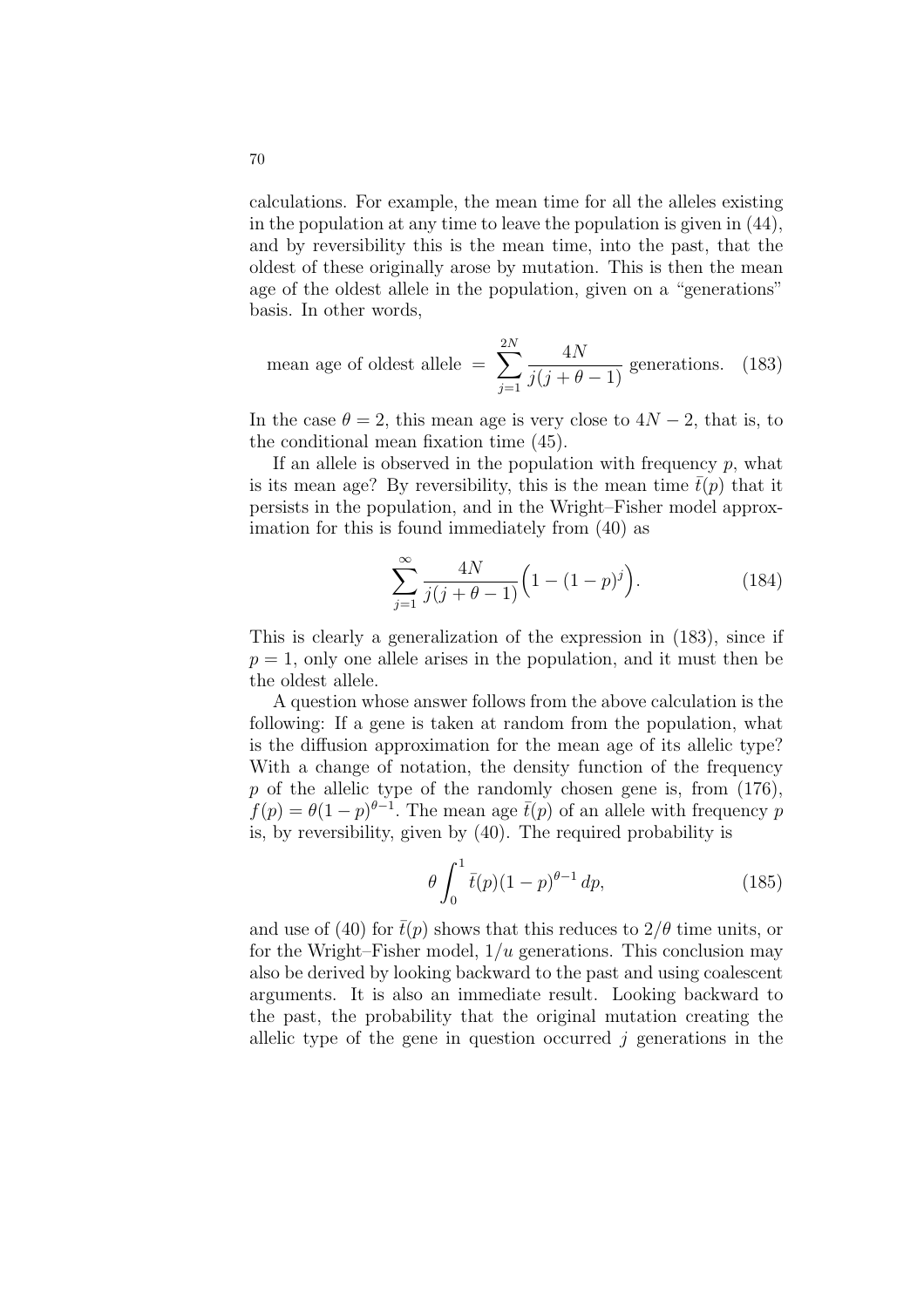calculations. For example, the mean time for all the alleles existing in the population at any time to leave the population is given in (44), and by reversibility this is the mean time, into the past, that the oldest of these originally arose by mutation. This is then the mean age of the oldest allele in the population, given on a "generations" basis. In other words,

$$\text{mean age of oldest allele } = \sum_{j=1}^{2N} \frac{4N}{j(j+\theta-1)} \text{ generations.} \quad (183)$$

In the case $\theta = 2$, this mean age is very close to $4N - 2$, that is, to the conditional mean fixation time (45).

If an allele is observed in the population with frequency $p$, what is its mean age? By reversibility, this is the mean time $\bar{t}(p)$ that it persists in the population, and in the Wright–Fisher model approximation for this is found immediately from (40) as

$$\sum_{j=1}^{\infty} \frac{4N}{j(j+\theta-1)} \Big(1 - (1-p)^j\Big). \quad (184)$$

This is clearly a generalization of the expression in (183), since if $p = 1$, only one allele arises in the population, and it must then be the oldest allele.

A question whose answer follows from the above calculation is the following: If a gene is taken at random from the population, what is the diffusion approximation for the mean age of its allelic type? With a change of notation, the density function of the frequency $p$ of the allelic type of the randomly chosen gene is, from (176), $f(p) = \theta(1-p)^{\theta-1}$. The mean age $\bar{t}(p)$ of an allele with frequency $p$ is, by reversibility, given by (40). The required probability is

$$\theta \int_0^1 \bar{t}(p)(1-p)^{\theta-1} \, dp, \quad (185)$$

and use of (40) for $\bar{t}(p)$ shows that this reduces to $2/\theta$ time units, or for the Wright–Fisher model, $1/u$ generations. This conclusion may also be derived by looking backward to the past and using coalescent arguments. It is also an immediate result. Looking backward to the past, the probability that the original mutation creating the allelic type of the gene in question occurred $j$ generations in the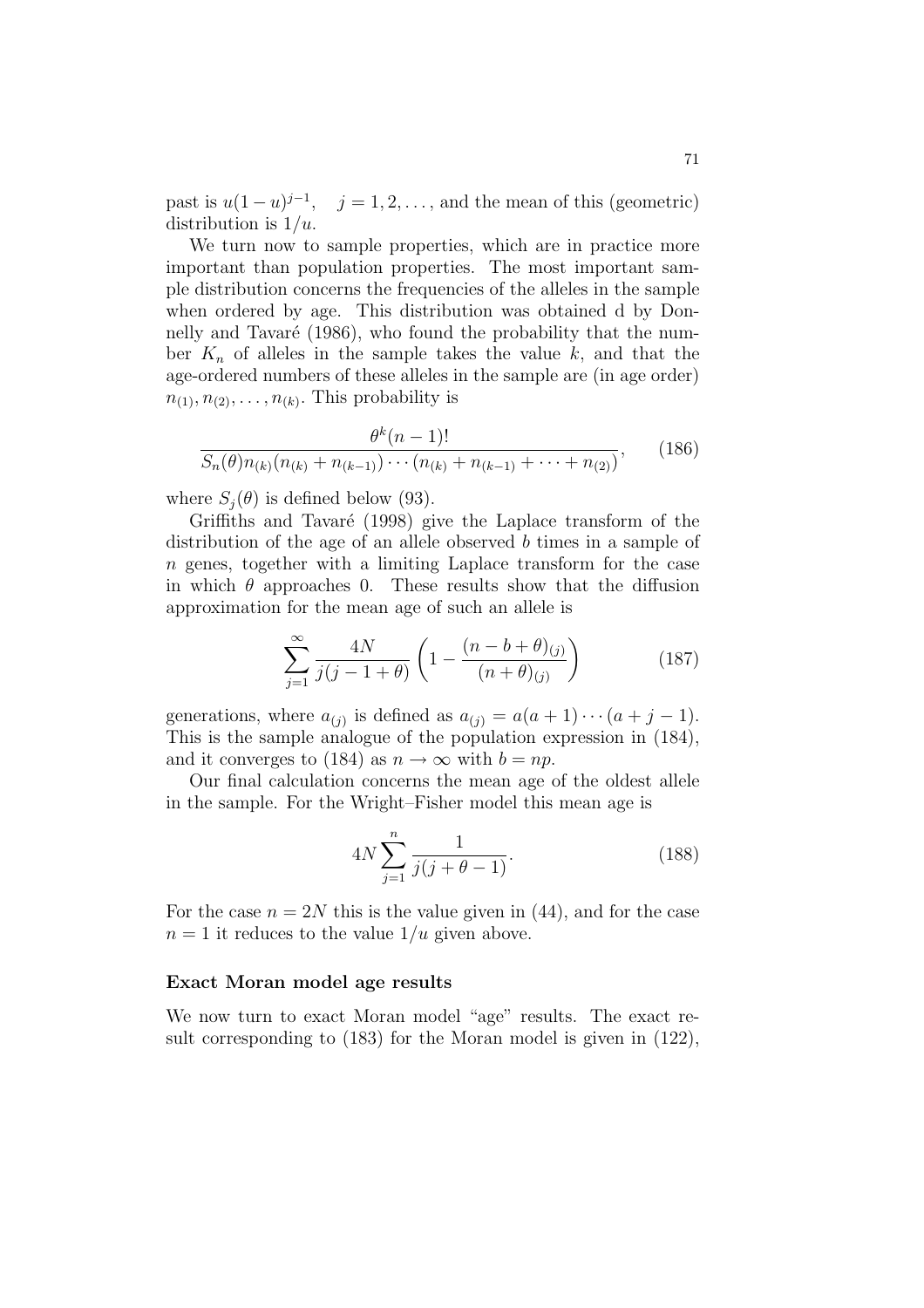past is $u(1-u)^{j-1}, \quad j = 1, 2, \ldots$, and the mean of this (geometric) distribution is $1/u$.

We turn now to sample properties, which are in practice more important than population properties. The most important sample distribution concerns the frequencies of the alleles in the sample when ordered by age. This distribution was obtained d by Donnelly and Tavaré (1986), who found the probability that the number $K_n$ of alleles in the sample takes the value $k$, and that the age-ordered numbers of these alleles in the sample are (in age order) $n_{(1)}, n_{(2)}, \ldots, n_{(k)}$. This probability is

$$\frac{\theta^k (n-1)!}{S_n(\theta) n_{(k)}(n_{(k)} + n_{(k-1)}) \cdots (n_{(k)} + n_{(k-1)} + \cdots + n_{(2)})}, \qquad (186)$$

where $S_j(\theta)$ is defined below (93).

Griffiths and Tavaré (1998) give the Laplace transform of the distribution of the age of an allele observed $b$ times in a sample of $n$ genes, together with a limiting Laplace transform for the case in which $\theta$ approaches 0. These results show that the diffusion approximation for the mean age of such an allele is

$$\sum_{j=1}^{\infty} \frac{4N}{j(j-1+\theta)} \left(1 - \frac{(n-b+\theta)_{(j)}}{(n+\theta)_{(j)}}\right) \qquad (187)$$

generations, where $a_{(j)}$ is defined as $a_{(j)} = a(a+1) \cdots (a+j-1)$. This is the sample analogue of the population expression in (184), and it converges to (184) as $n \to \infty$ with $b = np$.

Our final calculation concerns the mean age of the oldest allele in the sample. For the Wright–Fisher model this mean age is

$$4N \sum_{j=1}^{n} \frac{1}{j(j+\theta-1)}. \qquad (188)$$

For the case $n = 2N$ this is the value given in (44), and for the case $n = 1$ it reduces to the value $1/u$ given above.

### Exact Moran model age results

We now turn to exact Moran model "age" results. The exact result corresponding to (183) for the Moran model is given in (122),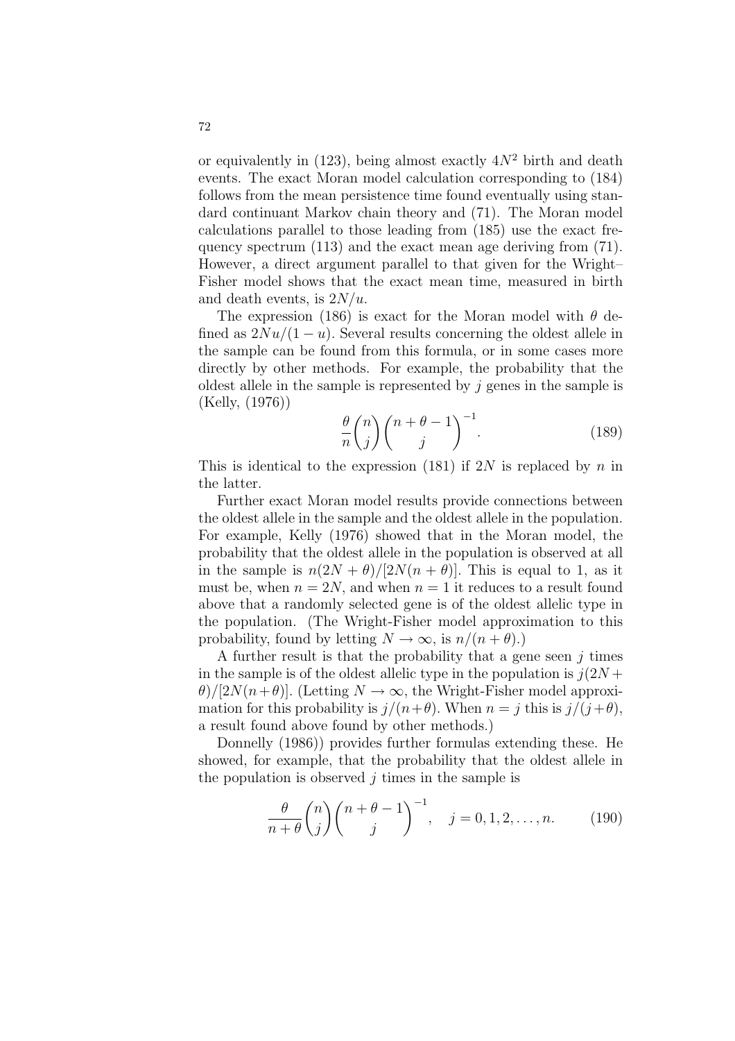or equivalently in (123), being almost exactly $4N^2$ birth and death events. The exact Moran model calculation corresponding to (184) follows from the mean persistence time found eventually using standard continuant Markov chain theory and (71). The Moran model calculations parallel to those leading from (185) use the exact frequency spectrum (113) and the exact mean age deriving from (71). However, a direct argument parallel to that given for the Wright–Fisher model shows that the exact mean time, measured in birth and death events, is $2N/u$.

The expression (186) is exact for the Moran model with $\theta$ defined as $2Nu/(1-u)$. Several results concerning the oldest allele in the sample can be found from this formula, or in some cases more directly by other methods. For example, the probability that the oldest allele in the sample is represented by $j$ genes in the sample is (Kelly, (1976))

$$\frac{\theta}{n}\binom{n}{j}\binom{n+\theta-1}{j}^{-1}. \tag{189}$$

This is identical to the expression (181) if $2N$ is replaced by $n$ in the latter.

Further exact Moran model results provide connections between the oldest allele in the sample and the oldest allele in the population. For example, Kelly (1976) showed that in the Moran model, the probability that the oldest allele in the population is observed at all in the sample is $n(2N+\theta)/[2N(n+\theta)]$. This is equal to 1, as it must be, when $n = 2N$, and when $n = 1$ it reduces to a result found above that a randomly selected gene is of the oldest allelic type in the population. (The Wright-Fisher model approximation to this probability, found by letting $N \rightarrow \infty$, is $n/(n+\theta)$.)

A further result is that the probability that a gene seen $j$ times in the sample is of the oldest allelic type in the population is $j(2N+\theta)/[2N(n+\theta)]$. (Letting $N \rightarrow \infty$, the Wright-Fisher model approximation for this probability is $j/(n+\theta)$. When $n = j$ this is $j/(j+\theta)$, a result found above found by other methods.)

Donnelly (1986)) provides further formulas extending these. He showed, for example, that the probability that the oldest allele in the population is observed $j$ times in the sample is

$$\frac{\theta}{n+\theta}\binom{n}{j}\binom{n+\theta-1}{j}^{-1}, \quad j = 0, 1, 2, \ldots, n. \tag{190}$$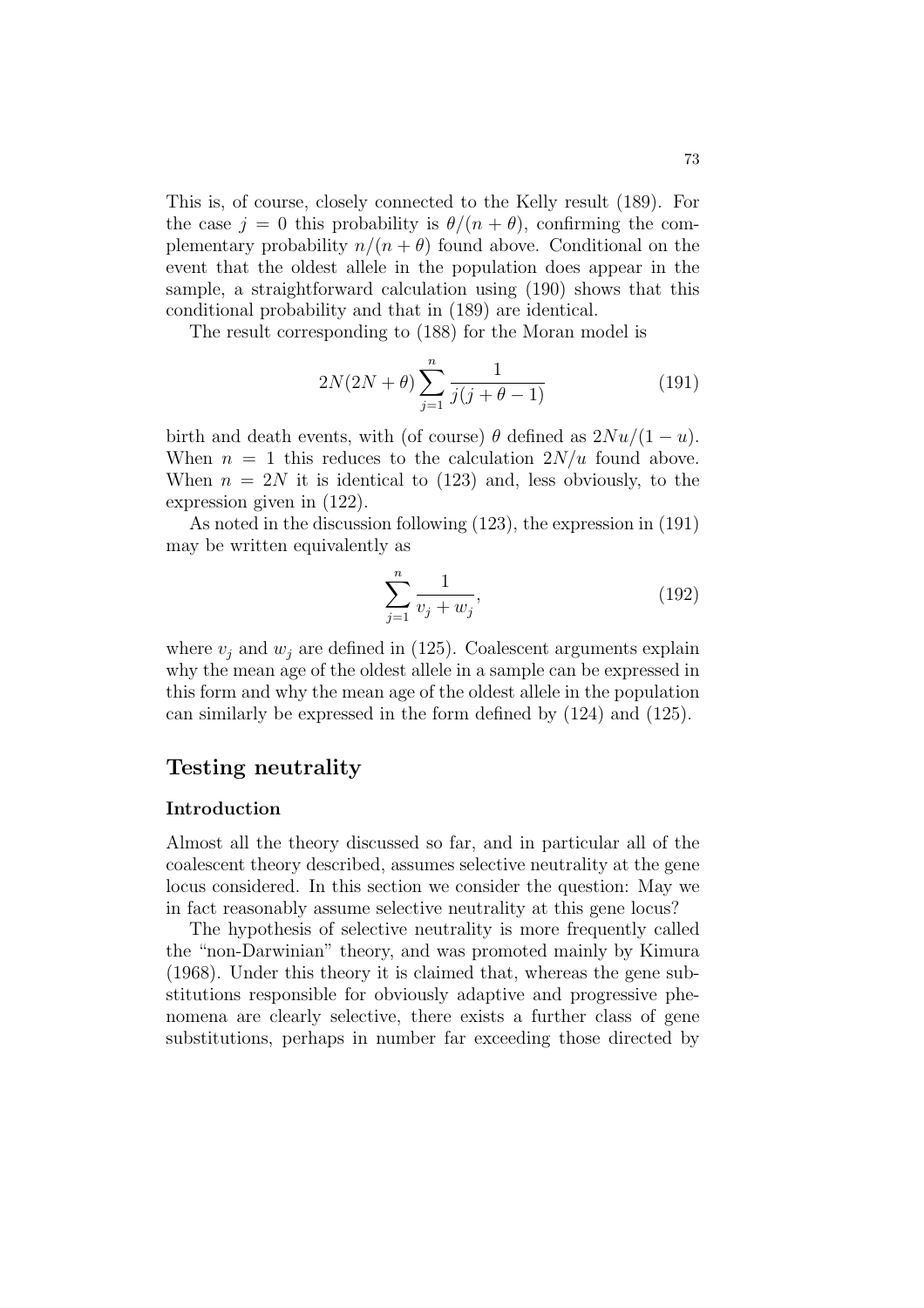This is, of course, closely connected to the Kelly result (189). For the case $j = 0$ this probability is $\theta/(n + \theta)$, confirming the complementary probability $n/(n + \theta)$ found above. Conditional on the event that the oldest allele in the population does appear in the sample, a straightforward calculation using (190) shows that this conditional probability and that in (189) are identical.

The result corresponding to (188) for the Moran model is

$$2N(2N + \theta) \sum_{j=1}^{n} \frac{1}{j(j + \theta - 1)} \tag{191}$$

birth and death events, with (of course) $\theta$ defined as $2Nu/(1 - u)$. When $n = 1$ this reduces to the calculation $2N/u$ found above. When $n = 2N$ it is identical to (123) and, less obviously, to the expression given in (122).

As noted in the discussion following (123), the expression in (191) may be written equivalently as

$$\sum_{j=1}^{n} \frac{1}{v_j + w_j}, \tag{192}$$

where $v_j$ and $w_j$ are defined in (125). Coalescent arguments explain why the mean age of the oldest allele in a sample can be expressed in this form and why the mean age of the oldest allele in the population can similarly be expressed in the form defined by (124) and (125).

## Testing neutrality

### Introduction

Almost all the theory discussed so far, and in particular all of the coalescent theory described, assumes selective neutrality at the gene locus considered. In this section we consider the question: May we in fact reasonably assume selective neutrality at this gene locus?

The hypothesis of selective neutrality is more frequently called the "non-Darwinian" theory, and was promoted mainly by Kimura (1968). Under this theory it is claimed that, whereas the gene substitutions responsible for obviously adaptive and progressive phenomena are clearly selective, there exists a further class of gene substitutions, perhaps in number far exceeding those directed by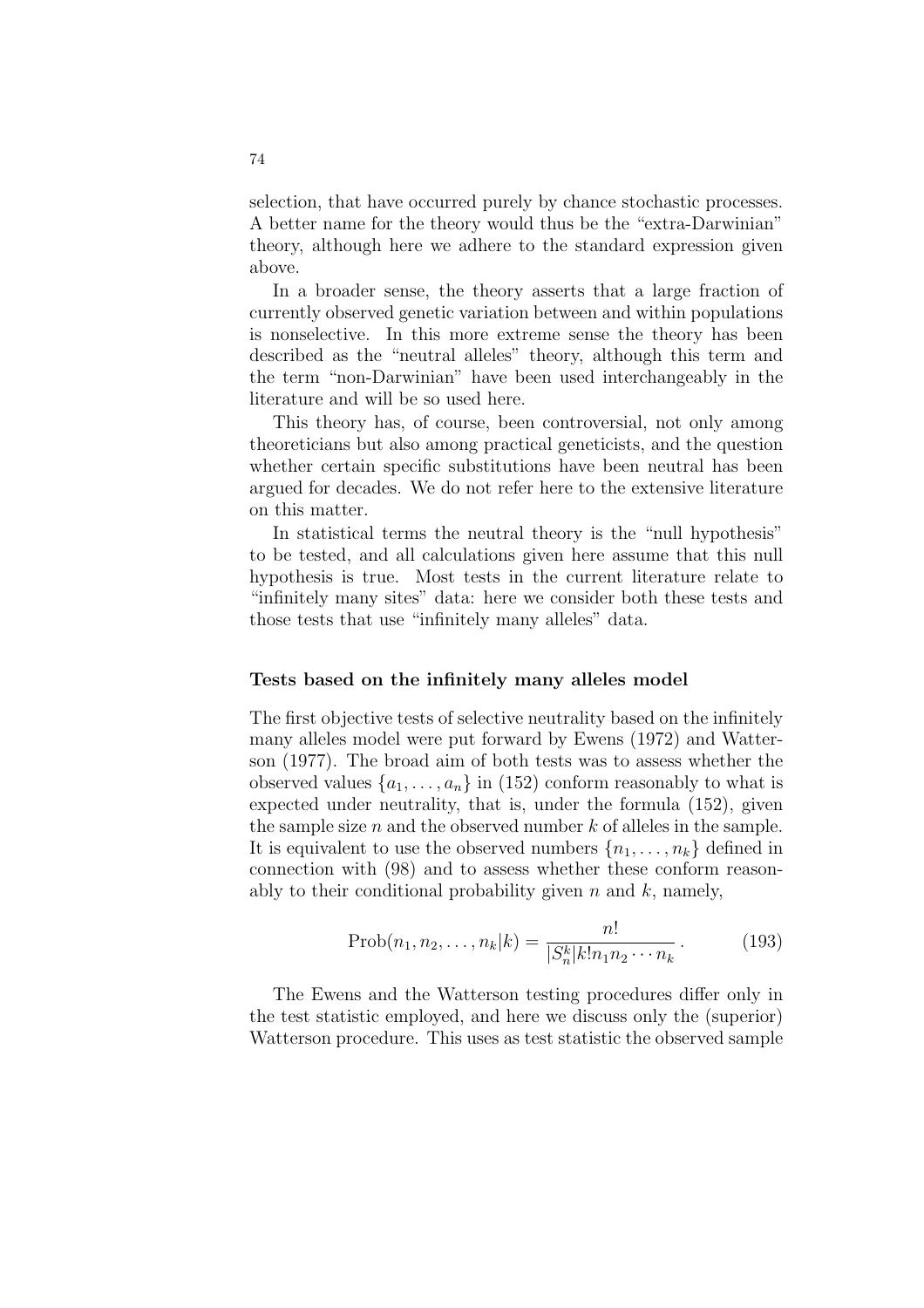selection, that have occurred purely by chance stochastic processes. A better name for the theory would thus be the "extra-Darwinian" theory, although here we adhere to the standard expression given above.

In a broader sense, the theory asserts that a large fraction of currently observed genetic variation between and within populations is nonselective. In this more extreme sense the theory has been described as the "neutral alleles" theory, although this term and the term "non-Darwinian" have been used interchangeably in the literature and will be so used here.

This theory has, of course, been controversial, not only among theoreticians but also among practical geneticists, and the question whether certain specific substitutions have been neutral has been argued for decades. We do not refer here to the extensive literature on this matter.

In statistical terms the neutral theory is the "null hypothesis" to be tested, and all calculations given here assume that this null hypothesis is true. Most tests in the current literature relate to "infinitely many sites" data: here we consider both these tests and those tests that use "infinitely many alleles" data.

### Tests based on the infinitely many alleles model

The first objective tests of selective neutrality based on the infinitely many alleles model were put forward by Ewens (1972) and Watterson (1977). The broad aim of both tests was to assess whether the observed values $\{a_1, \ldots, a_n\}$ in (152) conform reasonably to what is expected under neutrality, that is, under the formula (152), given the sample size $n$ and the observed number $k$ of alleles in the sample. It is equivalent to use the observed numbers $\{n_1, \ldots, n_k\}$ defined in connection with (98) and to assess whether these conform reasonably to their conditional probability given $n$ and $k$, namely,

$$\text{Prob}(n_1, n_2, \ldots, n_k | k) = \frac{n!}{|S_n^k| k! n_1 n_2 \cdots n_k} \,. \tag{193}$$

The Ewens and the Watterson testing procedures differ only in the test statistic employed, and here we discuss only the (superior) Watterson procedure. This uses as test statistic the observed sample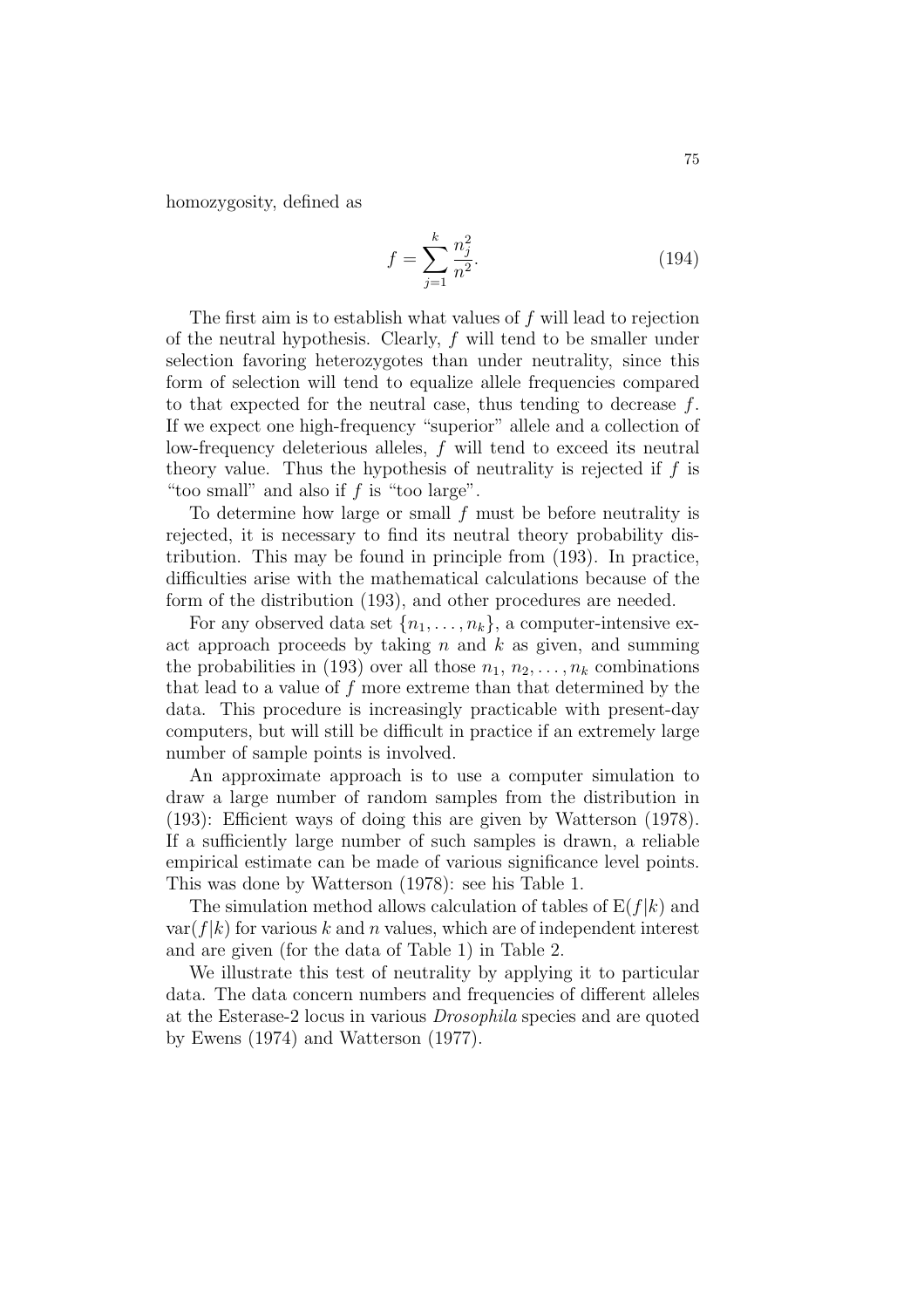homozygosity, defined as

$$f = \sum_{j=1}^{k} \frac{n_j^2}{n^2}. \tag{194}$$

The first aim is to establish what values of $f$ will lead to rejection of the neutral hypothesis. Clearly, $f$ will tend to be smaller under selection favoring heterozygotes than under neutrality, since this form of selection will tend to equalize allele frequencies compared to that expected for the neutral case, thus tending to decrease $f$. If we expect one high-frequency "superior" allele and a collection of low-frequency deleterious alleles, $f$ will tend to exceed its neutral theory value. Thus the hypothesis of neutrality is rejected if $f$ is "too small" and also if $f$ is "too large".

To determine how large or small $f$ must be before neutrality is rejected, it is necessary to find its neutral theory probability distribution. This may be found in principle from (193). In practice, difficulties arise with the mathematical calculations because of the form of the distribution (193), and other procedures are needed.

For any observed data set $\{n_1, \ldots, n_k\}$, a computer-intensive exact approach proceeds by taking $n$ and $k$ as given, and summing the probabilities in (193) over all those $n_1, n_2, \ldots, n_k$ combinations that lead to a value of $f$ more extreme than that determined by the data. This procedure is increasingly practicable with present-day computers, but will still be difficult in practice if an extremely large number of sample points is involved.

An approximate approach is to use a computer simulation to draw a large number of random samples from the distribution in (193): Efficient ways of doing this are given by Watterson (1978). If a sufficiently large number of such samples is drawn, a reliable empirical estimate can be made of various significance level points. This was done by Watterson (1978): see his Table 1.

The simulation method allows calculation of tables of $\mathrm{E}(f|k)$ and $\mathrm{var}(f|k)$ for various $k$ and $n$ values, which are of independent interest and are given (for the data of Table 1) in Table 2.

We illustrate this test of neutrality by applying it to particular data. The data concern numbers and frequencies of different alleles at the Esterase-2 locus in various *Drosophila* species and are quoted by Ewens (1974) and Watterson (1977).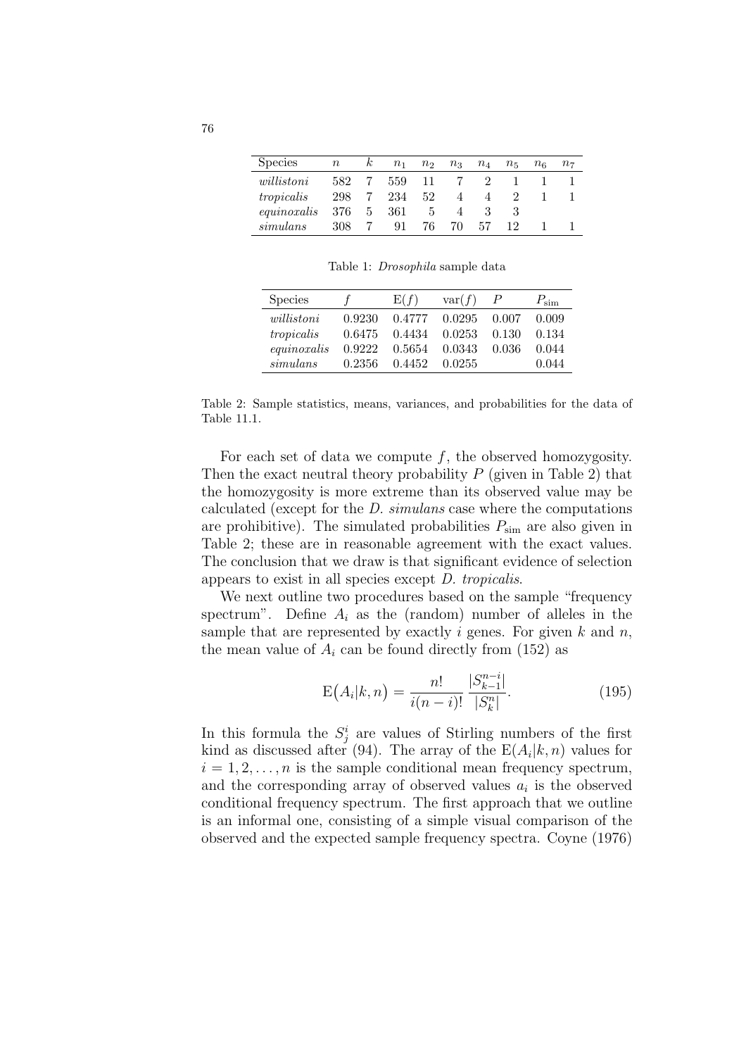| Species | $n$ | $k$ | $n_1$ | $n_2$ | $n_3$ | $n_4$ | $n_5$ | $n_6$ | $n_7$ |
|---|---|---|---|---|---|---|---|---|---|
| *willistoni* | 582 | 7 | 559 | 11 | 7 | 2 | 1 | 1 | 1 |
| *tropicalis* | 298 | 7 | 234 | 52 | 4 | 4 | 2 | 1 | 1 |
| *equinoxalis* | 376 | 5 | 361 | 5 | 4 | 3 | 3 | | |
| *simulans* | 308 | 7 | 91 | 76 | 70 | 57 | 12 | 1 | 1 |

Table 1: *Drosophila* sample data

| Species | $f$ | $\mathrm{E}(f)$ | $\mathrm{var}(f)$ | $P$ | $P_{\mathrm{sim}}$ |
|---|---|---|---|---|---|
| *willistoni* | 0.9230 | 0.4777 | 0.0295 | 0.007 | 0.009 |
| *tropicalis* | 0.6475 | 0.4434 | 0.0253 | 0.130 | 0.134 |
| *equinoxalis* | 0.9222 | 0.5654 | 0.0343 | 0.036 | 0.044 |
| *simulans* | 0.2356 | 0.4452 | 0.0255 | | 0.044 |

Table 2: Sample statistics, means, variances, and probabilities for the data of Table 11.1.

For each set of data we compute $f$, the observed homozygosity. Then the exact neutral theory probability $P$ (given in Table 2) that the homozygosity is more extreme than its observed value may be calculated (except for the *D. simulans* case where the computations are prohibitive). The simulated probabilities $P_{\mathrm{sim}}$ are also given in Table 2; these are in reasonable agreement with the exact values. The conclusion that we draw is that significant evidence of selection appears to exist in all species except *D. tropicalis*.

We next outline two procedures based on the sample "frequency spectrum". Define $A_i$ as the (random) number of alleles in the sample that are represented by exactly $i$ genes. For given $k$ and $n$, the mean value of $A_i$ can be found directly from (152) as

$$\mathrm{E}\big(A_i|k,n\big) = \frac{n!}{i(n-i)!}\,\frac{|S_{k-1}^{n-i}|}{|S_k^n|}. \tag{195}$$

In this formula the $S_j^i$ are values of Stirling numbers of the first kind as discussed after (94). The array of the $\mathrm{E}(A_i|k,n)$ values for $i = 1, 2, \ldots, n$ is the sample conditional mean frequency spectrum, and the corresponding array of observed values $a_i$ is the observed conditional frequency spectrum. The first approach that we outline is an informal one, consisting of a simple visual comparison of the observed and the expected sample frequency spectra. Coyne (1976)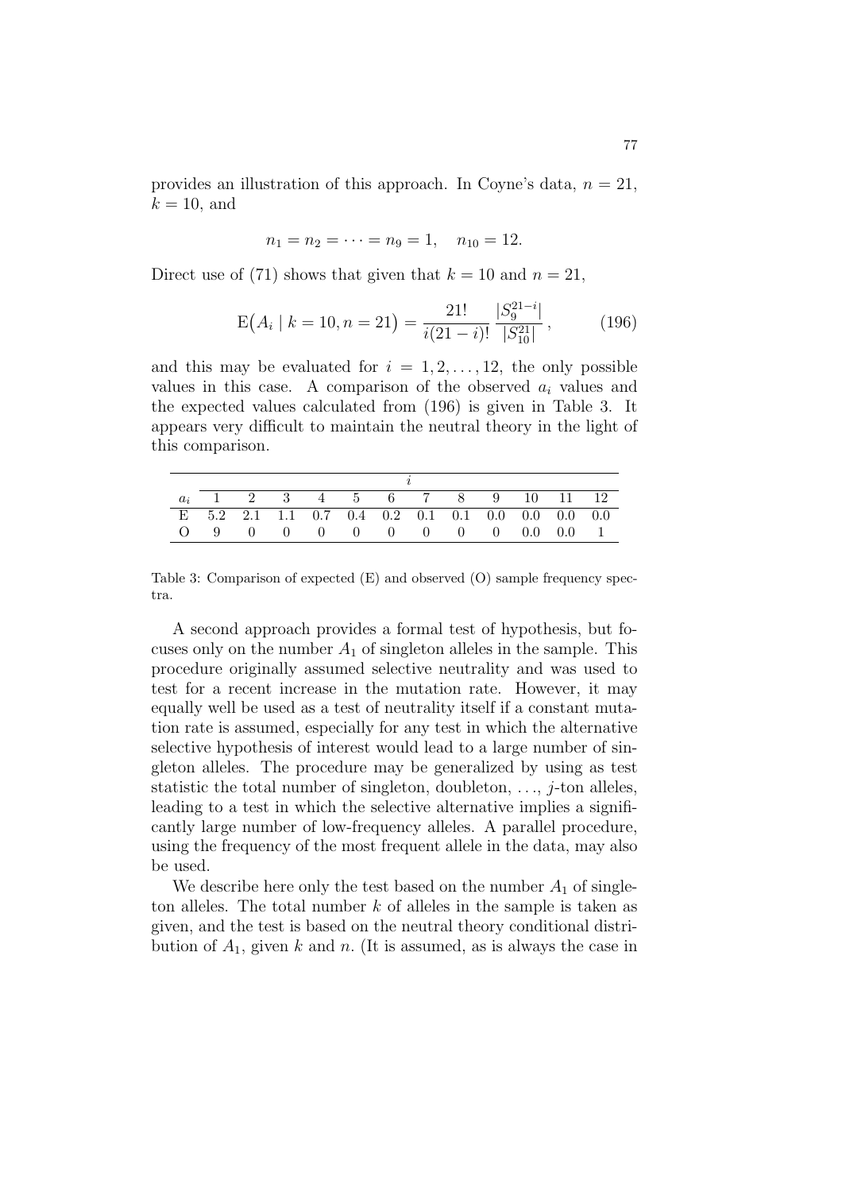provides an illustration of this approach. In Coyne's data, $n = 21$, $k = 10$, and

$$n_1 = n_2 = \cdots = n_9 = 1, \quad n_{10} = 12.$$

Direct use of (71) shows that given that $k = 10$ and $n = 21$,

$$\mathrm{E}\big(A_i \mid k = 10, n = 21\big) = \frac{21!}{i(21-i)!} \frac{|S_9^{21-i}|}{|S_{10}^{21}|}, \tag{196}$$

and this may be evaluated for $i = 1, 2, \ldots, 12$, the only possible values in this case. A comparison of the observed $a_i$ values and the expected values calculated from (196) is given in Table 3. It appears very difficult to maintain the neutral theory in the light of this comparison.

| | $i$ | | | | | | | | | | | |
|---|---|---|---|---|---|---|---|---|---|---|---|---|
| $a_i$ | 1 | 2 | 3 | 4 | 5 | 6 | 7 | 8 | 9 | 10 | 11 | 12 |
| E | 5.2 | 2.1 | 1.1 | 0.7 | 0.4 | 0.2 | 0.1 | 0.1 | 0.0 | 0.0 | 0.0 | 0.0 |
| O | 9 | 0 | 0 | 0 | 0 | 0 | 0 | 0 | 0 | 0.0 | 0.0 | 1 |

Table 3: Comparison of expected (E) and observed (O) sample frequency spectra.

A second approach provides a formal test of hypothesis, but focuses only on the number $A_1$ of singleton alleles in the sample. This procedure originally assumed selective neutrality and was used to test for a recent increase in the mutation rate. However, it may equally well be used as a test of neutrality itself if a constant mutation rate is assumed, especially for any test in which the alternative selective hypothesis of interest would lead to a large number of singleton alleles. The procedure may be generalized by using as test statistic the total number of singleton, doubleton, ..., $j$-ton alleles, leading to a test in which the selective alternative implies a significantly large number of low-frequency alleles. A parallel procedure, using the frequency of the most frequent allele in the data, may also be used.

We describe here only the test based on the number $A_1$ of singleton alleles. The total number $k$ of alleles in the sample is taken as given, and the test is based on the neutral theory conditional distribution of $A_1$, given $k$ and $n$. (It is assumed, as is always the case in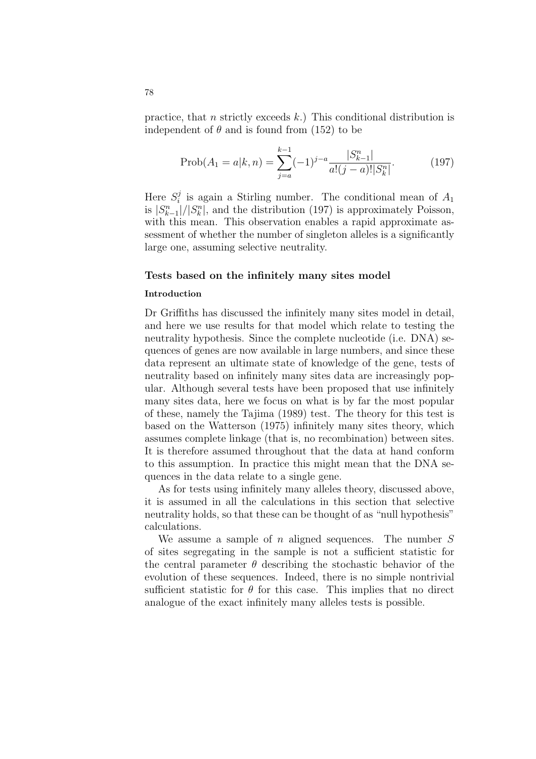practice, that $n$ strictly exceeds $k$.) This conditional distribution is independent of $\theta$ and is found from (152) to be

$$\text{Prob}(A_1 = a|k, n) = \sum_{j=a}^{k-1} (-1)^{j-a} \frac{|S_{k-1}^n|}{a!(j-a)!|S_k^n|}. \tag{197}$$

Here $S_i^j$ is again a Stirling number. The conditional mean of $A_1$ is $|S_{k-1}^n|/|S_k^n|$, and the distribution (197) is approximately Poisson, with this mean. This observation enables a rapid approximate assessment of whether the number of singleton alleles is a significantly large one, assuming selective neutrality.

## Tests based on the infinitely many sites model

### Introduction

Dr Griffiths has discussed the infinitely many sites model in detail, and here we use results for that model which relate to testing the neutrality hypothesis. Since the complete nucleotide (i.e. DNA) sequences of genes are now available in large numbers, and since these data represent an ultimate state of knowledge of the gene, tests of neutrality based on infinitely many sites data are increasingly popular. Although several tests have been proposed that use infinitely many sites data, here we focus on what is by far the most popular of these, namely the Tajima (1989) test. The theory for this test is based on the Watterson (1975) infinitely many sites theory, which assumes complete linkage (that is, no recombination) between sites. It is therefore assumed throughout that the data at hand conform to this assumption. In practice this might mean that the DNA sequences in the data relate to a single gene.

As for tests using infinitely many alleles theory, discussed above, it is assumed in all the calculations in this section that selective neutrality holds, so that these can be thought of as "null hypothesis" calculations.

We assume a sample of $n$ aligned sequences. The number $S$ of sites segregating in the sample is not a sufficient statistic for the central parameter $\theta$ describing the stochastic behavior of the evolution of these sequences. Indeed, there is no simple nontrivial sufficient statistic for $\theta$ for this case. This implies that no direct analogue of the exact infinitely many alleles tests is possible.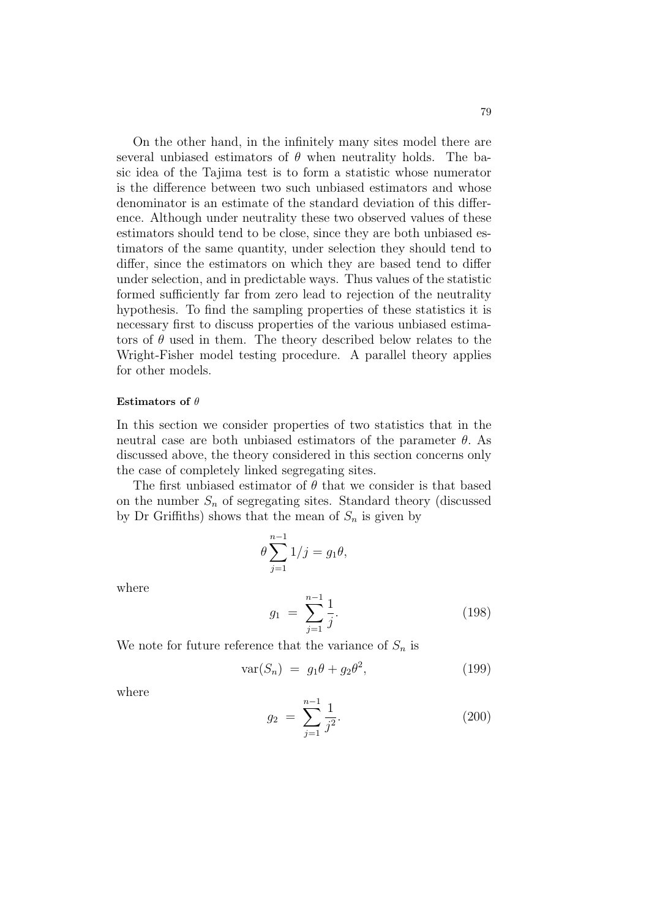On the other hand, in the infinitely many sites model there are several unbiased estimators of $\theta$ when neutrality holds. The basic idea of the Tajima test is to form a statistic whose numerator is the difference between two such unbiased estimators and whose denominator is an estimate of the standard deviation of this difference. Although under neutrality these two observed values of these estimators should tend to be close, since they are both unbiased estimators of the same quantity, under selection they should tend to differ, since the estimators on which they are based tend to differ under selection, and in predictable ways. Thus values of the statistic formed sufficiently far from zero lead to rejection of the neutrality hypothesis. To find the sampling properties of these statistics it is necessary first to discuss properties of the various unbiased estimators of $\theta$ used in them. The theory described below relates to the Wright-Fisher model testing procedure. A parallel theory applies for other models.

#### Estimators of $\theta$

In this section we consider properties of two statistics that in the neutral case are both unbiased estimators of the parameter $\theta$. As discussed above, the theory considered in this section concerns only the case of completely linked segregating sites.

The first unbiased estimator of $\theta$ that we consider is that based on the number $S_n$ of segregating sites. Standard theory (discussed by Dr Griffiths) shows that the mean of $S_n$ is given by

$$\theta \sum_{j=1}^{n-1} 1/j = g_1 \theta,$$

where

$$g_1 \ = \ \sum_{j=1}^{n-1} \frac{1}{j}. \tag{198}$$

We note for future reference that the variance of $S_n$ is

$$\text{var}(S_n) \ = \ g_1 \theta + g_2 \theta^2, \tag{199}$$

where

$$g_2 \ = \ \sum_{j=1}^{n-1} \frac{1}{j^2}. \tag{200}$$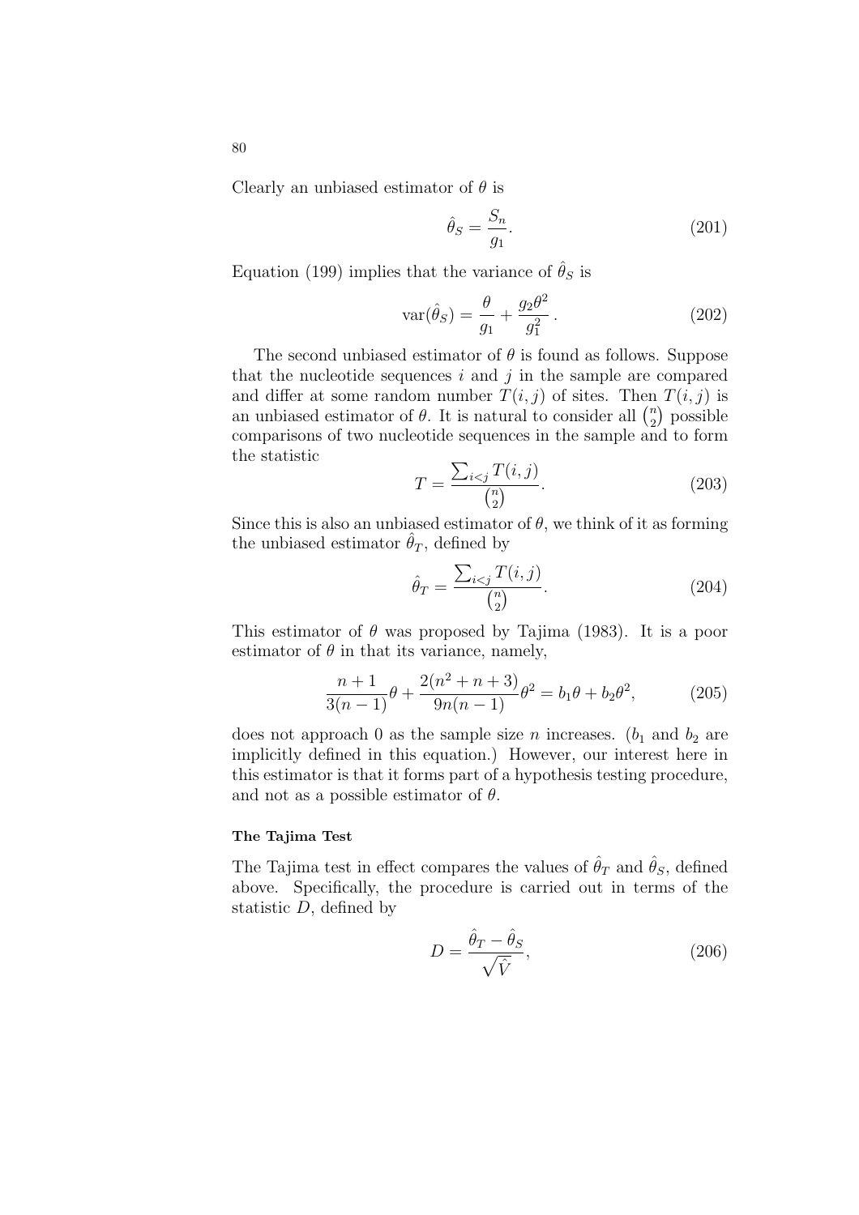Clearly an unbiased estimator of $\theta$ is

$$\hat{\theta}_S = \frac{S_n}{g_1}. \tag{201}$$

Equation (199) implies that the variance of $\hat{\theta}_S$ is

$$\text{var}(\hat{\theta}_S) = \frac{\theta}{g_1} + \frac{g_2\theta^2}{g_1^2}\,. \tag{202}$$

The second unbiased estimator of $\theta$ is found as follows. Suppose that the nucleotide sequences $i$ and $j$ in the sample are compared and differ at some random number $T(i,j)$ of sites. Then $T(i,j)$ is an unbiased estimator of $\theta$. It is natural to consider all $\binom{n}{2}$ possible comparisons of two nucleotide sequences in the sample and to form the statistic

$$T = \frac{\sum_{i<j} T(i,j)}{\binom{n}{2}}. \tag{203}$$

Since this is also an unbiased estimator of $\theta$, we think of it as forming the unbiased estimator $\hat{\theta}_T$, defined by

$$\hat{\theta}_T = \frac{\sum_{i<j} T(i,j)}{\binom{n}{2}}. \tag{204}$$

This estimator of $\theta$ was proposed by Tajima (1983). It is a poor estimator of $\theta$ in that its variance, namely,

$$\frac{n+1}{3(n-1)}\theta + \frac{2(n^2+n+3)}{9n(n-1)}\theta^2 = b_1\theta + b_2\theta^2, \tag{205}$$

does not approach 0 as the sample size $n$ increases. ($b_1$ and $b_2$ are implicitly defined in this equation.) However, our interest here in this estimator is that it forms part of a hypothesis testing procedure, and not as a possible estimator of $\theta$.

#### The Tajima Test

The Tajima test in effect compares the values of $\hat{\theta}_T$ and $\hat{\theta}_S$, defined above. Specifically, the procedure is carried out in terms of the statistic $D$, defined by

$$D = \frac{\hat{\theta}_T - \hat{\theta}_S}{\sqrt{\hat{V}}}, \tag{206}$$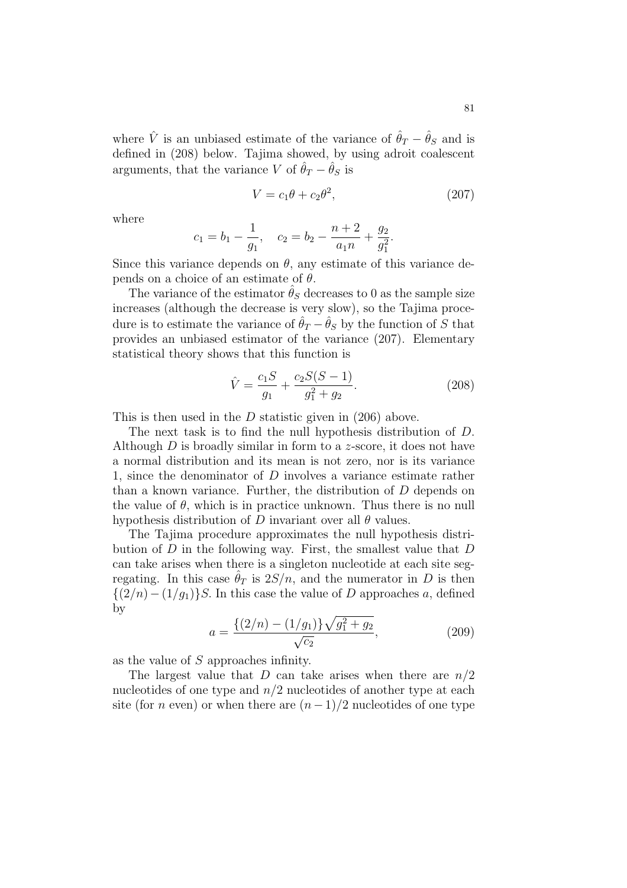where $\hat{V}$ is an unbiased estimate of the variance of $\hat{\theta}_T - \hat{\theta}_S$ and is defined in (208) below. Tajima showed, by using adroit coalescent arguments, that the variance $V$ of $\hat{\theta}_T - \hat{\theta}_S$ is

$$V = c_1\theta + c_2\theta^2, \tag{207}$$

where

$$c_1 = b_1 - \frac{1}{g_1}, \quad c_2 = b_2 - \frac{n+2}{a_1 n} + \frac{g_2}{g_1^2}.$$

Since this variance depends on $\theta$, any estimate of this variance depends on a choice of an estimate of $\theta$.

The variance of the estimator $\hat{\theta}_S$ decreases to 0 as the sample size increases (although the decrease is very slow), so the Tajima procedure is to estimate the variance of $\hat{\theta}_T - \hat{\theta}_S$ by the function of $S$ that provides an unbiased estimator of the variance (207). Elementary statistical theory shows that this function is

$$\hat{V} = \frac{c_1 S}{g_1} + \frac{c_2 S(S-1)}{g_1^2 + g_2}. \tag{208}$$

This is then used in the $D$ statistic given in (206) above.

The next task is to find the null hypothesis distribution of $D$. Although $D$ is broadly similar in form to a $z$-score, it does not have a normal distribution and its mean is not zero, nor is its variance 1, since the denominator of $D$ involves a variance estimate rather than a known variance. Further, the distribution of $D$ depends on the value of $\theta$, which is in practice unknown. Thus there is no null hypothesis distribution of $D$ invariant over all $\theta$ values.

The Tajima procedure approximates the null hypothesis distribution of $D$ in the following way. First, the smallest value that $D$ can take arises when there is a singleton nucleotide at each site segregating. In this case $\hat{\theta}_T$ is $2S/n$, and the numerator in $D$ is then $\{(2/n) - (1/g_1)\}S$. In this case the value of $D$ approaches $a$, defined by

$$a = \frac{\{(2/n) - (1/g_1)\}\sqrt{g_1^2 + g_2}}{\sqrt{c_2}}, \tag{209}$$

as the value of $S$ approaches infinity.

The largest value that $D$ can take arises when there are $n/2$ nucleotides of one type and $n/2$ nucleotides of another type at each site (for $n$ even) or when there are $(n-1)/2$ nucleotides of one type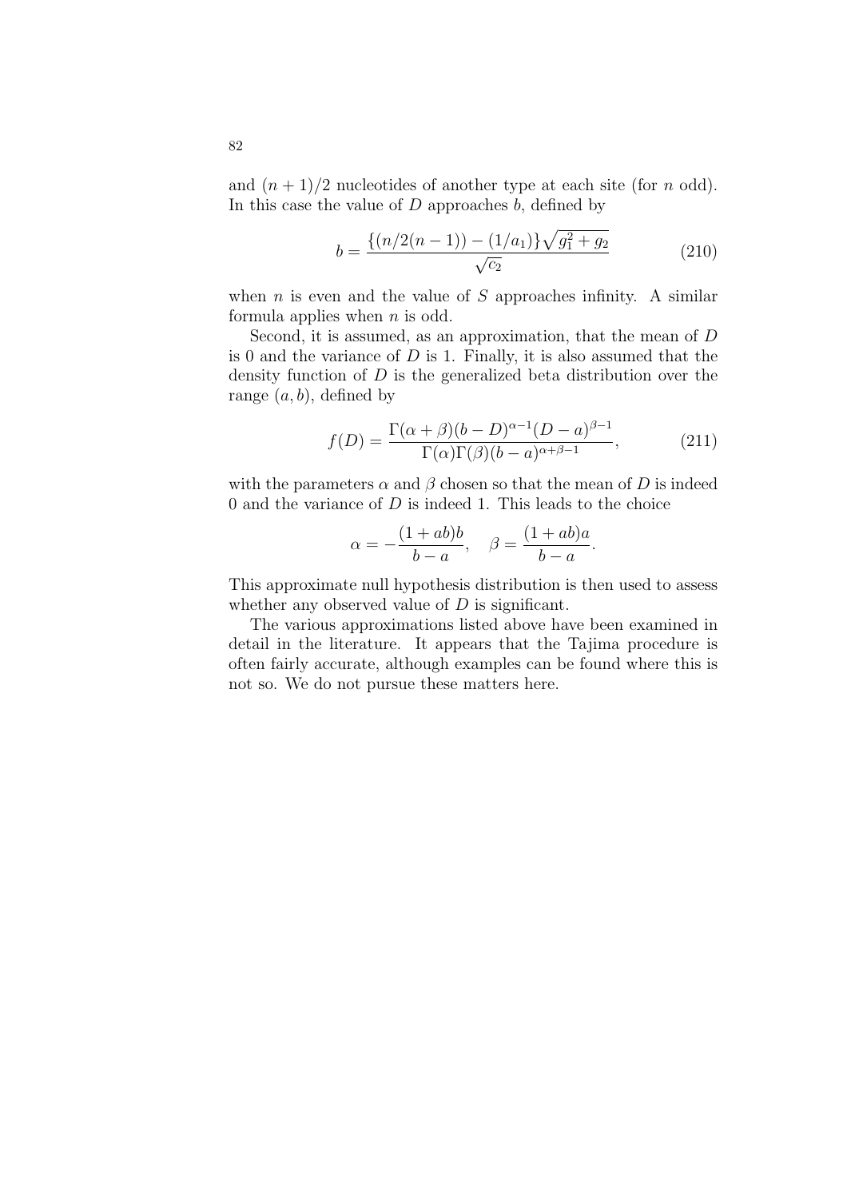and $(n+1)/2$ nucleotides of another type at each site (for $n$ odd). In this case the value of $D$ approaches $b$, defined by

$$b = \frac{\{(n/2(n-1)) - (1/a_1)\}\sqrt{g_1^2 + g_2}}{\sqrt{c_2}} \tag{210}$$

when $n$ is even and the value of $S$ approaches infinity. A similar formula applies when $n$ is odd.

Second, it is assumed, as an approximation, that the mean of $D$ is 0 and the variance of $D$ is 1. Finally, it is also assumed that the density function of $D$ is the generalized beta distribution over the range $(a, b)$, defined by

$$f(D) = \frac{\Gamma(\alpha+\beta)(b-D)^{\alpha-1}(D-a)^{\beta-1}}{\Gamma(\alpha)\Gamma(\beta)(b-a)^{\alpha+\beta-1}}, \tag{211}$$

with the parameters $\alpha$ and $\beta$ chosen so that the mean of $D$ is indeed 0 and the variance of $D$ is indeed 1. This leads to the choice

$$\alpha = -\frac{(1+ab)b}{b-a}, \quad \beta = \frac{(1+ab)a}{b-a}.$$

This approximate null hypothesis distribution is then used to assess whether any observed value of $D$ is significant.

The various approximations listed above have been examined in detail in the literature. It appears that the Tajima procedure is often fairly accurate, although examples can be found where this is not so. We do not pursue these matters here.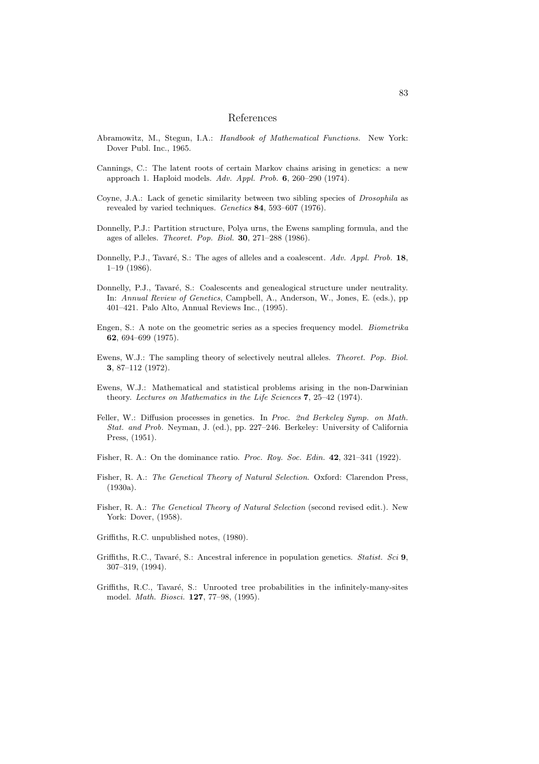# References

Abramowitz, M., Stegun, I.A.: *Handbook of Mathematical Functions*. New York: Dover Publ. Inc., 1965.

Cannings, C.: The latent roots of certain Markov chains arising in genetics: a new approach 1. Haploid models. *Adv. Appl. Prob.* **6**, 260–290 (1974).

Coyne, J.A.: Lack of genetic similarity between two sibling species of *Drosophila* as revealed by varied techniques. *Genetics* **84**, 593–607 (1976).

Donnelly, P.J.: Partition structure, Polya urns, the Ewens sampling formula, and the ages of alleles. *Theoret. Pop. Biol.* **30**, 271–288 (1986).

Donnelly, P.J., Tavaré, S.: The ages of alleles and a coalescent. *Adv. Appl. Prob.* **18**, 1–19 (1986).

Donnelly, P.J., Tavaré, S.: Coalescents and genealogical structure under neutrality. In: *Annual Review of Genetics*, Campbell, A., Anderson, W., Jones, E. (eds.), pp 401–421. Palo Alto, Annual Reviews Inc., (1995).

Engen, S.: A note on the geometric series as a species frequency model. *Biometrika* **62**, 694–699 (1975).

Ewens, W.J.: The sampling theory of selectively neutral alleles. *Theoret. Pop. Biol.* **3**, 87–112 (1972).

Ewens, W.J.: Mathematical and statistical problems arising in the non-Darwinian theory. *Lectures on Mathematics in the Life Sciences* **7**, 25–42 (1974).

Feller, W.: Diffusion processes in genetics. In *Proc. 2nd Berkeley Symp. on Math. Stat. and Prob.* Neyman, J. (ed.), pp. 227–246. Berkeley: University of California Press, (1951).

Fisher, R. A.: On the dominance ratio. *Proc. Roy. Soc. Edin.* **42**, 321–341 (1922).

Fisher, R. A.: *The Genetical Theory of Natural Selection*. Oxford: Clarendon Press, (1930a).

Fisher, R. A.: *The Genetical Theory of Natural Selection* (second revised edit.). New York: Dover, (1958).

Griffiths, R.C. unpublished notes, (1980).

Griffiths, R.C., Tavaré, S.: Ancestral inference in population genetics. *Statist. Sci* **9**, 307–319, (1994).

Griffiths, R.C., Tavaré, S.: Unrooted tree probabilities in the infinitely-many-sites model. *Math. Biosci.* **127**, 77–98, (1995).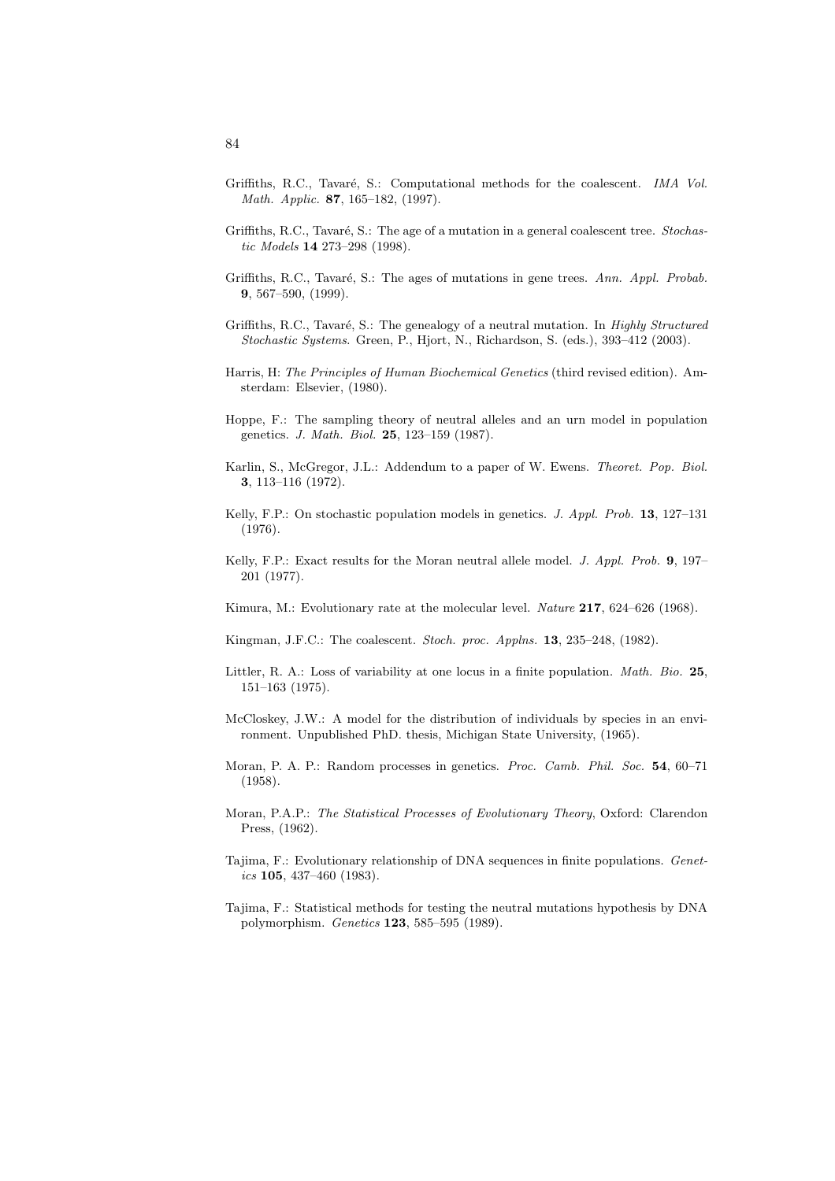Griffiths, R.C., Tavaré, S.: Computational methods for the coalescent. *IMA Vol. Math. Applic.* **87**, 165–182, (1997).

Griffiths, R.C., Tavaré, S.: The age of a mutation in a general coalescent tree. *Stochastic Models* **14** 273–298 (1998).

Griffiths, R.C., Tavaré, S.: The ages of mutations in gene trees. *Ann. Appl. Probab.* **9**, 567–590, (1999).

Griffiths, R.C., Tavaré, S.: The genealogy of a neutral mutation. In *Highly Structured Stochastic Systems*. Green, P., Hjort, N., Richardson, S. (eds.), 393–412 (2003).

Harris, H: *The Principles of Human Biochemical Genetics* (third revised edition). Amsterdam: Elsevier, (1980).

Hoppe, F.: The sampling theory of neutral alleles and an urn model in population genetics. *J. Math. Biol.* **25**, 123–159 (1987).

Karlin, S., McGregor, J.L.: Addendum to a paper of W. Ewens. *Theoret. Pop. Biol.* **3**, 113–116 (1972).

Kelly, F.P.: On stochastic population models in genetics. *J. Appl. Prob.* **13**, 127–131 (1976).

Kelly, F.P.: Exact results for the Moran neutral allele model. *J. Appl. Prob.* **9**, 197–201 (1977).

Kimura, M.: Evolutionary rate at the molecular level. *Nature* **217**, 624–626 (1968).

Kingman, J.F.C.: The coalescent. *Stoch. proc. Applns.* **13**, 235–248, (1982).

Littler, R. A.: Loss of variability at one locus in a finite population. *Math. Bio.* **25**, 151–163 (1975).

McCloskey, J.W.: A model for the distribution of individuals by species in an environment. Unpublished PhD. thesis, Michigan State University, (1965).

Moran, P. A. P.: Random processes in genetics. *Proc. Camb. Phil. Soc.* **54**, 60–71 (1958).

Moran, P.A.P.: *The Statistical Processes of Evolutionary Theory*, Oxford: Clarendon Press, (1962).

Tajima, F.: Evolutionary relationship of DNA sequences in finite populations. *Genetics* **105**, 437–460 (1983).

Tajima, F.: Statistical methods for testing the neutral mutations hypothesis by DNA polymorphism. *Genetics* **123**, 585–595 (1989).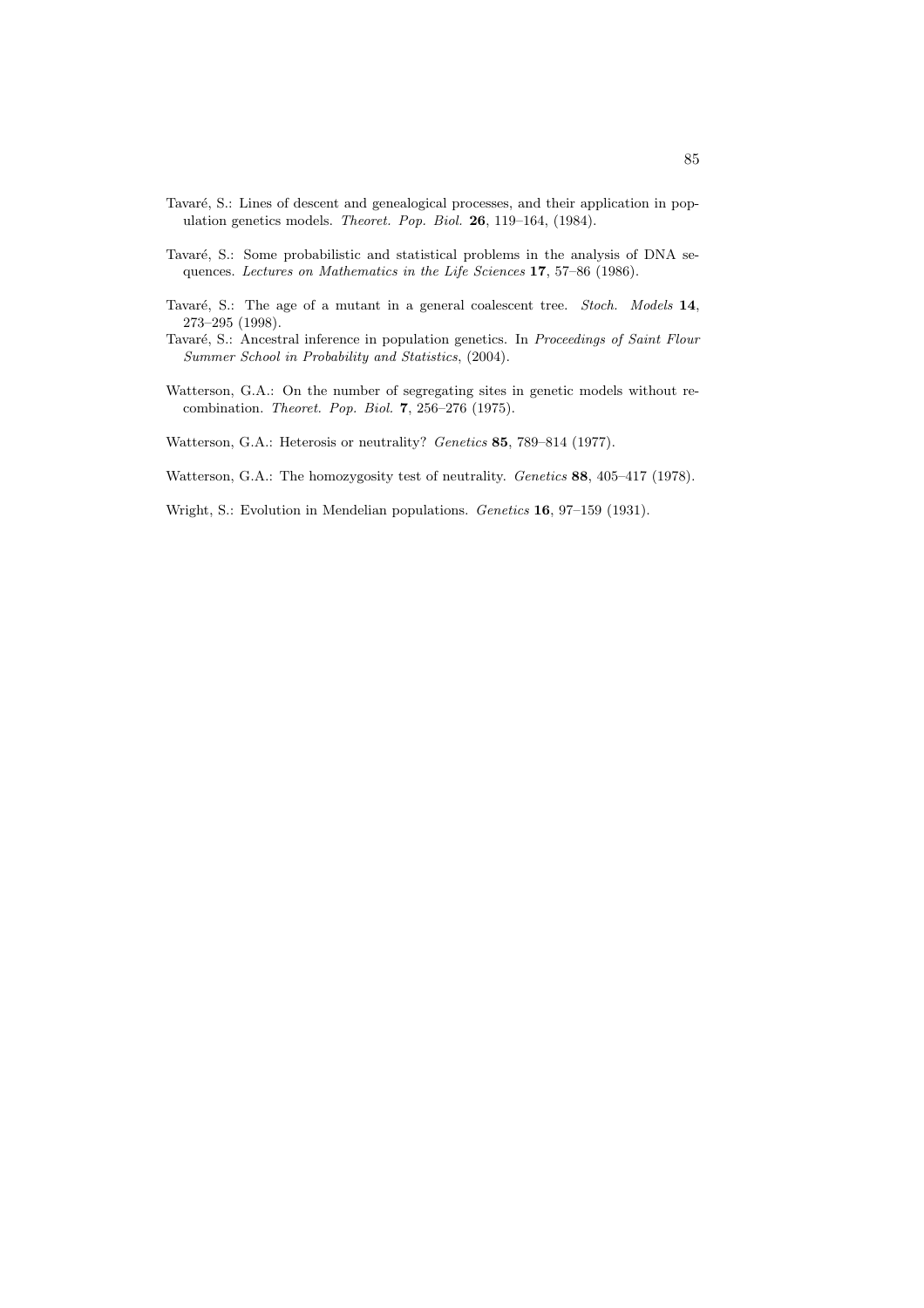Tavaré, S.: Lines of descent and genealogical processes, and their application in population genetics models. *Theoret. Pop. Biol.* **26**, 119–164, (1984).

Tavaré, S.: Some probabilistic and statistical problems in the analysis of DNA sequences. *Lectures on Mathematics in the Life Sciences* **17**, 57–86 (1986).

Tavaré, S.: The age of a mutant in a general coalescent tree. *Stoch. Models* **14**, 273–295 (1998).

Tavaré, S.: Ancestral inference in population genetics. In *Proceedings of Saint Flour Summer School in Probability and Statistics*, (2004).

Watterson, G.A.: On the number of segregating sites in genetic models without recombination. *Theoret. Pop. Biol.* **7**, 256–276 (1975).

Watterson, G.A.: Heterosis or neutrality? *Genetics* **85**, 789–814 (1977).

Watterson, G.A.: The homozygosity test of neutrality. *Genetics* **88**, 405–417 (1978).

Wright, S.: Evolution in Mendelian populations. *Genetics* **16**, 97–159 (1931).